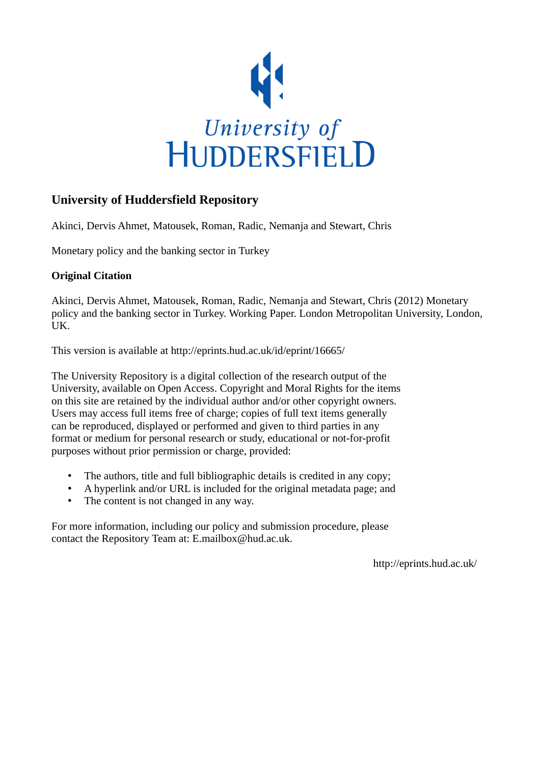University of HUDDERSFIELD

## University of Huddersfield Repository

Akinci, Dervis Ahmet, Matousek, Roman, Radic, Nemanja and Stewart, Chris

Monetary policy and the banking sector in Turkey

### Original Citation

Akinci, Dervis Ahmet, Matousek, Roman, Radic, Nemanja and Stewart, Chris (2012) Monetary policy and the banking sector in Turkey. Working Paper. London Metropolitan University, London, UK.

This version is available at http://eprints.hud.ac.uk/id/eprint/16665/

The University Repository is a digital collection of the research output of the University, available on Open Access. Copyright and Moral Rights for the items on this site are retained by the individual author and/or other copyright owners. Users may access full items free of charge; copies of full text items generally can be reproduced, displayed or performed and given to third parties in any format or medium for personal research or study, educational or not-for-profit purposes without prior permission or charge, provided:

- The authors, title and full bibliographic details is credited in any copy;
- A hyperlink and/or URL is included for the original metadata page; and
- The content is not changed in any way.

For more information, including our policy and submission procedure, please contact the Repository Team at: E.mailbox@hud.ac.uk.

http://eprints.hud.ac.uk/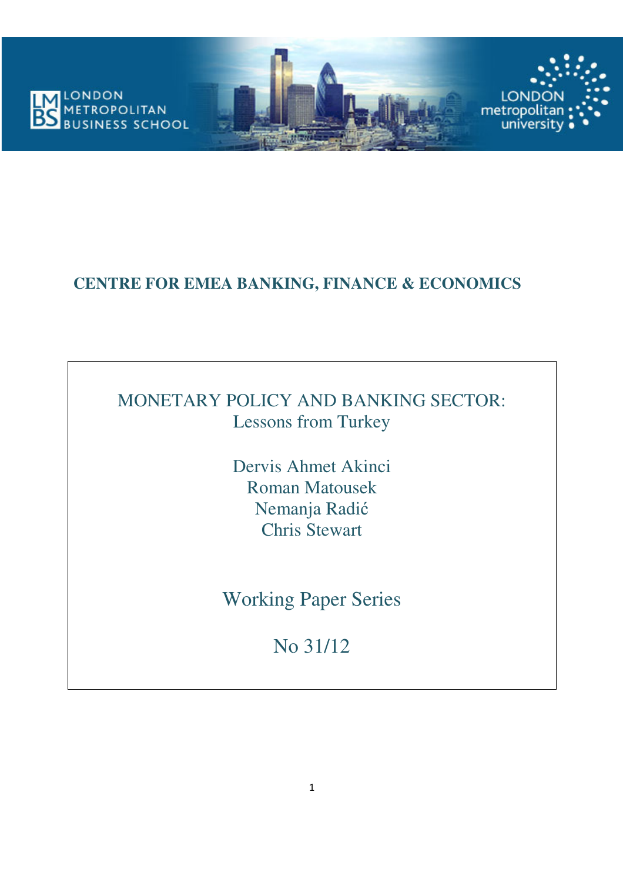## CENTRE FOR EMEA BANKING, FINANCE & ECONOMICS

# MONETARY POLICY AND BANKING SECTOR: Lessons from Turkey

Dervis Ahmet Akinci
Roman Matousek
Nemanja Radić
Chris Stewart

Working Paper Series

No 31/12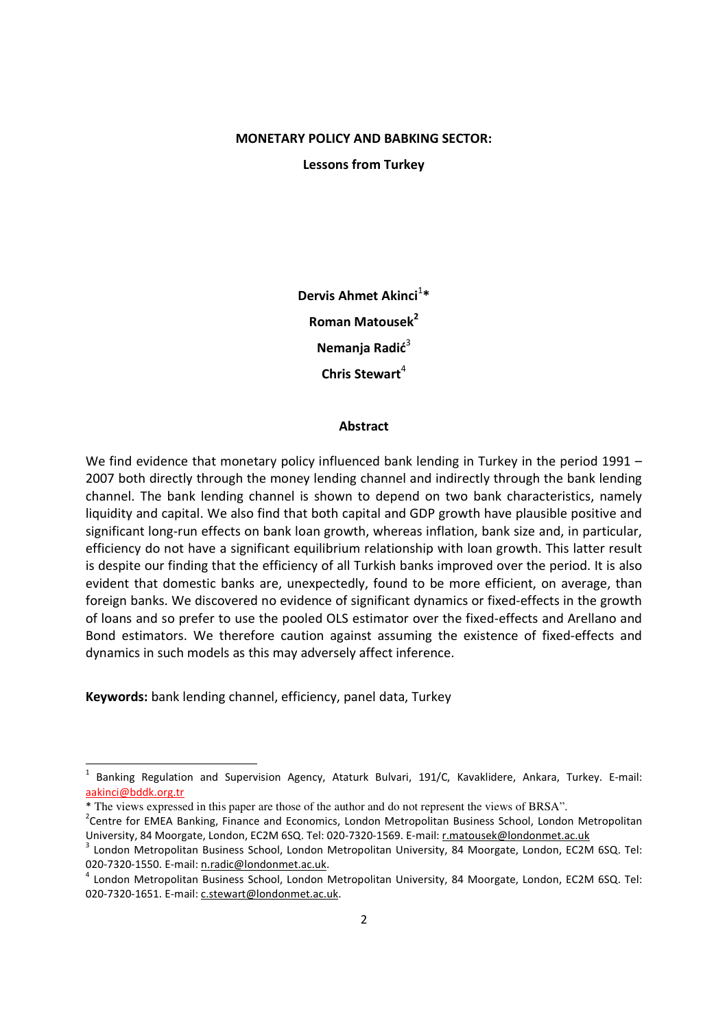**MONETARY POLICY AND BABKING SECTOR:**

**Lessons from Turkey**

**Dervis Ahmet Akinci**[1]*

**Roman Matousek**[2]

**Nemanja Radić**[3]

**Chris Stewart**[4]

## Abstract

We find evidence that monetary policy influenced bank lending in Turkey in the period 1991 – 2007 both directly through the money lending channel and indirectly through the bank lending channel. The bank lending channel is shown to depend on two bank characteristics, namely liquidity and capital. We also find that both capital and GDP growth have plausible positive and significant long-run effects on bank loan growth, whereas inflation, bank size and, in particular, efficiency do not have a significant equilibrium relationship with loan growth. This latter result is despite our finding that the efficiency of all Turkish banks improved over the period. It is also evident that domestic banks are, unexpectedly, found to be more efficient, on average, than foreign banks. We discovered no evidence of significant dynamics or fixed-effects in the growth of loans and so prefer to use the pooled OLS estimator over the fixed-effects and Arellano and Bond estimators. We therefore caution against assuming the existence of fixed-effects and dynamics in such models as this may adversely affect inference.

**Keywords:** bank lending channel, efficiency, panel data, Turkey

---

[1] Banking Regulation and Supervision Agency, Ataturk Bulvari, 191/C, Kavaklidere, Ankara, Turkey. E-mail: aakinci@bddk.org.tr

* The views expressed in this paper are those of the author and do not represent the views of BRSA".

[2] Centre for EMEA Banking, Finance and Economics, London Metropolitan Business School, London Metropolitan University, 84 Moorgate, London, EC2M 6SQ. Tel: 020-7320-1569. E-mail: r.matousek@londonmet.ac.uk

[3] London Metropolitan Business School, London Metropolitan University, 84 Moorgate, London, EC2M 6SQ. Tel: 020-7320-1550. E-mail: n.radic@londonmet.ac.uk.

[4] London Metropolitan Business School, London Metropolitan University, 84 Moorgate, London, EC2M 6SQ. Tel: 020-7320-1651. E-mail: c.stewart@londonmet.ac.uk.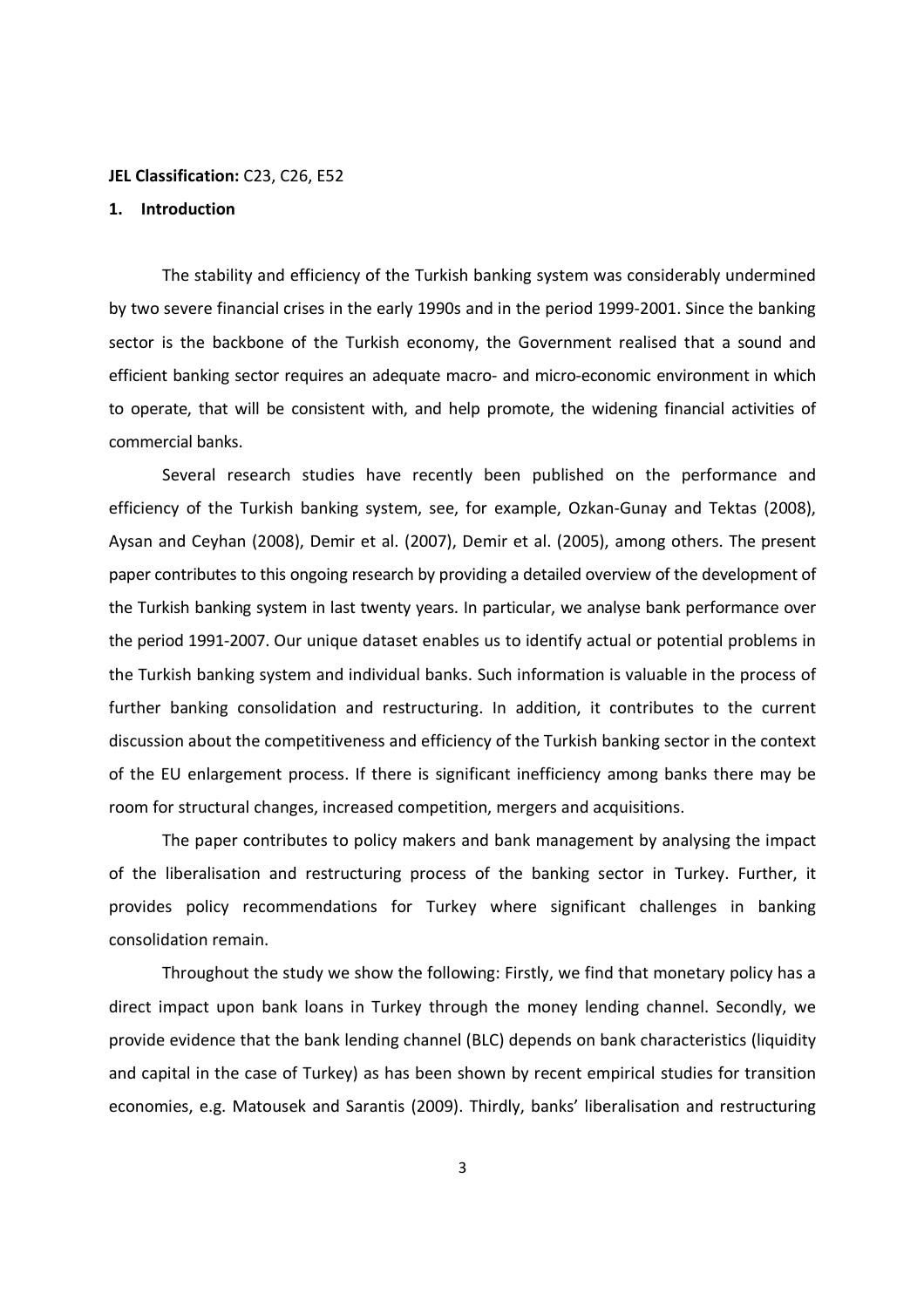**JEL Classification:** C23, C26, E52

## 1. Introduction

The stability and efficiency of the Turkish banking system was considerably undermined by two severe financial crises in the early 1990s and in the period 1999-2001. Since the banking sector is the backbone of the Turkish economy, the Government realised that a sound and efficient banking sector requires an adequate macro- and micro-economic environment in which to operate, that will be consistent with, and help promote, the widening financial activities of commercial banks.

Several research studies have recently been published on the performance and efficiency of the Turkish banking system, see, for example, Ozkan-Gunay and Tektas (2008), Aysan and Ceyhan (2008), Demir et al. (2007), Demir et al. (2005), among others. The present paper contributes to this ongoing research by providing a detailed overview of the development of the Turkish banking system in last twenty years. In particular, we analyse bank performance over the period 1991-2007. Our unique dataset enables us to identify actual or potential problems in the Turkish banking system and individual banks. Such information is valuable in the process of further banking consolidation and restructuring. In addition, it contributes to the current discussion about the competitiveness and efficiency of the Turkish banking sector in the context of the EU enlargement process. If there is significant inefficiency among banks there may be room for structural changes, increased competition, mergers and acquisitions.

The paper contributes to policy makers and bank management by analysing the impact of the liberalisation and restructuring process of the banking sector in Turkey. Further, it provides policy recommendations for Turkey where significant challenges in banking consolidation remain.

Throughout the study we show the following: Firstly, we find that monetary policy has a direct impact upon bank loans in Turkey through the money lending channel. Secondly, we provide evidence that the bank lending channel (BLC) depends on bank characteristics (liquidity and capital in the case of Turkey) as has been shown by recent empirical studies for transition economies, e.g. Matousek and Sarantis (2009). Thirdly, banks' liberalisation and restructuring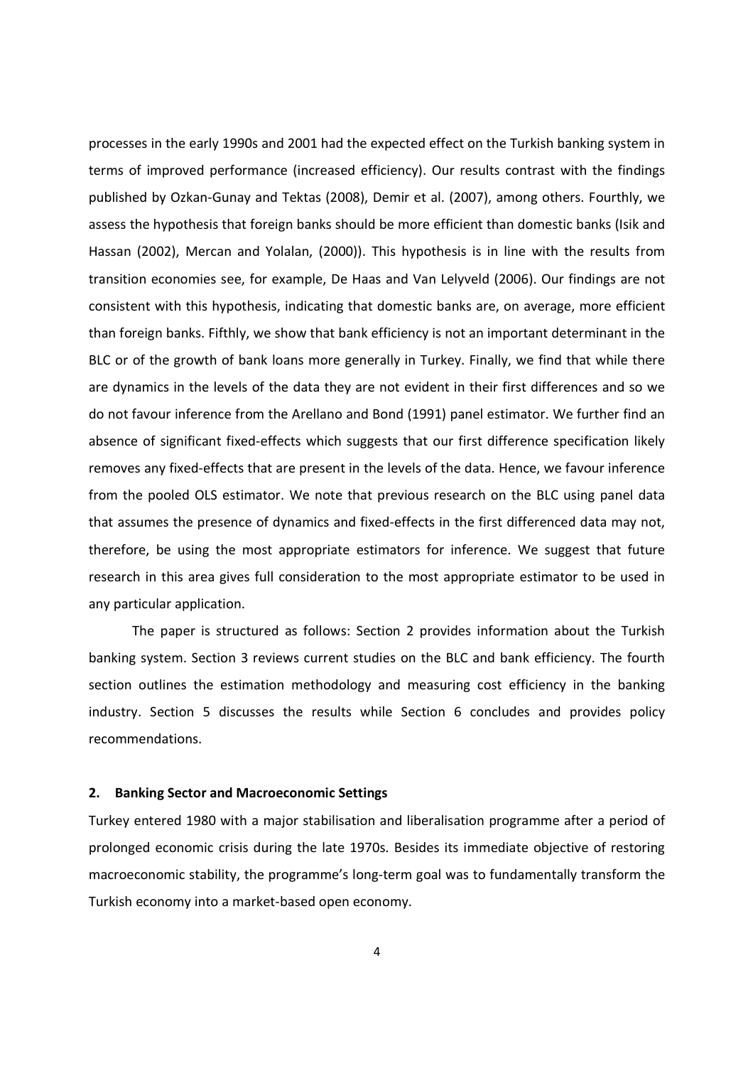processes in the early 1990s and 2001 had the expected effect on the Turkish banking system in terms of improved performance (increased efficiency). Our results contrast with the findings published by Ozkan-Gunay and Tektas (2008), Demir et al. (2007), among others. Fourthly, we assess the hypothesis that foreign banks should be more efficient than domestic banks (Isik and Hassan (2002), Mercan and Yolalan, (2000)). This hypothesis is in line with the results from transition economies see, for example, De Haas and Van Lelyveld (2006). Our findings are not consistent with this hypothesis, indicating that domestic banks are, on average, more efficient than foreign banks. Fifthly, we show that bank efficiency is not an important determinant in the BLC or of the growth of bank loans more generally in Turkey. Finally, we find that while there are dynamics in the levels of the data they are not evident in their first differences and so we do not favour inference from the Arellano and Bond (1991) panel estimator. We further find an absence of significant fixed-effects which suggests that our first difference specification likely removes any fixed-effects that are present in the levels of the data. Hence, we favour inference from the pooled OLS estimator. We note that previous research on the BLC using panel data that assumes the presence of dynamics and fixed-effects in the first differenced data may not, therefore, be using the most appropriate estimators for inference. We suggest that future research in this area gives full consideration to the most appropriate estimator to be used in any particular application.

The paper is structured as follows: Section 2 provides information about the Turkish banking system. Section 3 reviews current studies on the BLC and bank efficiency. The fourth section outlines the estimation methodology and measuring cost efficiency in the banking industry. Section 5 discusses the results while Section 6 concludes and provides policy recommendations.

## 2. Banking Sector and Macroeconomic Settings

Turkey entered 1980 with a major stabilisation and liberalisation programme after a period of prolonged economic crisis during the late 1970s. Besides its immediate objective of restoring macroeconomic stability, the programme's long-term goal was to fundamentally transform the Turkish economy into a market-based open economy.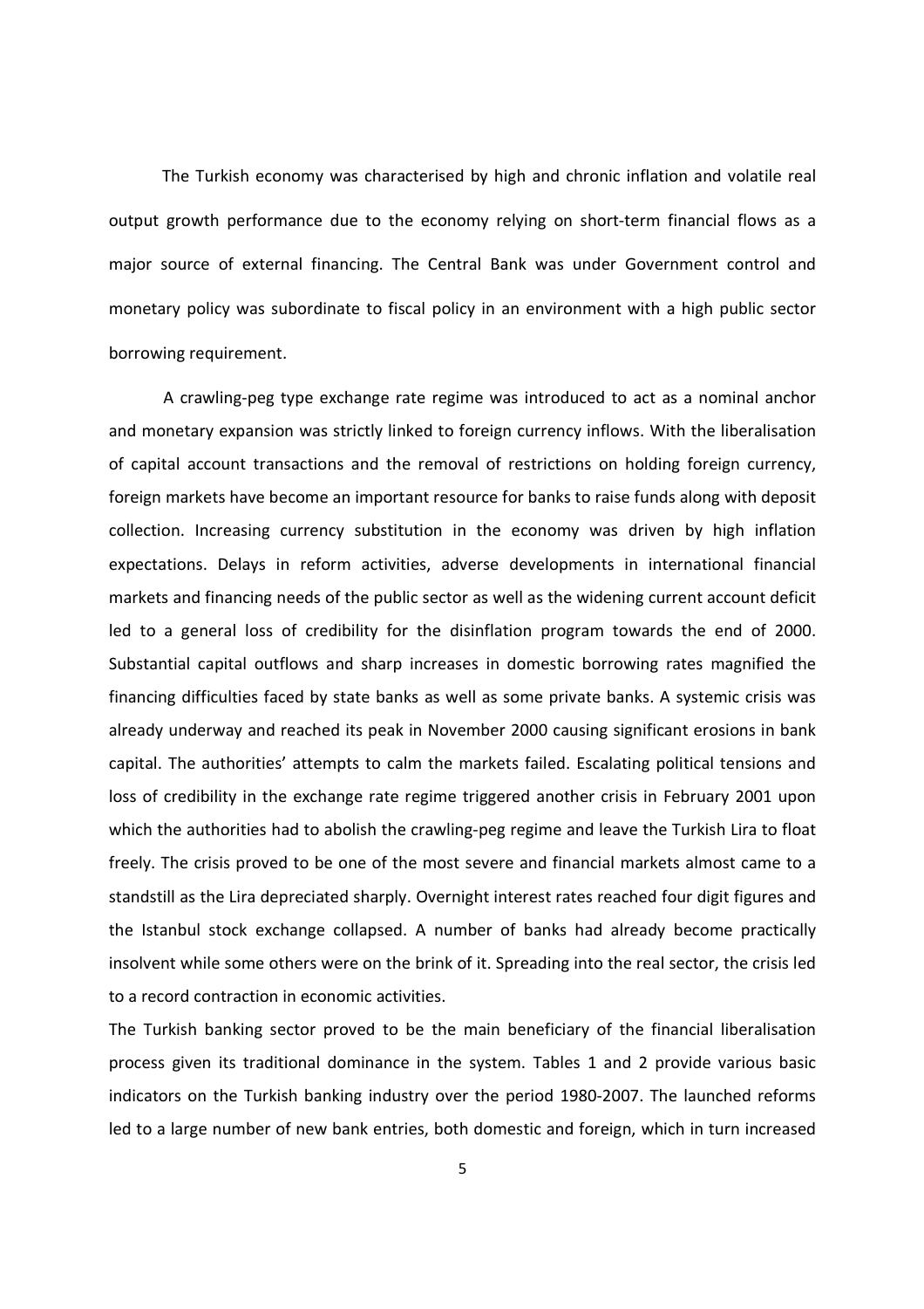The Turkish economy was characterised by high and chronic inflation and volatile real output growth performance due to the economy relying on short-term financial flows as a major source of external financing. The Central Bank was under Government control and monetary policy was subordinate to fiscal policy in an environment with a high public sector borrowing requirement.

A crawling-peg type exchange rate regime was introduced to act as a nominal anchor and monetary expansion was strictly linked to foreign currency inflows. With the liberalisation of capital account transactions and the removal of restrictions on holding foreign currency, foreign markets have become an important resource for banks to raise funds along with deposit collection. Increasing currency substitution in the economy was driven by high inflation expectations. Delays in reform activities, adverse developments in international financial markets and financing needs of the public sector as well as the widening current account deficit led to a general loss of credibility for the disinflation program towards the end of 2000. Substantial capital outflows and sharp increases in domestic borrowing rates magnified the financing difficulties faced by state banks as well as some private banks. A systemic crisis was already underway and reached its peak in November 2000 causing significant erosions in bank capital. The authorities' attempts to calm the markets failed. Escalating political tensions and loss of credibility in the exchange rate regime triggered another crisis in February 2001 upon which the authorities had to abolish the crawling-peg regime and leave the Turkish Lira to float freely. The crisis proved to be one of the most severe and financial markets almost came to a standstill as the Lira depreciated sharply. Overnight interest rates reached four digit figures and the Istanbul stock exchange collapsed. A number of banks had already become practically insolvent while some others were on the brink of it. Spreading into the real sector, the crisis led to a record contraction in economic activities.

The Turkish banking sector proved to be the main beneficiary of the financial liberalisation process given its traditional dominance in the system. Tables 1 and 2 provide various basic indicators on the Turkish banking industry over the period 1980-2007. The launched reforms led to a large number of new bank entries, both domestic and foreign, which in turn increased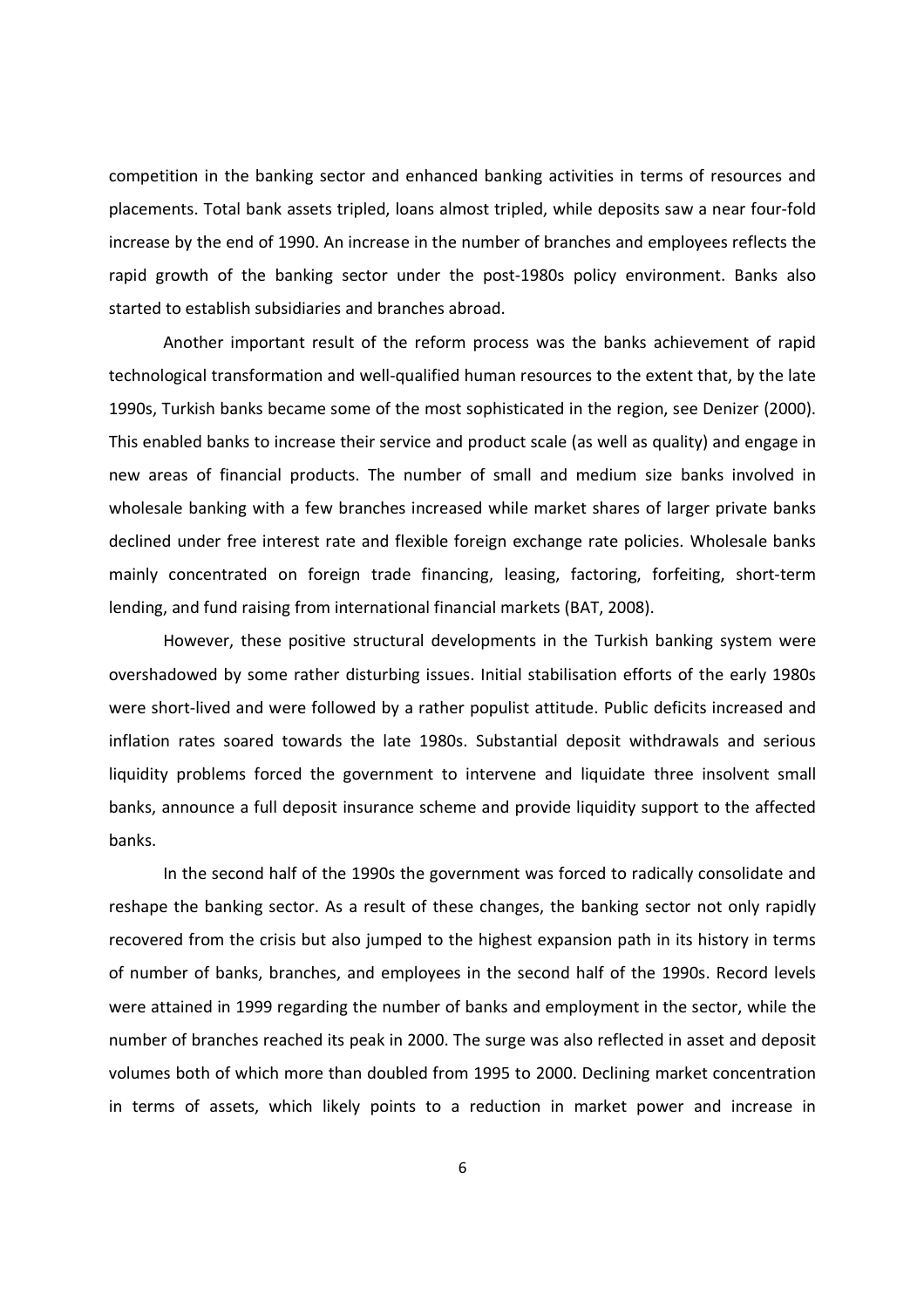competition in the banking sector and enhanced banking activities in terms of resources and placements. Total bank assets tripled, loans almost tripled, while deposits saw a near four-fold increase by the end of 1990. An increase in the number of branches and employees reflects the rapid growth of the banking sector under the post-1980s policy environment. Banks also started to establish subsidiaries and branches abroad.

Another important result of the reform process was the banks achievement of rapid technological transformation and well-qualified human resources to the extent that, by the late 1990s, Turkish banks became some of the most sophisticated in the region, see Denizer (2000). This enabled banks to increase their service and product scale (as well as quality) and engage in new areas of financial products. The number of small and medium size banks involved in wholesale banking with a few branches increased while market shares of larger private banks declined under free interest rate and flexible foreign exchange rate policies. Wholesale banks mainly concentrated on foreign trade financing, leasing, factoring, forfeiting, short-term lending, and fund raising from international financial markets (BAT, 2008).

However, these positive structural developments in the Turkish banking system were overshadowed by some rather disturbing issues. Initial stabilisation efforts of the early 1980s were short-lived and were followed by a rather populist attitude. Public deficits increased and inflation rates soared towards the late 1980s. Substantial deposit withdrawals and serious liquidity problems forced the government to intervene and liquidate three insolvent small banks, announce a full deposit insurance scheme and provide liquidity support to the affected banks.

In the second half of the 1990s the government was forced to radically consolidate and reshape the banking sector. As a result of these changes, the banking sector not only rapidly recovered from the crisis but also jumped to the highest expansion path in its history in terms of number of banks, branches, and employees in the second half of the 1990s. Record levels were attained in 1999 regarding the number of banks and employment in the sector, while the number of branches reached its peak in 2000. The surge was also reflected in asset and deposit volumes both of which more than doubled from 1995 to 2000. Declining market concentration in terms of assets, which likely points to a reduction in market power and increase in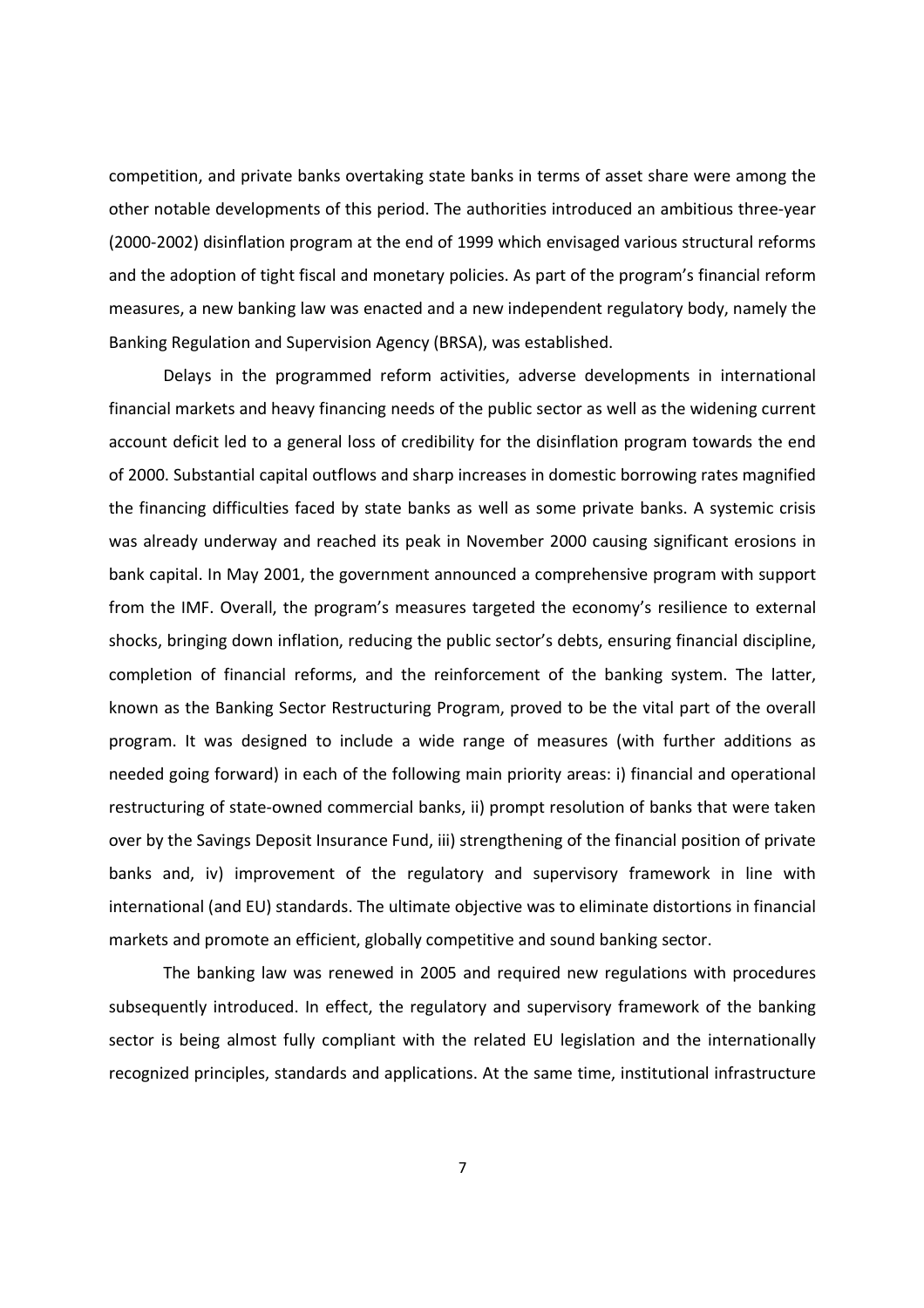competition, and private banks overtaking state banks in terms of asset share were among the other notable developments of this period. The authorities introduced an ambitious three-year (2000-2002) disinflation program at the end of 1999 which envisaged various structural reforms and the adoption of tight fiscal and monetary policies. As part of the program's financial reform measures, a new banking law was enacted and a new independent regulatory body, namely the Banking Regulation and Supervision Agency (BRSA), was established.

Delays in the programmed reform activities, adverse developments in international financial markets and heavy financing needs of the public sector as well as the widening current account deficit led to a general loss of credibility for the disinflation program towards the end of 2000. Substantial capital outflows and sharp increases in domestic borrowing rates magnified the financing difficulties faced by state banks as well as some private banks. A systemic crisis was already underway and reached its peak in November 2000 causing significant erosions in bank capital. In May 2001, the government announced a comprehensive program with support from the IMF. Overall, the program's measures targeted the economy's resilience to external shocks, bringing down inflation, reducing the public sector's debts, ensuring financial discipline, completion of financial reforms, and the reinforcement of the banking system. The latter, known as the Banking Sector Restructuring Program, proved to be the vital part of the overall program. It was designed to include a wide range of measures (with further additions as needed going forward) in each of the following main priority areas: i) financial and operational restructuring of state-owned commercial banks, ii) prompt resolution of banks that were taken over by the Savings Deposit Insurance Fund, iii) strengthening of the financial position of private banks and, iv) improvement of the regulatory and supervisory framework in line with international (and EU) standards. The ultimate objective was to eliminate distortions in financial markets and promote an efficient, globally competitive and sound banking sector.

The banking law was renewed in 2005 and required new regulations with procedures subsequently introduced. In effect, the regulatory and supervisory framework of the banking sector is being almost fully compliant with the related EU legislation and the internationally recognized principles, standards and applications. At the same time, institutional infrastructure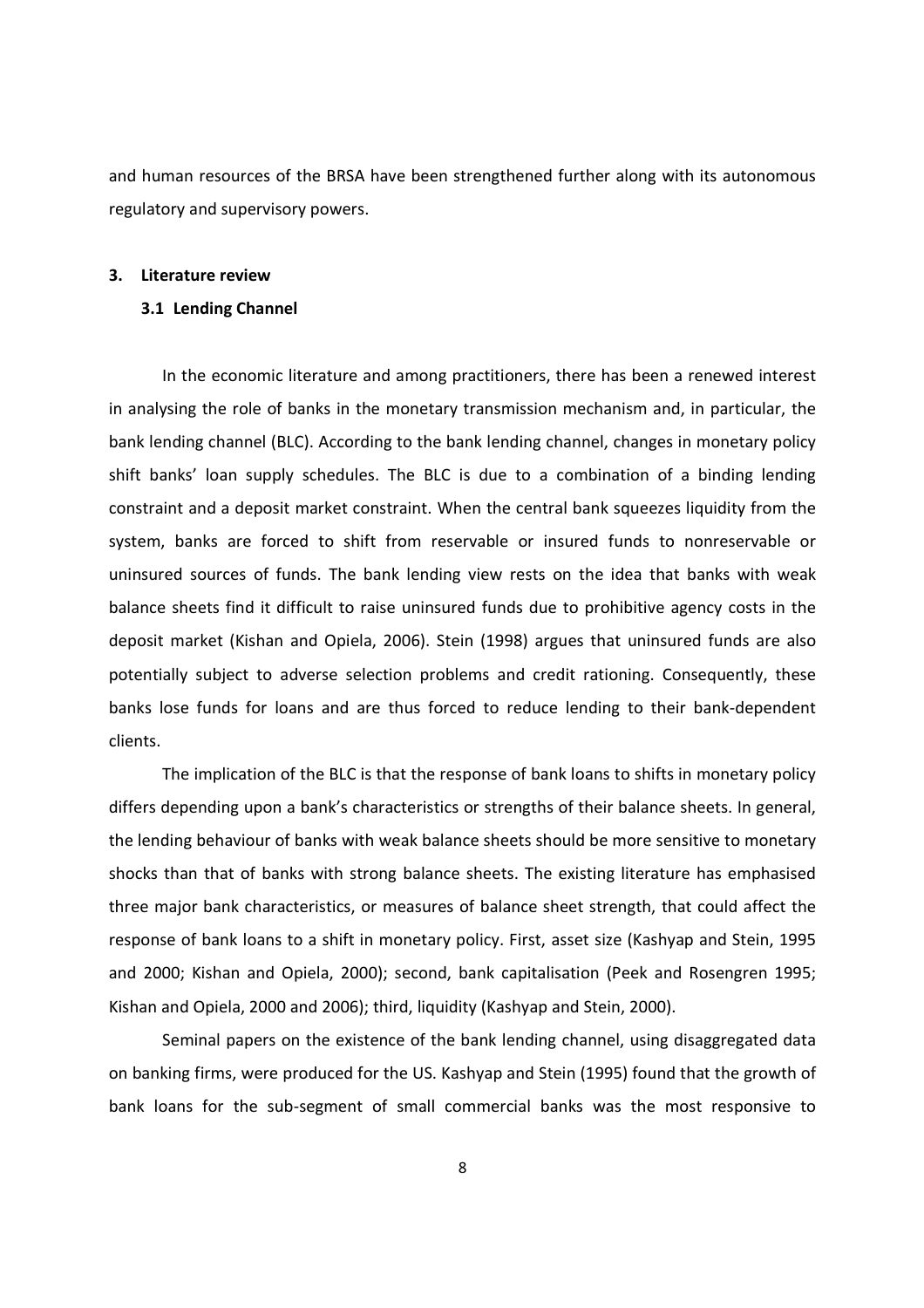and human resources of the BRSA have been strengthened further along with its autonomous regulatory and supervisory powers.

## 3. Literature review

### 3.1 Lending Channel

In the economic literature and among practitioners, there has been a renewed interest in analysing the role of banks in the monetary transmission mechanism and, in particular, the bank lending channel (BLC). According to the bank lending channel, changes in monetary policy shift banks' loan supply schedules. The BLC is due to a combination of a binding lending constraint and a deposit market constraint. When the central bank squeezes liquidity from the system, banks are forced to shift from reservable or insured funds to nonreservable or uninsured sources of funds. The bank lending view rests on the idea that banks with weak balance sheets find it difficult to raise uninsured funds due to prohibitive agency costs in the deposit market (Kishan and Opiela, 2006). Stein (1998) argues that uninsured funds are also potentially subject to adverse selection problems and credit rationing. Consequently, these banks lose funds for loans and are thus forced to reduce lending to their bank-dependent clients.

The implication of the BLC is that the response of bank loans to shifts in monetary policy differs depending upon a bank's characteristics or strengths of their balance sheets. In general, the lending behaviour of banks with weak balance sheets should be more sensitive to monetary shocks than that of banks with strong balance sheets. The existing literature has emphasised three major bank characteristics, or measures of balance sheet strength, that could affect the response of bank loans to a shift in monetary policy. First, asset size (Kashyap and Stein, 1995 and 2000; Kishan and Opiela, 2000); second, bank capitalisation (Peek and Rosengren 1995; Kishan and Opiela, 2000 and 2006); third, liquidity (Kashyap and Stein, 2000).

Seminal papers on the existence of the bank lending channel, using disaggregated data on banking firms, were produced for the US. Kashyap and Stein (1995) found that the growth of bank loans for the sub-segment of small commercial banks was the most responsive to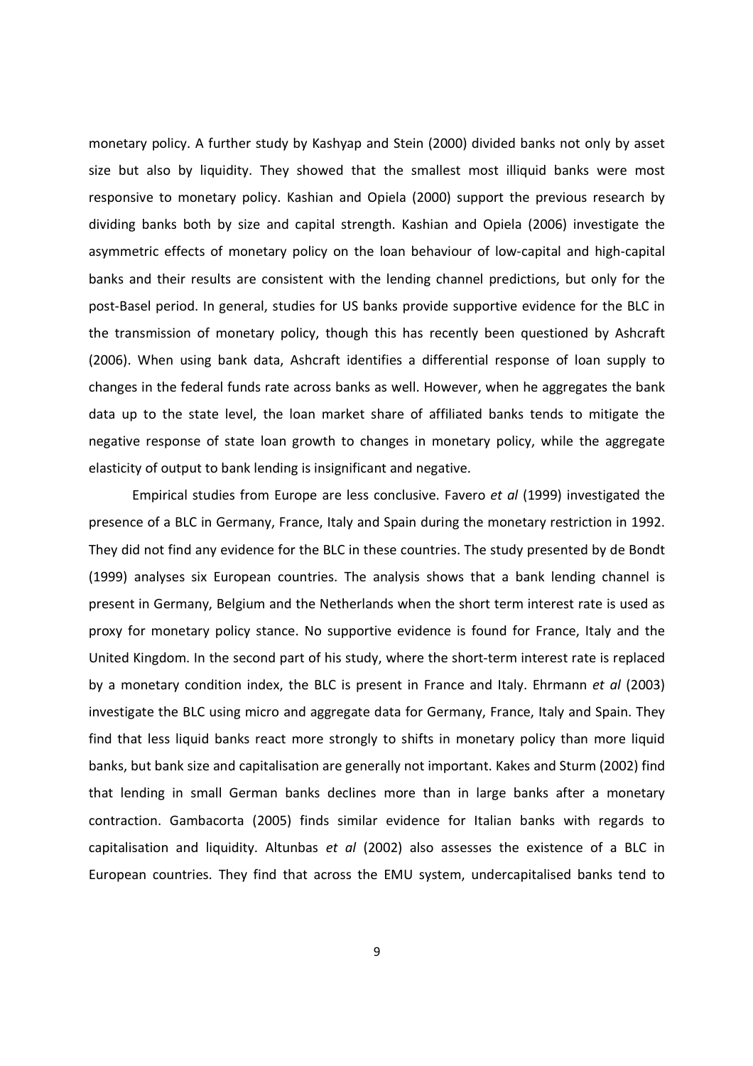monetary policy. A further study by Kashyap and Stein (2000) divided banks not only by asset size but also by liquidity. They showed that the smallest most illiquid banks were most responsive to monetary policy. Kashian and Opiela (2000) support the previous research by dividing banks both by size and capital strength. Kashian and Opiela (2006) investigate the asymmetric effects of monetary policy on the loan behaviour of low-capital and high-capital banks and their results are consistent with the lending channel predictions, but only for the post-Basel period. In general, studies for US banks provide supportive evidence for the BLC in the transmission of monetary policy, though this has recently been questioned by Ashcraft (2006). When using bank data, Ashcraft identifies a differential response of loan supply to changes in the federal funds rate across banks as well. However, when he aggregates the bank data up to the state level, the loan market share of affiliated banks tends to mitigate the negative response of state loan growth to changes in monetary policy, while the aggregate elasticity of output to bank lending is insignificant and negative.

Empirical studies from Europe are less conclusive. Favero *et al* (1999) investigated the presence of a BLC in Germany, France, Italy and Spain during the monetary restriction in 1992. They did not find any evidence for the BLC in these countries. The study presented by de Bondt (1999) analyses six European countries. The analysis shows that a bank lending channel is present in Germany, Belgium and the Netherlands when the short term interest rate is used as proxy for monetary policy stance. No supportive evidence is found for France, Italy and the United Kingdom. In the second part of his study, where the short-term interest rate is replaced by a monetary condition index, the BLC is present in France and Italy. Ehrmann *et al* (2003) investigate the BLC using micro and aggregate data for Germany, France, Italy and Spain. They find that less liquid banks react more strongly to shifts in monetary policy than more liquid banks, but bank size and capitalisation are generally not important. Kakes and Sturm (2002) find that lending in small German banks declines more than in large banks after a monetary contraction. Gambacorta (2005) finds similar evidence for Italian banks with regards to capitalisation and liquidity. Altunbas *et al* (2002) also assesses the existence of a BLC in European countries. They find that across the EMU system, undercapitalised banks tend to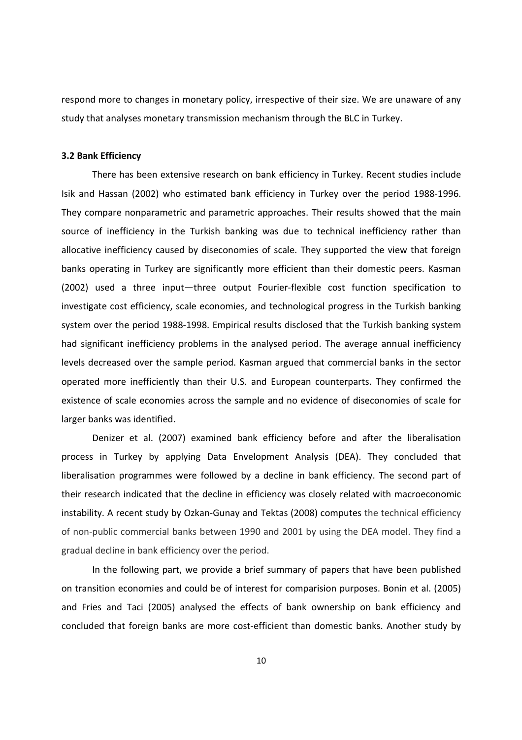respond more to changes in monetary policy, irrespective of their size. We are unaware of any study that analyses monetary transmission mechanism through the BLC in Turkey.

### 3.2 Bank Efficiency

There has been extensive research on bank efficiency in Turkey. Recent studies include Isik and Hassan (2002) who estimated bank efficiency in Turkey over the period 1988-1996. They compare nonparametric and parametric approaches. Their results showed that the main source of inefficiency in the Turkish banking was due to technical inefficiency rather than allocative inefficiency caused by diseconomies of scale. They supported the view that foreign banks operating in Turkey are significantly more efficient than their domestic peers. Kasman (2002) used a three input—three output Fourier-flexible cost function specification to investigate cost efficiency, scale economies, and technological progress in the Turkish banking system over the period 1988-1998. Empirical results disclosed that the Turkish banking system had significant inefficiency problems in the analysed period. The average annual inefficiency levels decreased over the sample period. Kasman argued that commercial banks in the sector operated more inefficiently than their U.S. and European counterparts. They confirmed the existence of scale economies across the sample and no evidence of diseconomies of scale for larger banks was identified.

Denizer et al. (2007) examined bank efficiency before and after the liberalisation process in Turkey by applying Data Envelopment Analysis (DEA). They concluded that liberalisation programmes were followed by a decline in bank efficiency. The second part of their research indicated that the decline in efficiency was closely related with macroeconomic instability. A recent study by Ozkan-Gunay and Tektas (2008) computes the technical efficiency of non-public commercial banks between 1990 and 2001 by using the DEA model. They find a gradual decline in bank efficiency over the period.

In the following part, we provide a brief summary of papers that have been published on transition economies and could be of interest for comparision purposes. Bonin et al. (2005) and Fries and Taci (2005) analysed the effects of bank ownership on bank efficiency and concluded that foreign banks are more cost-efficient than domestic banks. Another study by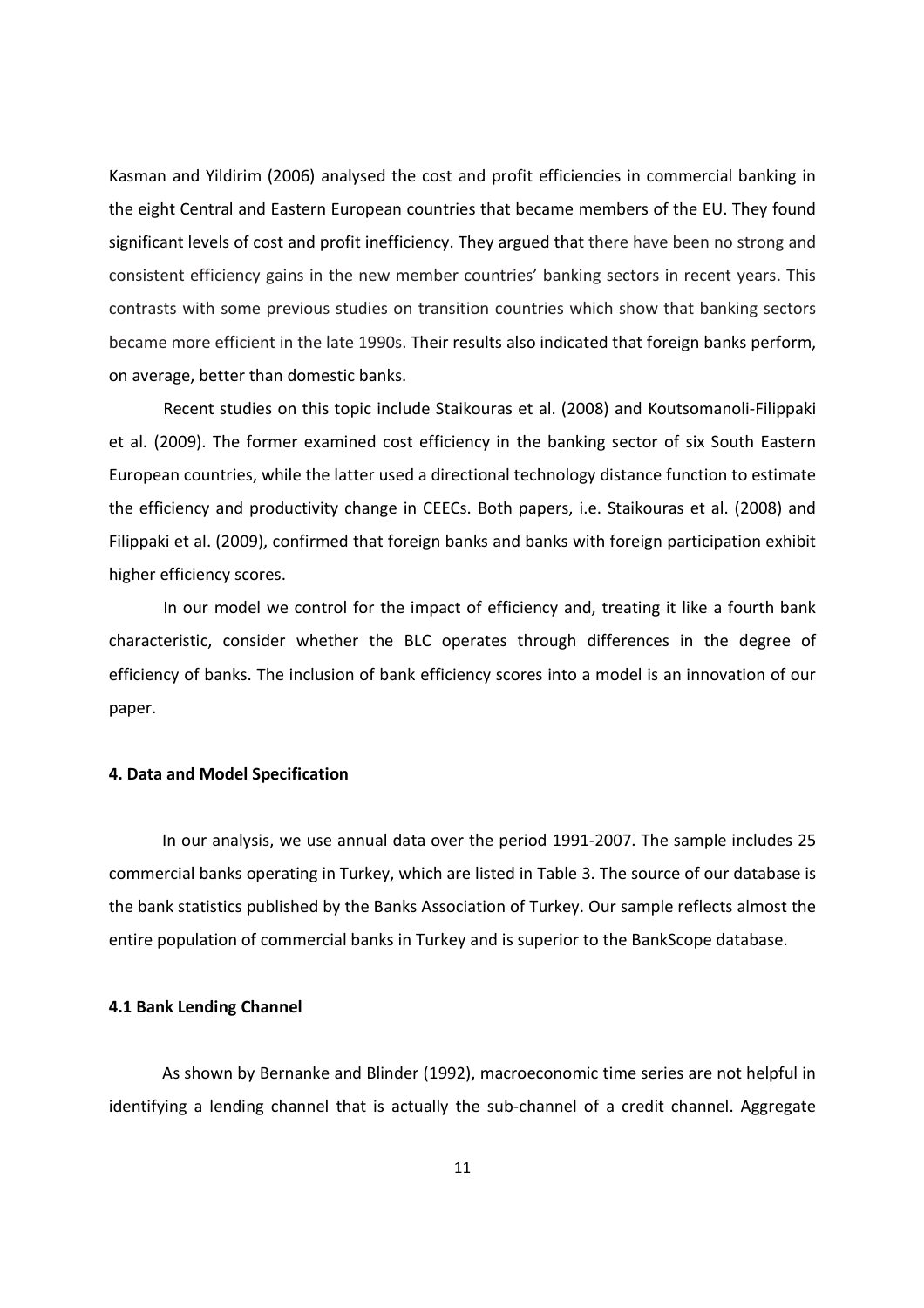Kasman and Yildirim (2006) analysed the cost and profit efficiencies in commercial banking in the eight Central and Eastern European countries that became members of the EU. They found significant levels of cost and profit inefficiency. They argued that there have been no strong and consistent efficiency gains in the new member countries' banking sectors in recent years. This contrasts with some previous studies on transition countries which show that banking sectors became more efficient in the late 1990s. Their results also indicated that foreign banks perform, on average, better than domestic banks.

Recent studies on this topic include Staikouras et al. (2008) and Koutsomanoli-Filippaki et al. (2009). The former examined cost efficiency in the banking sector of six South Eastern European countries, while the latter used a directional technology distance function to estimate the efficiency and productivity change in CEECs. Both papers, i.e. Staikouras et al. (2008) and Filippaki et al. (2009), confirmed that foreign banks and banks with foreign participation exhibit higher efficiency scores.

In our model we control for the impact of efficiency and, treating it like a fourth bank characteristic, consider whether the BLC operates through differences in the degree of efficiency of banks. The inclusion of bank efficiency scores into a model is an innovation of our paper.

#### 4. Data and Model Specification

In our analysis, we use annual data over the period 1991-2007. The sample includes 25 commercial banks operating in Turkey, which are listed in Table 3. The source of our database is the bank statistics published by the Banks Association of Turkey. Our sample reflects almost the entire population of commercial banks in Turkey and is superior to the BankScope database.

#### 4.1 Bank Lending Channel

As shown by Bernanke and Blinder (1992), macroeconomic time series are not helpful in identifying a lending channel that is actually the sub-channel of a credit channel. Aggregate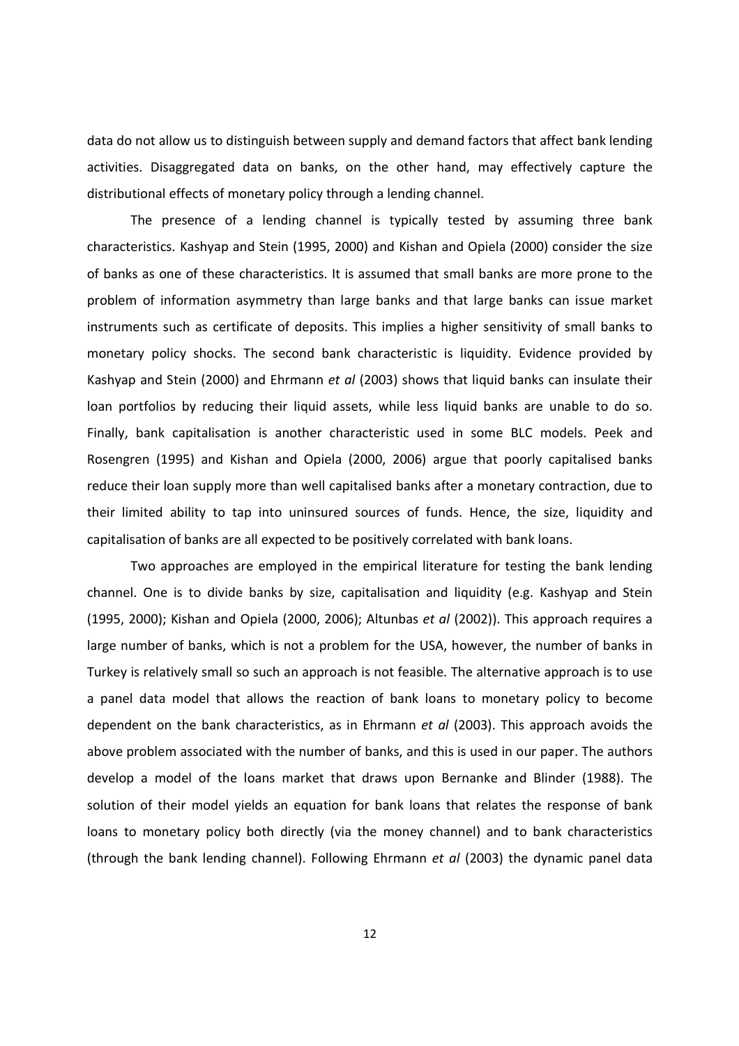data do not allow us to distinguish between supply and demand factors that affect bank lending activities. Disaggregated data on banks, on the other hand, may effectively capture the distributional effects of monetary policy through a lending channel.

The presence of a lending channel is typically tested by assuming three bank characteristics. Kashyap and Stein (1995, 2000) and Kishan and Opiela (2000) consider the size of banks as one of these characteristics. It is assumed that small banks are more prone to the problem of information asymmetry than large banks and that large banks can issue market instruments such as certificate of deposits. This implies a higher sensitivity of small banks to monetary policy shocks. The second bank characteristic is liquidity. Evidence provided by Kashyap and Stein (2000) and Ehrmann *et al* (2003) shows that liquid banks can insulate their loan portfolios by reducing their liquid assets, while less liquid banks are unable to do so. Finally, bank capitalisation is another characteristic used in some BLC models. Peek and Rosengren (1995) and Kishan and Opiela (2000, 2006) argue that poorly capitalised banks reduce their loan supply more than well capitalised banks after a monetary contraction, due to their limited ability to tap into uninsured sources of funds. Hence, the size, liquidity and capitalisation of banks are all expected to be positively correlated with bank loans.

Two approaches are employed in the empirical literature for testing the bank lending channel. One is to divide banks by size, capitalisation and liquidity (e.g. Kashyap and Stein (1995, 2000); Kishan and Opiela (2000, 2006); Altunbas *et al* (2002)). This approach requires a large number of banks, which is not a problem for the USA, however, the number of banks in Turkey is relatively small so such an approach is not feasible. The alternative approach is to use a panel data model that allows the reaction of bank loans to monetary policy to become dependent on the bank characteristics, as in Ehrmann *et al* (2003). This approach avoids the above problem associated with the number of banks, and this is used in our paper. The authors develop a model of the loans market that draws upon Bernanke and Blinder (1988). The solution of their model yields an equation for bank loans that relates the response of bank loans to monetary policy both directly (via the money channel) and to bank characteristics (through the bank lending channel). Following Ehrmann *et al* (2003) the dynamic panel data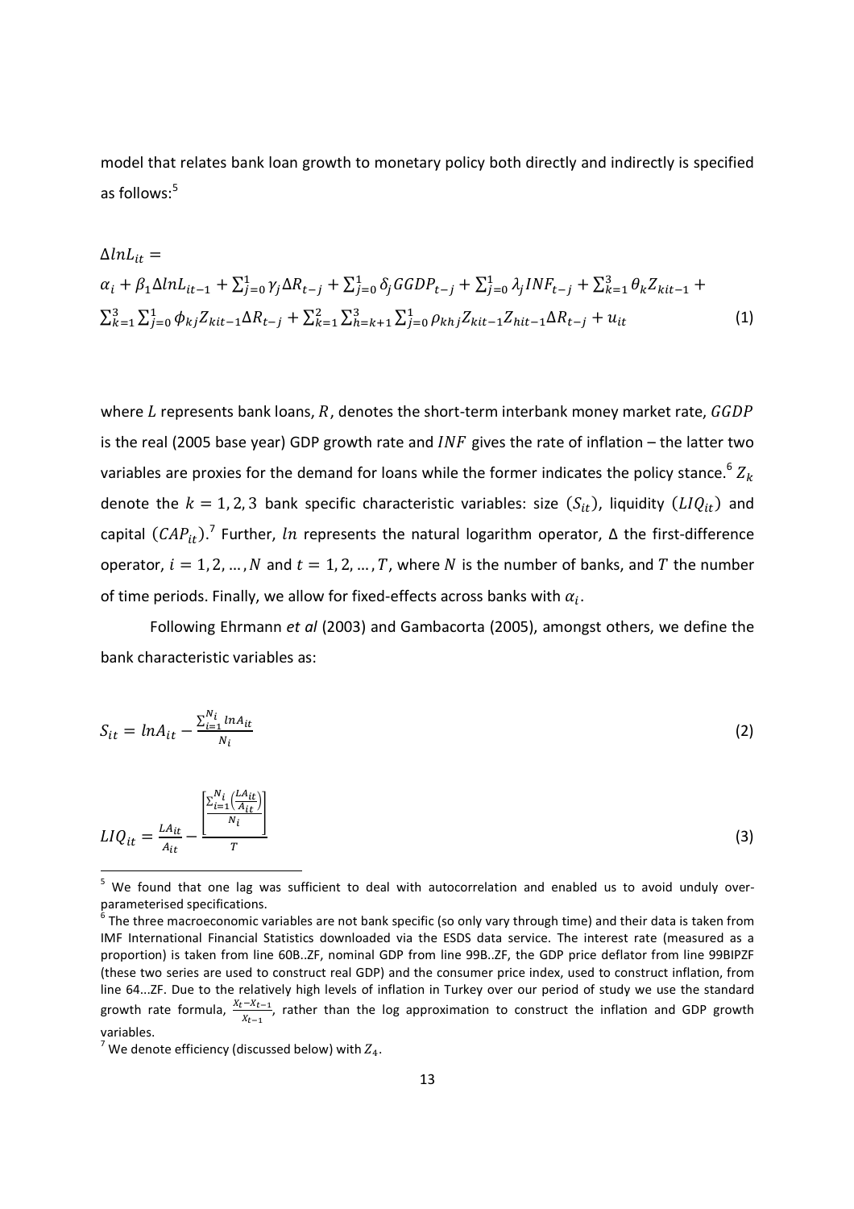model that relates bank loan growth to monetary policy both directly and indirectly is specified as follows:[5]

$$
\begin{aligned}
\Delta lnL_{it} = \\
\alpha_i + \beta_1 \Delta lnL_{it-1} + \sum_{j=0}^{1} \gamma_j \Delta R_{t-j} + \sum_{j=0}^{1} \delta_j GGDP_{t-j} + \sum_{j=0}^{1} \lambda_j INF_{t-j} + \sum_{k=1}^{3} \theta_k Z_{kit-1} + \\
\sum_{k=1}^{3} \sum_{j=0}^{1} \phi_{kj} Z_{kit-1} \Delta R_{t-j} + \sum_{k=1}^{2} \sum_{h=k+1}^{3} \sum_{j=0}^{1} \rho_{khj} Z_{kit-1} Z_{hit-1} \Delta R_{t-j} + u_{it} \qquad (1)
\end{aligned}
$$

where $L$ represents bank loans, $R$, denotes the short-term interbank money market rate, $GGDP$ is the real (2005 base year) GDP growth rate and $INF$ gives the rate of inflation – the latter two variables are proxies for the demand for loans while the former indicates the policy stance.[6] $Z_k$ denote the $k = 1, 2, 3$ bank specific characteristic variables: size $(S_{it})$, liquidity $(LIQ_{it})$ and capital $(CAP_{it})$.[7] Further, $ln$ represents the natural logarithm operator, $\Delta$ the first-difference operator, $i = 1, 2, \ldots, N$ and $t = 1, 2, \ldots, T$, where $N$ is the number of banks, and $T$ the number of time periods. Finally, we allow for fixed-effects across banks with $\alpha_i$.

Following Ehrmann *et al* (2003) and Gambacorta (2005), amongst others, we define the bank characteristic variables as:

$$
S_{it} = lnA_{it} - \frac{\sum_{i=1}^{N_i} lnA_{it}}{N_i} \qquad (2)
$$

$$
LIQ_{it} = \frac{LA_{it}}{A_{it}} - \frac{\left[\frac{\sum_{i=1}^{N_i}\left(\frac{LA_{it}}{A_{it}}\right)}{N_i}\right]}{T} \qquad (3)
$$

---

[5] We found that one lag was sufficient to deal with autocorrelation and enabled us to avoid unduly over-parameterised specifications.

[6] The three macroeconomic variables are not bank specific (so only vary through time) and their data is taken from IMF International Financial Statistics downloaded via the ESDS data service. The interest rate (measured as a proportion) is taken from line 60B..ZF, nominal GDP from line 99B..ZF, the GDP price deflator from line 99BIPZF (these two series are used to construct real GDP) and the consumer price index, used to construct inflation, from line 64...ZF. Due to the relatively high levels of inflation in Turkey over our period of study we use the standard growth rate formula, $\frac{X_t - X_{t-1}}{X_{t-1}}$, rather than the log approximation to construct the inflation and GDP growth variables.

[7] We denote efficiency (discussed below) with $Z_4$.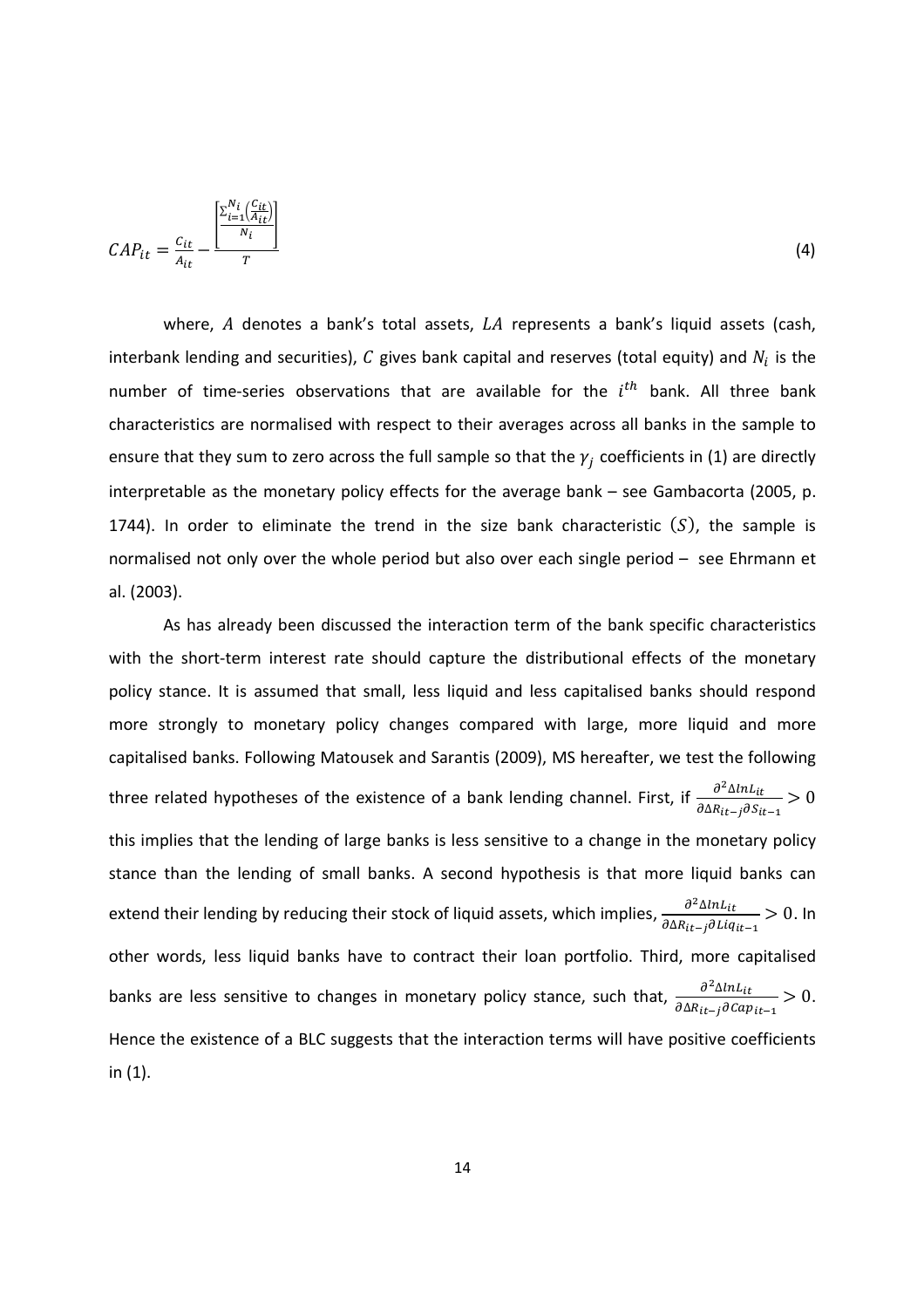$$CAP_{it} = \frac{C_{it}}{A_{it}} - \frac{\left[\frac{\sum_{i=1}^{N_i}\left(\frac{C_{it}}{A_{it}}\right)}{N_i}\right]}{T} \quad (4)$$

where, $A$ denotes a bank's total assets, $LA$ represents a bank's liquid assets (cash, interbank lending and securities), $C$ gives bank capital and reserves (total equity) and $N_i$ is the number of time-series observations that are available for the $i^{th}$ bank. All three bank characteristics are normalised with respect to their averages across all banks in the sample to ensure that they sum to zero across the full sample so that the $\gamma_j$ coefficients in (1) are directly interpretable as the monetary policy effects for the average bank – see Gambacorta (2005, p. 1744). In order to eliminate the trend in the size bank characteristic $(S)$, the sample is normalised not only over the whole period but also over each single period – see Ehrmann et al. (2003).

As has already been discussed the interaction term of the bank specific characteristics with the short-term interest rate should capture the distributional effects of the monetary policy stance. It is assumed that small, less liquid and less capitalised banks should respond more strongly to monetary policy changes compared with large, more liquid and more capitalised banks. Following Matousek and Sarantis (2009), MS hereafter, we test the following three related hypotheses of the existence of a bank lending channel. First, if $\frac{\partial^2 \Delta lnL_{it}}{\partial \Delta R_{it-j} \partial S_{it-1}} > 0$ this implies that the lending of large banks is less sensitive to a change in the monetary policy stance than the lending of small banks. A second hypothesis is that more liquid banks can extend their lending by reducing their stock of liquid assets, which implies, $\frac{\partial^2 \Delta lnL_{it}}{\partial \Delta R_{it-j} \partial Liq_{it-1}} > 0$. In other words, less liquid banks have to contract their loan portfolio. Third, more capitalised banks are less sensitive to changes in monetary policy stance, such that, $\frac{\partial^2 \Delta lnL_{it}}{\partial \Delta R_{it-j} \partial Cap_{it-1}} > 0$. Hence the existence of a BLC suggests that the interaction terms will have positive coefficients in (1).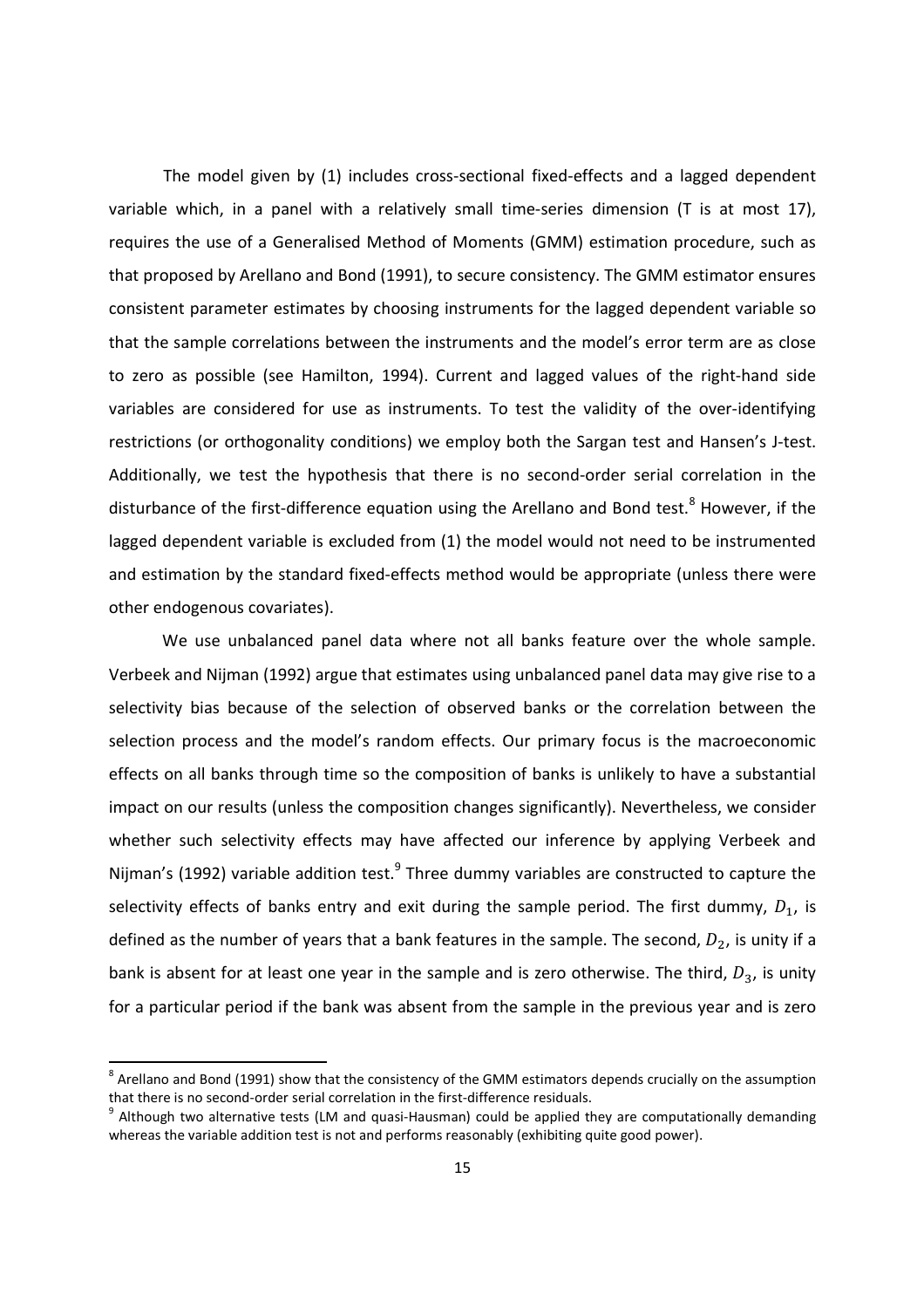The model given by (1) includes cross-sectional fixed-effects and a lagged dependent variable which, in a panel with a relatively small time-series dimension (T is at most 17), requires the use of a Generalised Method of Moments (GMM) estimation procedure, such as that proposed by Arellano and Bond (1991), to secure consistency. The GMM estimator ensures consistent parameter estimates by choosing instruments for the lagged dependent variable so that the sample correlations between the instruments and the model's error term are as close to zero as possible (see Hamilton, 1994). Current and lagged values of the right-hand side variables are considered for use as instruments. To test the validity of the over-identifying restrictions (or orthogonality conditions) we employ both the Sargan test and Hansen's J-test. Additionally, we test the hypothesis that there is no second-order serial correlation in the disturbance of the first-difference equation using the Arellano and Bond test.[8] However, if the lagged dependent variable is excluded from (1) the model would not need to be instrumented and estimation by the standard fixed-effects method would be appropriate (unless there were other endogenous covariates).

We use unbalanced panel data where not all banks feature over the whole sample. Verbeek and Nijman (1992) argue that estimates using unbalanced panel data may give rise to a selectivity bias because of the selection of observed banks or the correlation between the selection process and the model's random effects. Our primary focus is the macroeconomic effects on all banks through time so the composition of banks is unlikely to have a substantial impact on our results (unless the composition changes significantly). Nevertheless, we consider whether such selectivity effects may have affected our inference by applying Verbeek and Nijman's (1992) variable addition test.[9] Three dummy variables are constructed to capture the selectivity effects of banks entry and exit during the sample period. The first dummy, $D_1$, is defined as the number of years that a bank features in the sample. The second, $D_2$, is unity if a bank is absent for at least one year in the sample and is zero otherwise. The third, $D_3$, is unity for a particular period if the bank was absent from the sample in the previous year and is zero

[8] Arellano and Bond (1991) show that the consistency of the GMM estimators depends crucially on the assumption that there is no second-order serial correlation in the first-difference residuals.

[9] Although two alternative tests (LM and quasi-Hausman) could be applied they are computationally demanding whereas the variable addition test is not and performs reasonably (exhibiting quite good power).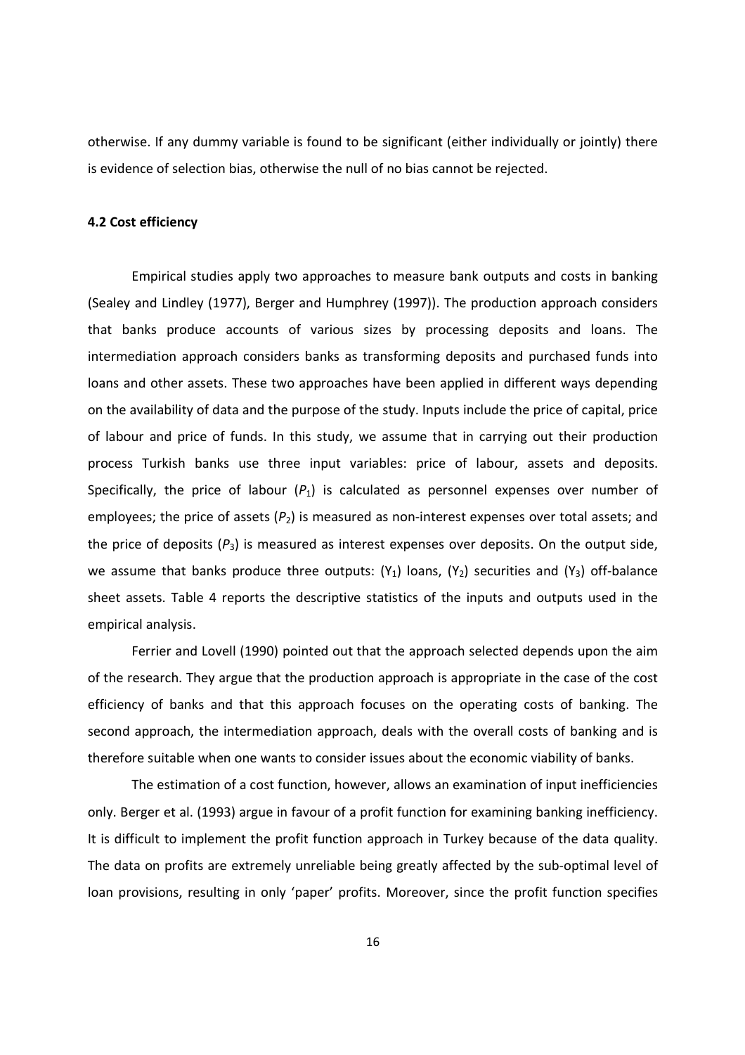otherwise. If any dummy variable is found to be significant (either individually or jointly) there is evidence of selection bias, otherwise the null of no bias cannot be rejected.

### 4.2 Cost efficiency

Empirical studies apply two approaches to measure bank outputs and costs in banking (Sealey and Lindley (1977), Berger and Humphrey (1997)). The production approach considers that banks produce accounts of various sizes by processing deposits and loans. The intermediation approach considers banks as transforming deposits and purchased funds into loans and other assets. These two approaches have been applied in different ways depending on the availability of data and the purpose of the study. Inputs include the price of capital, price of labour and price of funds. In this study, we assume that in carrying out their production process Turkish banks use three input variables: price of labour, assets and deposits. Specifically, the price of labour ($P_1$) is calculated as personnel expenses over number of employees; the price of assets ($P_2$) is measured as non-interest expenses over total assets; and the price of deposits ($P_3$) is measured as interest expenses over deposits. On the output side, we assume that banks produce three outputs: ($Y_1$) loans, ($Y_2$) securities and ($Y_3$) off-balance sheet assets. Table 4 reports the descriptive statistics of the inputs and outputs used in the empirical analysis.

Ferrier and Lovell (1990) pointed out that the approach selected depends upon the aim of the research. They argue that the production approach is appropriate in the case of the cost efficiency of banks and that this approach focuses on the operating costs of banking. The second approach, the intermediation approach, deals with the overall costs of banking and is therefore suitable when one wants to consider issues about the economic viability of banks.

The estimation of a cost function, however, allows an examination of input inefficiencies only. Berger et al. (1993) argue in favour of a profit function for examining banking inefficiency. It is difficult to implement the profit function approach in Turkey because of the data quality. The data on profits are extremely unreliable being greatly affected by the sub-optimal level of loan provisions, resulting in only 'paper' profits. Moreover, since the profit function specifies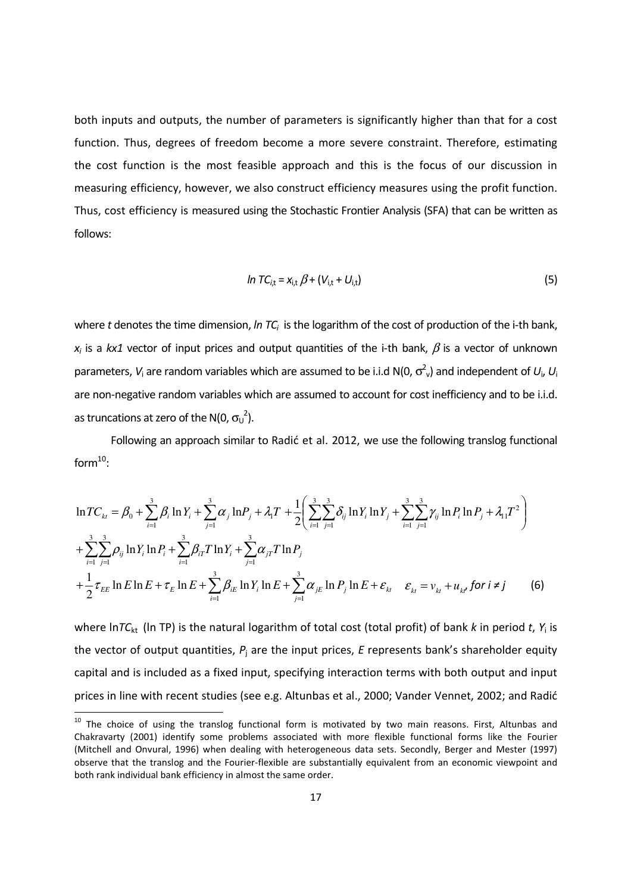both inputs and outputs, the number of parameters is significantly higher than that for a cost function. Thus, degrees of freedom become a more severe constraint. Therefore, estimating the cost function is the most feasible approach and this is the focus of our discussion in measuring efficiency, however, we also construct efficiency measures using the profit function. Thus, cost efficiency is measured using the Stochastic Frontier Analysis (SFA) that can be written as follows:

$$ln\ TC_{i,t} = x_{i,t}\,\beta + (V_{i,t} + U_{i,t}) \tag{5}$$

where $t$ denotes the time dimension, $ln\ TC_i$ is the logarithm of the cost of production of the i-th bank, $x_i$ is a $kx1$ vector of input prices and output quantities of the i-th bank, $\beta$ is a vector of unknown parameters, $V_i$ are random variables which are assumed to be i.i.d $N(0, \sigma^2_v)$ and independent of $U_i$, $U_i$ are non-negative random variables which are assumed to account for cost inefficiency and to be i.i.d. as truncations at zero of the $N(0, \sigma_U^2)$.

Following an approach similar to Radić et al. 2012, we use the following translog functional form[10]:

$$\begin{aligned}
\ln TC_{kt} &= \beta_0 + \sum_{i=1}^{3}\beta_i \ln Y_i + \sum_{j=1}^{3}\alpha_j \ln P_j + \lambda_1 T + \frac{1}{2}\left(\sum_{i=1}^{3}\sum_{j=1}^{3}\delta_{ij}\ln Y_i \ln Y_j + \sum_{i=1}^{3}\sum_{j=1}^{3}\gamma_{ij}\ln P_i \ln P_j + \lambda_{11}T^2\right) \\
&+ \sum_{i=1}^{3}\sum_{j=1}^{3}\rho_{ij}\ln Y_i \ln P_i + \sum_{i=1}^{3}\beta_{iT} T \ln Y_i + \sum_{j=1}^{3}\alpha_{jT} T \ln P_j \\
&+ \frac{1}{2}\tau_{EE}\ln E \ln E + \tau_E \ln E + \sum_{i=1}^{3}\beta_{iE}\ln Y_i \ln E + \sum_{j=1}^{3}\alpha_{jE}\ln P_j \ln E + \varepsilon_{kt} \quad \varepsilon_{kt} = v_{kt} + u_{kt},\ for\ i \neq j
\end{aligned} \tag{6}$$

where $\ln TC_{kt}$ (ln TP) is the natural logarithm of total cost (total profit) of bank $k$ in period $t$, $Y_i$ is the vector of output quantities, $P_j$ are the input prices, $E$ represents bank's shareholder equity capital and is included as a fixed input, specifying interaction terms with both output and input prices in line with recent studies (see e.g. Altunbas et al., 2000; Vander Vennet, 2002; and Radić

[10] The choice of using the translog functional form is motivated by two main reasons. First, Altunbas and Chakravarty (2001) identify some problems associated with more flexible functional forms like the Fourier (Mitchell and Onvural, 1996) when dealing with heterogeneous data sets. Secondly, Berger and Mester (1997) observe that the translog and the Fourier-flexible are substantially equivalent from an economic viewpoint and both rank individual bank efficiency in almost the same order.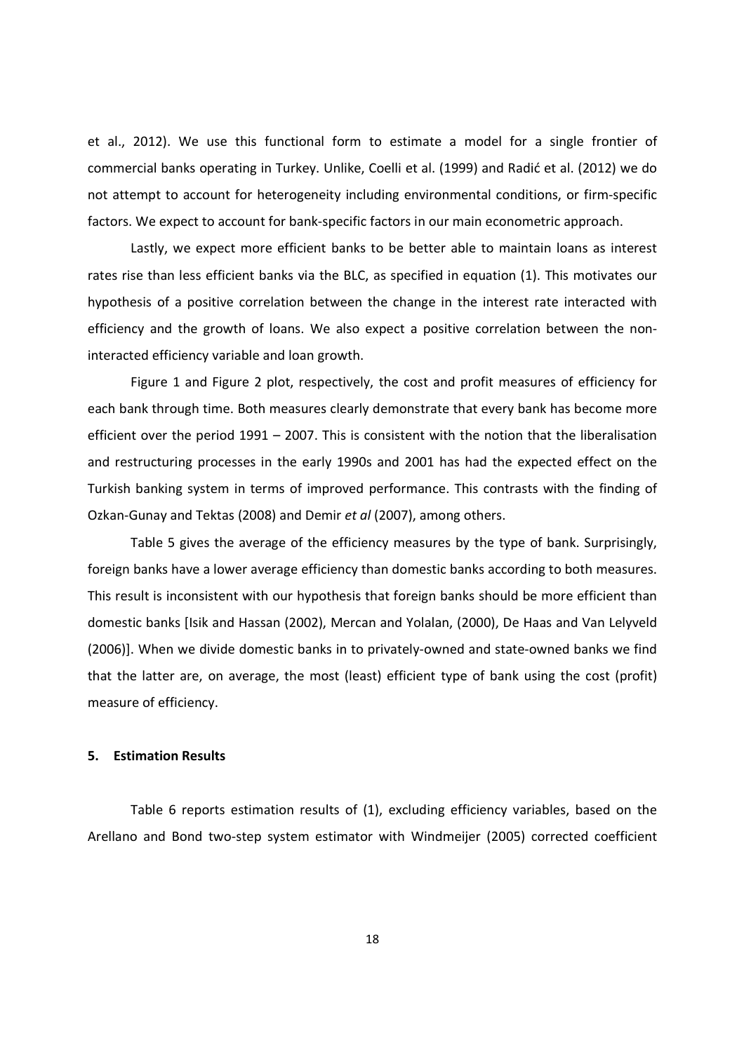et al., 2012). We use this functional form to estimate a model for a single frontier of commercial banks operating in Turkey. Unlike, Coelli et al. (1999) and Radić et al. (2012) we do not attempt to account for heterogeneity including environmental conditions, or firm-specific factors. We expect to account for bank-specific factors in our main econometric approach.

Lastly, we expect more efficient banks to be better able to maintain loans as interest rates rise than less efficient banks via the BLC, as specified in equation (1). This motivates our hypothesis of a positive correlation between the change in the interest rate interacted with efficiency and the growth of loans. We also expect a positive correlation between the non-interacted efficiency variable and loan growth.

Figure 1 and Figure 2 plot, respectively, the cost and profit measures of efficiency for each bank through time. Both measures clearly demonstrate that every bank has become more efficient over the period 1991 – 2007. This is consistent with the notion that the liberalisation and restructuring processes in the early 1990s and 2001 has had the expected effect on the Turkish banking system in terms of improved performance. This contrasts with the finding of Ozkan-Gunay and Tektas (2008) and Demir *et al* (2007), among others.

Table 5 gives the average of the efficiency measures by the type of bank. Surprisingly, foreign banks have a lower average efficiency than domestic banks according to both measures. This result is inconsistent with our hypothesis that foreign banks should be more efficient than domestic banks [Isik and Hassan (2002), Mercan and Yolalan, (2000), De Haas and Van Lelyveld (2006)]. When we divide domestic banks in to privately-owned and state-owned banks we find that the latter are, on average, the most (least) efficient type of bank using the cost (profit) measure of efficiency.

## 5. Estimation Results

Table 6 reports estimation results of (1), excluding efficiency variables, based on the Arellano and Bond two-step system estimator with Windmeijer (2005) corrected coefficient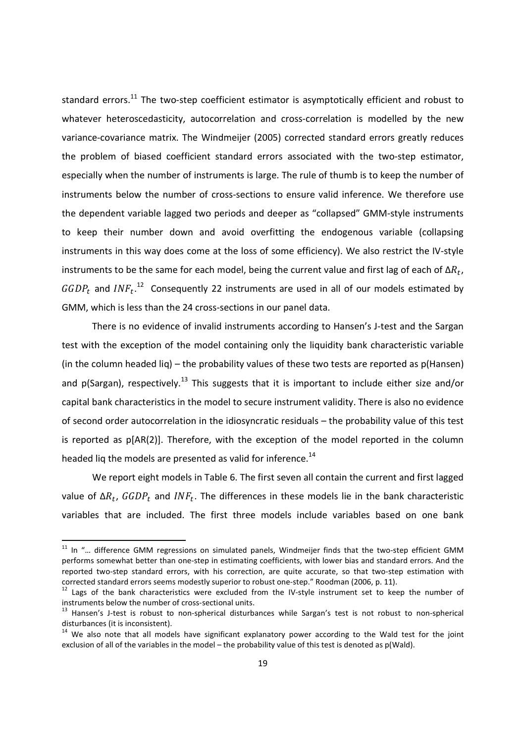standard errors.[11] The two-step coefficient estimator is asymptotically efficient and robust to whatever heteroscedasticity, autocorrelation and cross-correlation is modelled by the new variance-covariance matrix. The Windmeijer (2005) corrected standard errors greatly reduces the problem of biased coefficient standard errors associated with the two-step estimator, especially when the number of instruments is large. The rule of thumb is to keep the number of instruments below the number of cross-sections to ensure valid inference. We therefore use the dependent variable lagged two periods and deeper as "collapsed" GMM-style instruments to keep their number down and avoid overfitting the endogenous variable (collapsing instruments in this way does come at the loss of some efficiency). We also restrict the IV-style instruments to be the same for each model, being the current value and first lag of each of $\Delta R_t$, $GGDP_t$ and $INF_t$.[12] Consequently 22 instruments are used in all of our models estimated by GMM, which is less than the 24 cross-sections in our panel data.

There is no evidence of invalid instruments according to Hansen's J-test and the Sargan test with the exception of the model containing only the liquidity bank characteristic variable (in the column headed liq) – the probability values of these two tests are reported as p(Hansen) and p(Sargan), respectively.[13] This suggests that it is important to include either size and/or capital bank characteristics in the model to secure instrument validity. There is also no evidence of second order autocorrelation in the idiosyncratic residuals – the probability value of this test is reported as p[AR(2)]. Therefore, with the exception of the model reported in the column headed liq the models are presented as valid for inference.[14]

We report eight models in Table 6. The first seven all contain the current and first lagged value of $\Delta R_t$, $GGDP_t$ and $INF_t$. The differences in these models lie in the bank characteristic variables that are included. The first three models include variables based on one bank

---

[11] In "… difference GMM regressions on simulated panels, Windmeijer finds that the two-step efficient GMM performs somewhat better than one-step in estimating coefficients, with lower bias and standard errors. And the reported two-step standard errors, with his correction, are quite accurate, so that two-step estimation with corrected standard errors seems modestly superior to robust one-step." Roodman (2006, p. 11).

[12] Lags of the bank characteristics were excluded from the IV-style instrument set to keep the number of instruments below the number of cross-sectional units.

[13] Hansen's J-test is robust to non-spherical disturbances while Sargan's test is not robust to non-spherical disturbances (it is inconsistent).

[14] We also note that all models have significant explanatory power according to the Wald test for the joint exclusion of all of the variables in the model – the probability value of this test is denoted as p(Wald).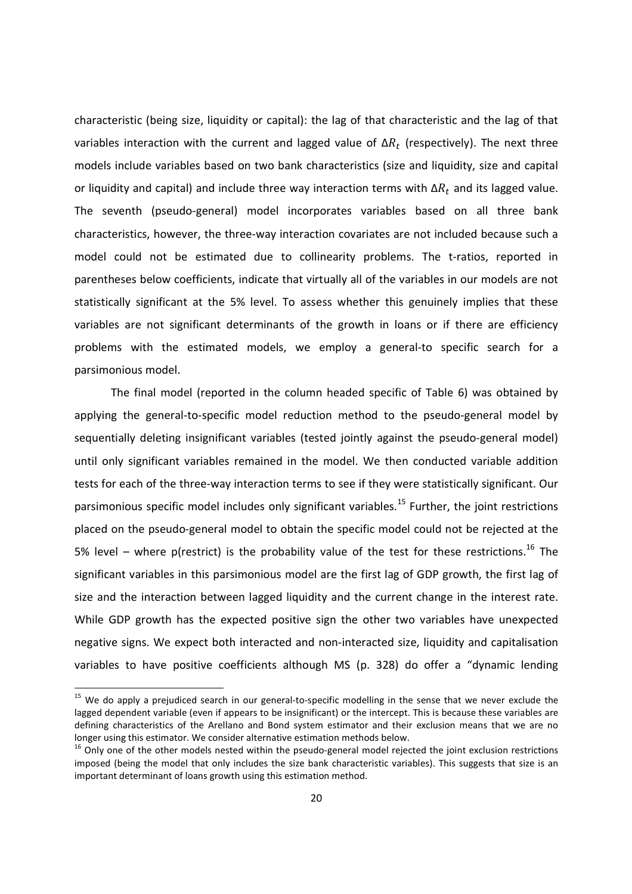characteristic (being size, liquidity or capital): the lag of that characteristic and the lag of that variables interaction with the current and lagged value of $\Delta R_t$ (respectively). The next three models include variables based on two bank characteristics (size and liquidity, size and capital or liquidity and capital) and include three way interaction terms with $\Delta R_t$ and its lagged value. The seventh (pseudo-general) model incorporates variables based on all three bank characteristics, however, the three-way interaction covariates are not included because such a model could not be estimated due to collinearity problems. The t-ratios, reported in parentheses below coefficients, indicate that virtually all of the variables in our models are not statistically significant at the 5% level. To assess whether this genuinely implies that these variables are not significant determinants of the growth in loans or if there are efficiency problems with the estimated models, we employ a general-to specific search for a parsimonious model.

The final model (reported in the column headed specific of Table 6) was obtained by applying the general-to-specific model reduction method to the pseudo-general model by sequentially deleting insignificant variables (tested jointly against the pseudo-general model) until only significant variables remained in the model. We then conducted variable addition tests for each of the three-way interaction terms to see if they were statistically significant. Our parsimonious specific model includes only significant variables.[15] Further, the joint restrictions placed on the pseudo-general model to obtain the specific model could not be rejected at the 5% level – where p(restrict) is the probability value of the test for these restrictions.[16] The significant variables in this parsimonious model are the first lag of GDP growth, the first lag of size and the interaction between lagged liquidity and the current change in the interest rate. While GDP growth has the expected positive sign the other two variables have unexpected negative signs. We expect both interacted and non-interacted size, liquidity and capitalisation variables to have positive coefficients although MS (p. 328) do offer a "dynamic lending

---

[15] We do apply a prejudiced search in our general-to-specific modelling in the sense that we never exclude the lagged dependent variable (even if appears to be insignificant) or the intercept. This is because these variables are defining characteristics of the Arellano and Bond system estimator and their exclusion means that we are no longer using this estimator. We consider alternative estimation methods below.

[16] Only one of the other models nested within the pseudo-general model rejected the joint exclusion restrictions imposed (being the model that only includes the size bank characteristic variables). This suggests that size is an important determinant of loans growth using this estimation method.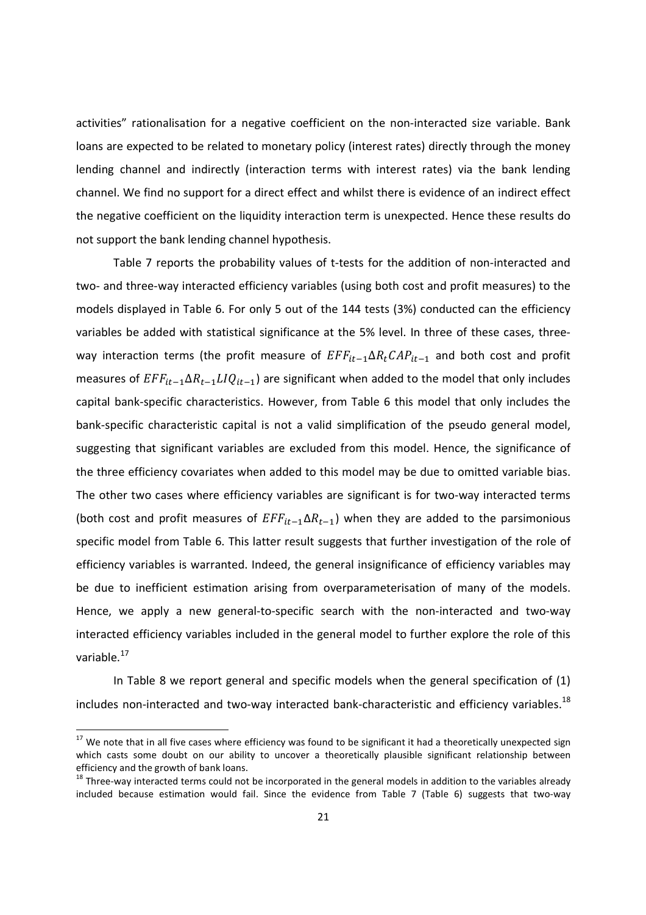activities" rationalisation for a negative coefficient on the non-interacted size variable. Bank loans are expected to be related to monetary policy (interest rates) directly through the money lending channel and indirectly (interaction terms with interest rates) via the bank lending channel. We find no support for a direct effect and whilst there is evidence of an indirect effect the negative coefficient on the liquidity interaction term is unexpected. Hence these results do not support the bank lending channel hypothesis.

Table 7 reports the probability values of t-tests for the addition of non-interacted and two- and three-way interacted efficiency variables (using both cost and profit measures) to the models displayed in Table 6. For only 5 out of the 144 tests (3%) conducted can the efficiency variables be added with statistical significance at the 5% level. In three of these cases, three-way interaction terms (the profit measure of $EFF_{it-1}\Delta R_t CAP_{it-1}$ and both cost and profit measures of $EFF_{it-1}\Delta R_{t-1} LIQ_{it-1}$) are significant when added to the model that only includes capital bank-specific characteristics. However, from Table 6 this model that only includes the bank-specific characteristic capital is not a valid simplification of the pseudo general model, suggesting that significant variables are excluded from this model. Hence, the significance of the three efficiency covariates when added to this model may be due to omitted variable bias. The other two cases where efficiency variables are significant is for two-way interacted terms (both cost and profit measures of $EFF_{it-1}\Delta R_{t-1}$) when they are added to the parsimonious specific model from Table 6. This latter result suggests that further investigation of the role of efficiency variables is warranted. Indeed, the general insignificance of efficiency variables may be due to inefficient estimation arising from overparameterisation of many of the models. Hence, we apply a new general-to-specific search with the non-interacted and two-way interacted efficiency variables included in the general model to further explore the role of this variable.[17]

In Table 8 we report general and specific models when the general specification of (1) includes non-interacted and two-way interacted bank-characteristic and efficiency variables.[18]

[17] We note that in all five cases where efficiency was found to be significant it had a theoretically unexpected sign which casts some doubt on our ability to uncover a theoretically plausible significant relationship between efficiency and the growth of bank loans.

[18] Three-way interacted terms could not be incorporated in the general models in addition to the variables already included because estimation would fail. Since the evidence from Table 7 (Table 6) suggests that two-way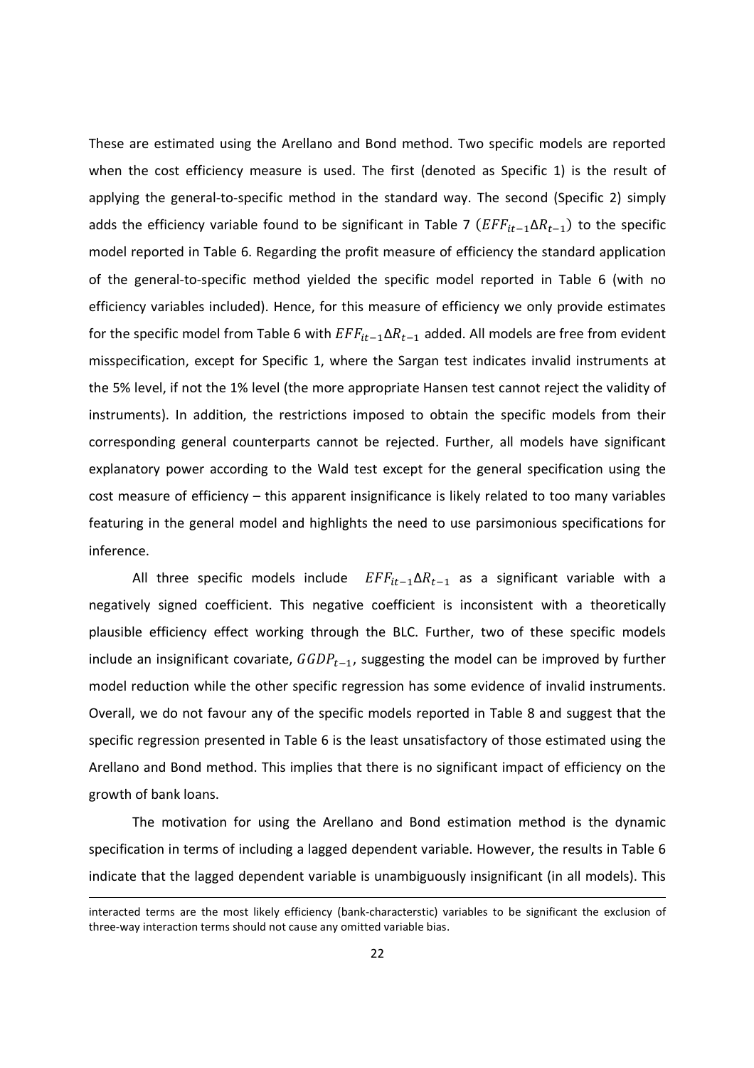These are estimated using the Arellano and Bond method. Two specific models are reported when the cost efficiency measure is used. The first (denoted as Specific 1) is the result of applying the general-to-specific method in the standard way. The second (Specific 2) simply adds the efficiency variable found to be significant in Table 7 ($EFF_{it-1}\Delta R_{t-1}$) to the specific model reported in Table 6. Regarding the profit measure of efficiency the standard application of the general-to-specific method yielded the specific model reported in Table 6 (with no efficiency variables included). Hence, for this measure of efficiency we only provide estimates for the specific model from Table 6 with $EFF_{it-1}\Delta R_{t-1}$ added. All models are free from evident misspecification, except for Specific 1, where the Sargan test indicates invalid instruments at the 5% level, if not the 1% level (the more appropriate Hansen test cannot reject the validity of instruments). In addition, the restrictions imposed to obtain the specific models from their corresponding general counterparts cannot be rejected. Further, all models have significant explanatory power according to the Wald test except for the general specification using the cost measure of efficiency – this apparent insignificance is likely related to too many variables featuring in the general model and highlights the need to use parsimonious specifications for inference.

All three specific models include $EFF_{it-1}\Delta R_{t-1}$ as a significant variable with a negatively signed coefficient. This negative coefficient is inconsistent with a theoretically plausible efficiency effect working through the BLC. Further, two of these specific models include an insignificant covariate, $GGDP_{t-1}$, suggesting the model can be improved by further model reduction while the other specific regression has some evidence of invalid instruments. Overall, we do not favour any of the specific models reported in Table 8 and suggest that the specific regression presented in Table 6 is the least unsatisfactory of those estimated using the Arellano and Bond method. This implies that there is no significant impact of efficiency on the growth of bank loans.

The motivation for using the Arellano and Bond estimation method is the dynamic specification in terms of including a lagged dependent variable. However, the results in Table 6 indicate that the lagged dependent variable is unambiguously insignificant (in all models). This

interacted terms are the most likely efficiency (bank-characterstic) variables to be significant the exclusion of three-way interaction terms should not cause any omitted variable bias.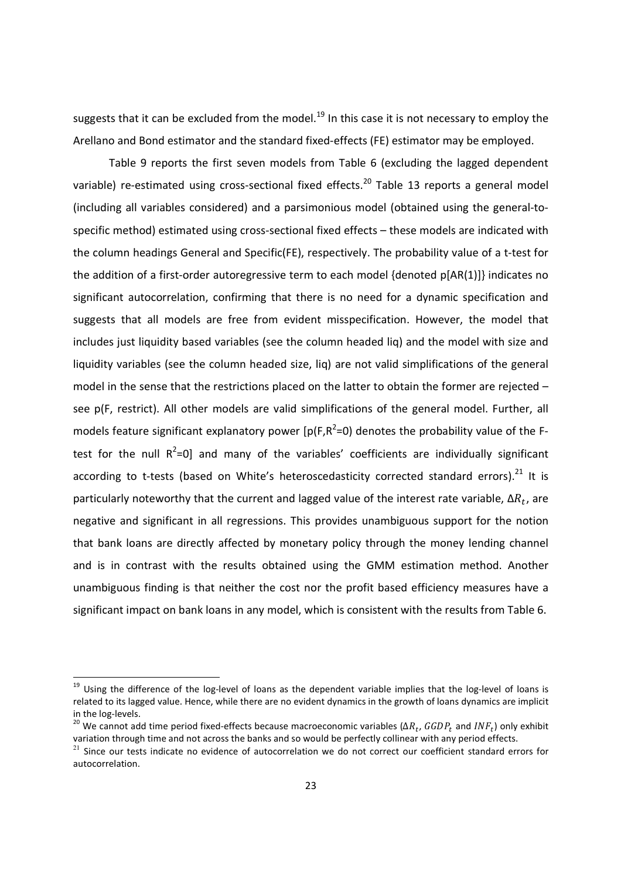suggests that it can be excluded from the model.[19] In this case it is not necessary to employ the Arellano and Bond estimator and the standard fixed-effects (FE) estimator may be employed.

Table 9 reports the first seven models from Table 6 (excluding the lagged dependent variable) re-estimated using cross-sectional fixed effects.[20] Table 13 reports a general model (including all variables considered) and a parsimonious model (obtained using the general-to-specific method) estimated using cross-sectional fixed effects – these models are indicated with the column headings General and Specific(FE), respectively. The probability value of a t-test for the addition of a first-order autoregressive term to each model {denoted p[AR(1)]} indicates no significant autocorrelation, confirming that there is no need for a dynamic specification and suggests that all models are free from evident misspecification. However, the model that includes just liquidity based variables (see the column headed liq) and the model with size and liquidity variables (see the column headed size, liq) are not valid simplifications of the general model in the sense that the restrictions placed on the latter to obtain the former are rejected – see p(F, restrict). All other models are valid simplifications of the general model. Further, all models feature significant explanatory power [p(F,$R^2$=0) denotes the probability value of the F-test for the null $R^2$=0] and many of the variables' coefficients are individually significant according to t-tests (based on White's heteroscedasticity corrected standard errors).[21] It is particularly noteworthy that the current and lagged value of the interest rate variable, $\Delta R_t$, are negative and significant in all regressions. This provides unambiguous support for the notion that bank loans are directly affected by monetary policy through the money lending channel and is in contrast with the results obtained using the GMM estimation method. Another unambiguous finding is that neither the cost nor the profit based efficiency measures have a significant impact on bank loans in any model, which is consistent with the results from Table 6.

---

[19] Using the difference of the log-level of loans as the dependent variable implies that the log-level of loans is related to its lagged value. Hence, while there are no evident dynamics in the growth of loans dynamics are implicit in the log-levels.

[20] We cannot add time period fixed-effects because macroeconomic variables ($\Delta R_t$, $GGDP_t$ and $INF_t$) only exhibit variation through time and not across the banks and so would be perfectly collinear with any period effects.

[21] Since our tests indicate no evidence of autocorrelation we do not correct our coefficient standard errors for autocorrelation.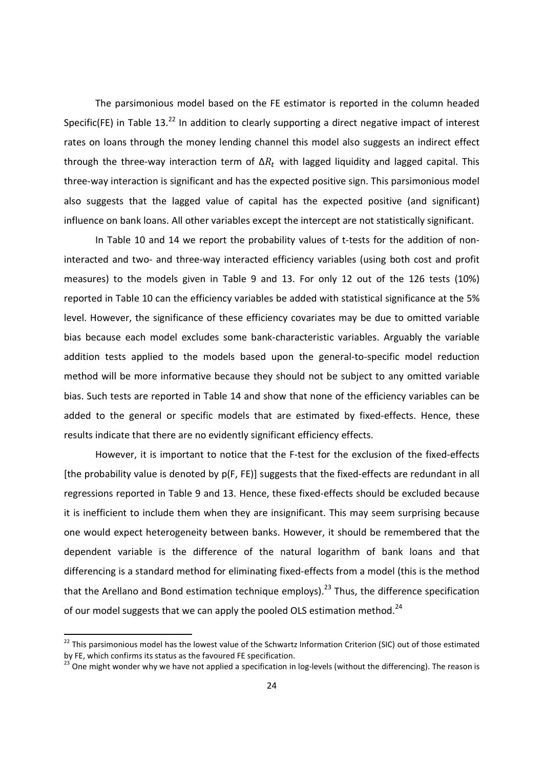The parsimonious model based on the FE estimator is reported in the column headed Specific(FE) in Table 13.[22] In addition to clearly supporting a direct negative impact of interest rates on loans through the money lending channel this model also suggests an indirect effect through the three-way interaction term of $\Delta R_t$ with lagged liquidity and lagged capital. This three-way interaction is significant and has the expected positive sign. This parsimonious model also suggests that the lagged value of capital has the expected positive (and significant) influence on bank loans. All other variables except the intercept are not statistically significant.

In Table 10 and 14 we report the probability values of t-tests for the addition of non-interacted and two- and three-way interacted efficiency variables (using both cost and profit measures) to the models given in Table 9 and 13. For only 12 out of the 126 tests (10%) reported in Table 10 can the efficiency variables be added with statistical significance at the 5% level. However, the significance of these efficiency covariates may be due to omitted variable bias because each model excludes some bank-characteristic variables. Arguably the variable addition tests applied to the models based upon the general-to-specific model reduction method will be more informative because they should not be subject to any omitted variable bias. Such tests are reported in Table 14 and show that none of the efficiency variables can be added to the general or specific models that are estimated by fixed-effects. Hence, these results indicate that there are no evidently significant efficiency effects.

However, it is important to notice that the F-test for the exclusion of the fixed-effects [the probability value is denoted by p(F, FE)] suggests that the fixed-effects are redundant in all regressions reported in Table 9 and 13. Hence, these fixed-effects should be excluded because it is inefficient to include them when they are insignificant. This may seem surprising because one would expect heterogeneity between banks. However, it should be remembered that the dependent variable is the difference of the natural logarithm of bank loans and that differencing is a standard method for eliminating fixed-effects from a model (this is the method that the Arellano and Bond estimation technique employs).[23] Thus, the difference specification of our model suggests that we can apply the pooled OLS estimation method.[24]

[22] This parsimonious model has the lowest value of the Schwartz Information Criterion (SIC) out of those estimated by FE, which confirms its status as the favoured FE specification.

[23] One might wonder why we have not applied a specification in log-levels (without the differencing). The reason is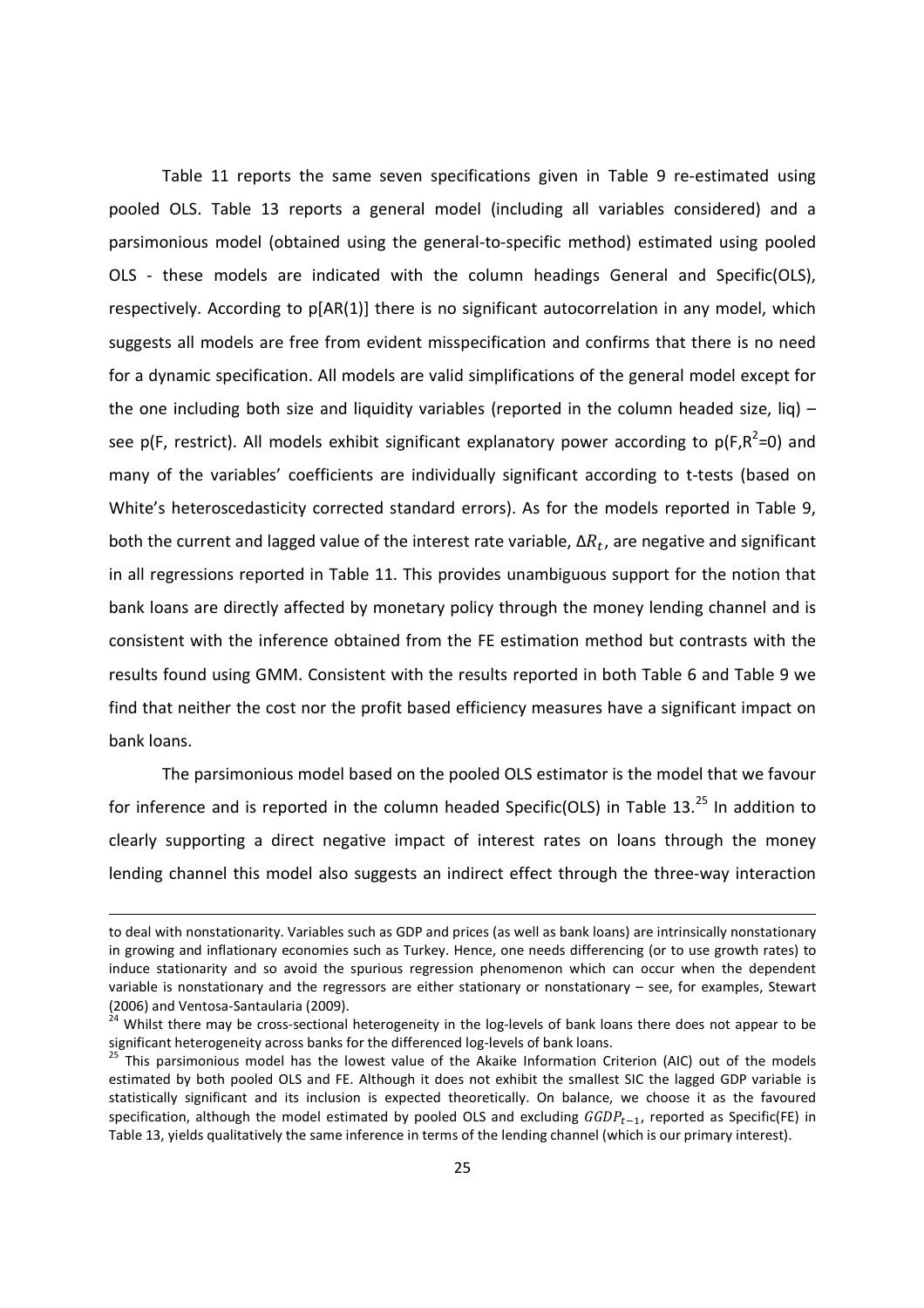Table 11 reports the same seven specifications given in Table 9 re-estimated using pooled OLS. Table 13 reports a general model (including all variables considered) and a parsimonious model (obtained using the general-to-specific method) estimated using pooled OLS - these models are indicated with the column headings General and Specific(OLS), respectively. According to p[AR(1)] there is no significant autocorrelation in any model, which suggests all models are free from evident misspecification and confirms that there is no need for a dynamic specification. All models are valid simplifications of the general model except for the one including both size and liquidity variables (reported in the column headed size, liq) – see p(F, restrict). All models exhibit significant explanatory power according to p(F,$R^2$=0) and many of the variables' coefficients are individually significant according to t-tests (based on White's heteroscedasticity corrected standard errors). As for the models reported in Table 9, both the current and lagged value of the interest rate variable, $\Delta R_t$, are negative and significant in all regressions reported in Table 11. This provides unambiguous support for the notion that bank loans are directly affected by monetary policy through the money lending channel and is consistent with the inference obtained from the FE estimation method but contrasts with the results found using GMM. Consistent with the results reported in both Table 6 and Table 9 we find that neither the cost nor the profit based efficiency measures have a significant impact on bank loans.

The parsimonious model based on the pooled OLS estimator is the model that we favour for inference and is reported in the column headed Specific(OLS) in Table 13.[25] In addition to clearly supporting a direct negative impact of interest rates on loans through the money lending channel this model also suggests an indirect effect through the three-way interaction

to deal with nonstationarity. Variables such as GDP and prices (as well as bank loans) are intrinsically nonstationary in growing and inflationary economies such as Turkey. Hence, one needs differencing (or to use growth rates) to induce stationarity and so avoid the spurious regression phenomenon which can occur when the dependent variable is nonstationary and the regressors are either stationary or nonstationary – see, for examples, Stewart (2006) and Ventosa-Santaularia (2009).

[24] Whilst there may be cross-sectional heterogeneity in the log-levels of bank loans there does not appear to be significant heterogeneity across banks for the differenced log-levels of bank loans.

[25] This parsimonious model has the lowest value of the Akaike Information Criterion (AIC) out of the models estimated by both pooled OLS and FE. Although it does not exhibit the smallest SIC the lagged GDP variable is statistically significant and its inclusion is expected theoretically. On balance, we choose it as the favoured specification, although the model estimated by pooled OLS and excluding $GGDP_{t-1}$, reported as Specific(FE) in Table 13, yields qualitatively the same inference in terms of the lending channel (which is our primary interest).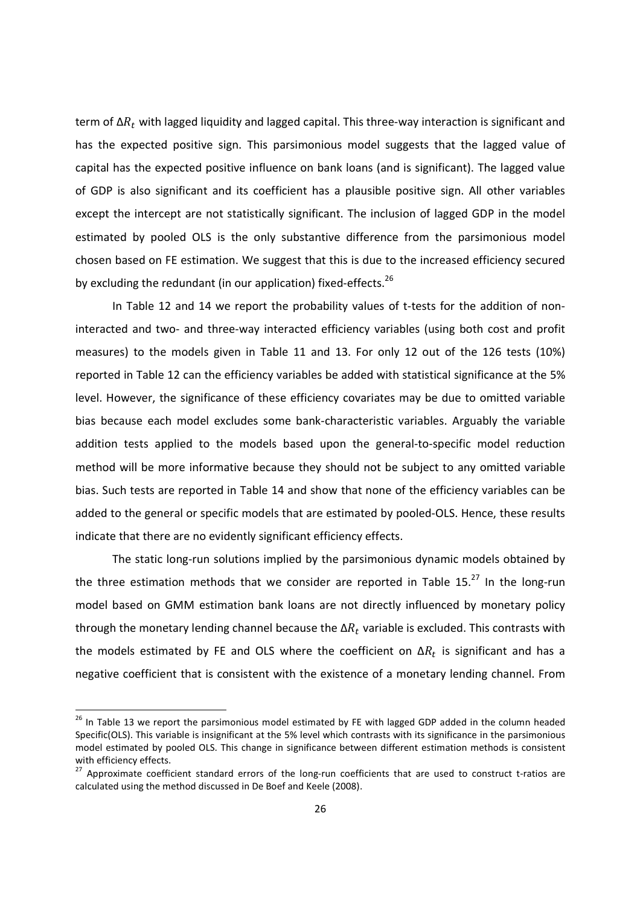term of $\Delta R_t$ with lagged liquidity and lagged capital. This three-way interaction is significant and has the expected positive sign. This parsimonious model suggests that the lagged value of capital has the expected positive influence on bank loans (and is significant). The lagged value of GDP is also significant and its coefficient has a plausible positive sign. All other variables except the intercept are not statistically significant. The inclusion of lagged GDP in the model estimated by pooled OLS is the only substantive difference from the parsimonious model chosen based on FE estimation. We suggest that this is due to the increased efficiency secured by excluding the redundant (in our application) fixed-effects.[26]

In Table 12 and 14 we report the probability values of t-tests for the addition of non-interacted and two- and three-way interacted efficiency variables (using both cost and profit measures) to the models given in Table 11 and 13. For only 12 out of the 126 tests (10%) reported in Table 12 can the efficiency variables be added with statistical significance at the 5% level. However, the significance of these efficiency covariates may be due to omitted variable bias because each model excludes some bank-characteristic variables. Arguably the variable addition tests applied to the models based upon the general-to-specific model reduction method will be more informative because they should not be subject to any omitted variable bias. Such tests are reported in Table 14 and show that none of the efficiency variables can be added to the general or specific models that are estimated by pooled-OLS. Hence, these results indicate that there are no evidently significant efficiency effects.

The static long-run solutions implied by the parsimonious dynamic models obtained by the three estimation methods that we consider are reported in Table 15.[27] In the long-run model based on GMM estimation bank loans are not directly influenced by monetary policy through the monetary lending channel because the $\Delta R_t$ variable is excluded. This contrasts with the models estimated by FE and OLS where the coefficient on $\Delta R_t$ is significant and has a negative coefficient that is consistent with the existence of a monetary lending channel. From

[26] In Table 13 we report the parsimonious model estimated by FE with lagged GDP added in the column headed Specific(OLS). This variable is insignificant at the 5% level which contrasts with its significance in the parsimonious model estimated by pooled OLS. This change in significance between different estimation methods is consistent with efficiency effects.

[27] Approximate coefficient standard errors of the long-run coefficients that are used to construct t-ratios are calculated using the method discussed in De Boef and Keele (2008).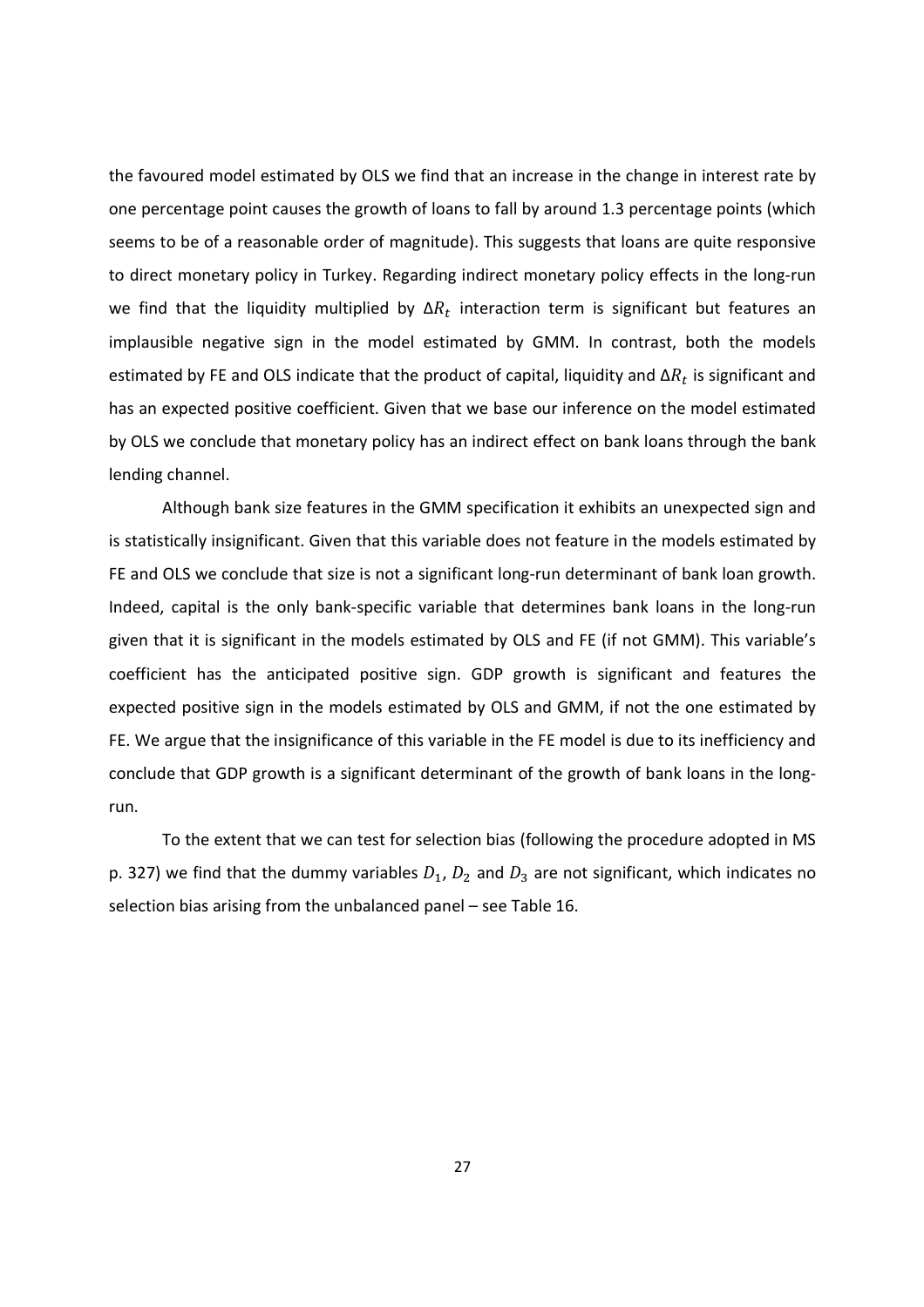the favoured model estimated by OLS we find that an increase in the change in interest rate by one percentage point causes the growth of loans to fall by around 1.3 percentage points (which seems to be of a reasonable order of magnitude). This suggests that loans are quite responsive to direct monetary policy in Turkey. Regarding indirect monetary policy effects in the long-run we find that the liquidity multiplied by $\Delta R_t$ interaction term is significant but features an implausible negative sign in the model estimated by GMM. In contrast, both the models estimated by FE and OLS indicate that the product of capital, liquidity and $\Delta R_t$ is significant and has an expected positive coefficient. Given that we base our inference on the model estimated by OLS we conclude that monetary policy has an indirect effect on bank loans through the bank lending channel.

Although bank size features in the GMM specification it exhibits an unexpected sign and is statistically insignificant. Given that this variable does not feature in the models estimated by FE and OLS we conclude that size is not a significant long-run determinant of bank loan growth. Indeed, capital is the only bank-specific variable that determines bank loans in the long-run given that it is significant in the models estimated by OLS and FE (if not GMM). This variable's coefficient has the anticipated positive sign. GDP growth is significant and features the expected positive sign in the models estimated by OLS and GMM, if not the one estimated by FE. We argue that the insignificance of this variable in the FE model is due to its inefficiency and conclude that GDP growth is a significant determinant of the growth of bank loans in the long-run.

To the extent that we can test for selection bias (following the procedure adopted in MS p. 327) we find that the dummy variables $D_1$, $D_2$ and $D_3$ are not significant, which indicates no selection bias arising from the unbalanced panel – see Table 16.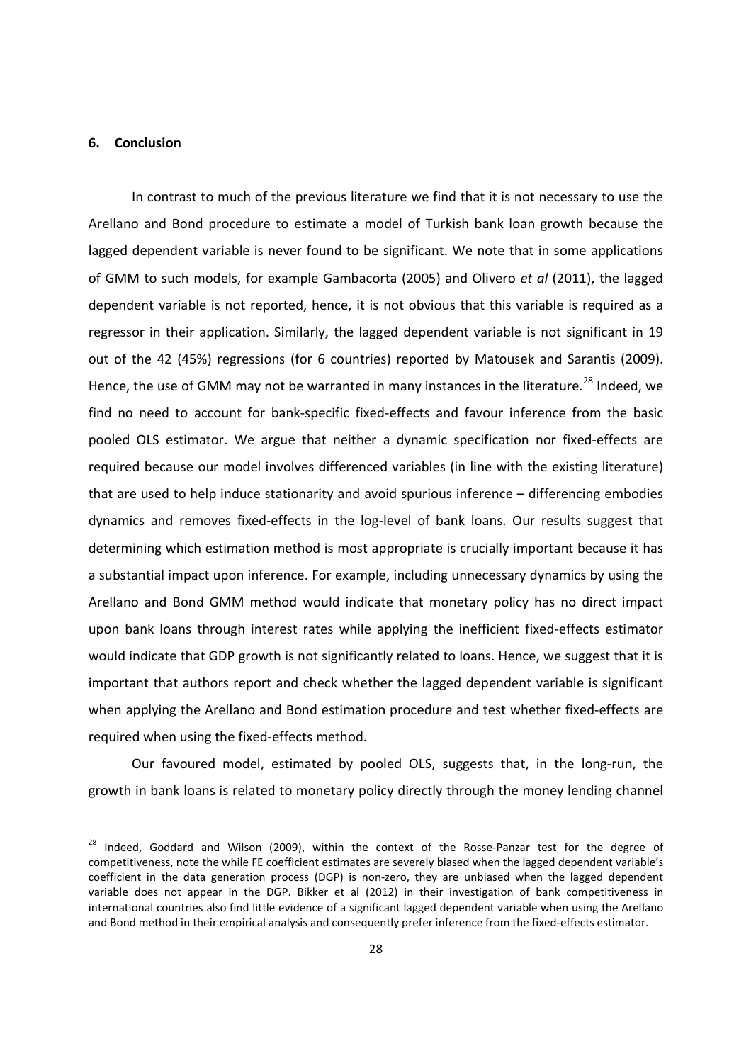## 6. Conclusion

In contrast to much of the previous literature we find that it is not necessary to use the Arellano and Bond procedure to estimate a model of Turkish bank loan growth because the lagged dependent variable is never found to be significant. We note that in some applications of GMM to such models, for example Gambacorta (2005) and Olivero *et al* (2011), the lagged dependent variable is not reported, hence, it is not obvious that this variable is required as a regressor in their application. Similarly, the lagged dependent variable is not significant in 19 out of the 42 (45%) regressions (for 6 countries) reported by Matousek and Sarantis (2009). Hence, the use of GMM may not be warranted in many instances in the literature.[28] Indeed, we find no need to account for bank-specific fixed-effects and favour inference from the basic pooled OLS estimator. We argue that neither a dynamic specification nor fixed-effects are required because our model involves differenced variables (in line with the existing literature) that are used to help induce stationarity and avoid spurious inference – differencing embodies dynamics and removes fixed-effects in the log-level of bank loans. Our results suggest that determining which estimation method is most appropriate is crucially important because it has a substantial impact upon inference. For example, including unnecessary dynamics by using the Arellano and Bond GMM method would indicate that monetary policy has no direct impact upon bank loans through interest rates while applying the inefficient fixed-effects estimator would indicate that GDP growth is not significantly related to loans. Hence, we suggest that it is important that authors report and check whether the lagged dependent variable is significant when applying the Arellano and Bond estimation procedure and test whether fixed-effects are required when using the fixed-effects method.

Our favoured model, estimated by pooled OLS, suggests that, in the long-run, the growth in bank loans is related to monetary policy directly through the money lending channel

[28] Indeed, Goddard and Wilson (2009), within the context of the Rosse-Panzar test for the degree of competitiveness, note the while FE coefficient estimates are severely biased when the lagged dependent variable's coefficient in the data generation process (DGP) is non-zero, they are unbiased when the lagged dependent variable does not appear in the DGP. Bikker et al (2012) in their investigation of bank competitiveness in international countries also find little evidence of a significant lagged dependent variable when using the Arellano and Bond method in their empirical analysis and consequently prefer inference from the fixed-effects estimator.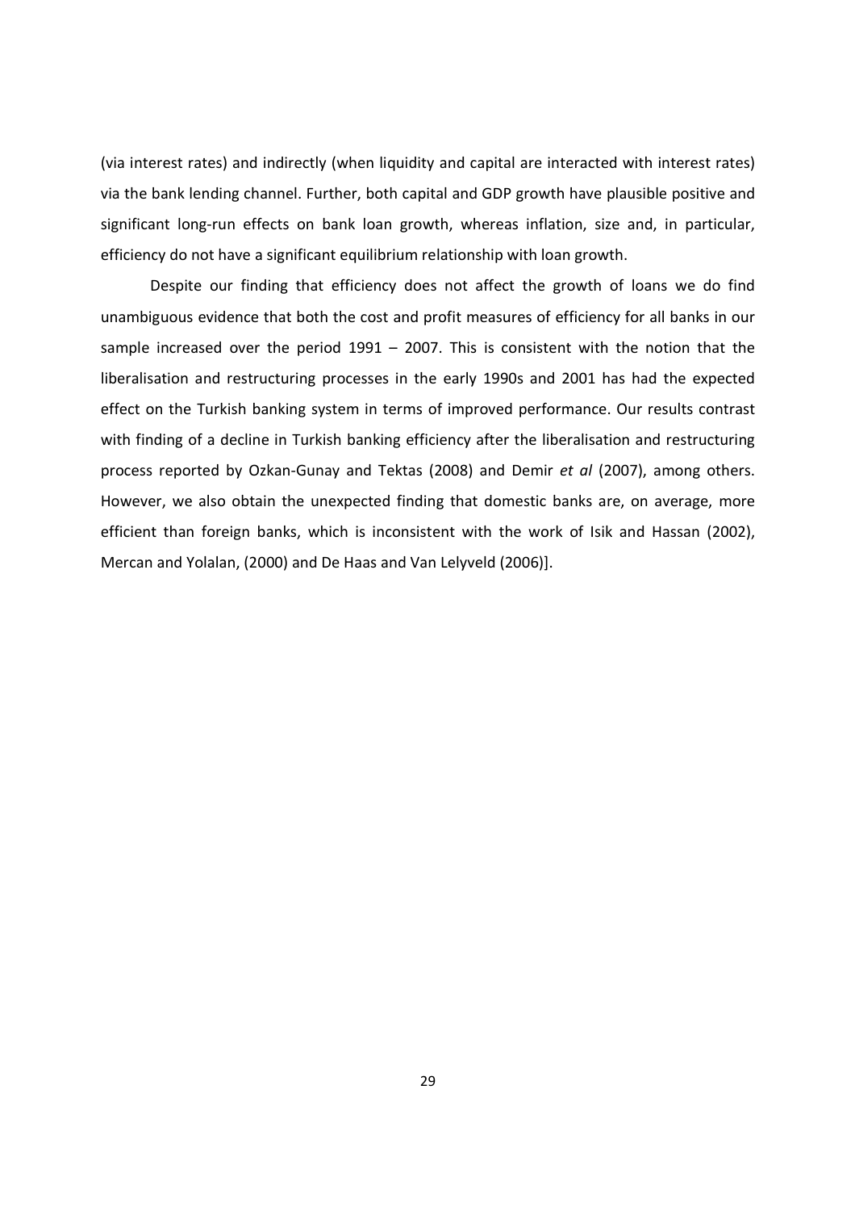(via interest rates) and indirectly (when liquidity and capital are interacted with interest rates) via the bank lending channel. Further, both capital and GDP growth have plausible positive and significant long-run effects on bank loan growth, whereas inflation, size and, in particular, efficiency do not have a significant equilibrium relationship with loan growth.

Despite our finding that efficiency does not affect the growth of loans we do find unambiguous evidence that both the cost and profit measures of efficiency for all banks in our sample increased over the period 1991 – 2007. This is consistent with the notion that the liberalisation and restructuring processes in the early 1990s and 2001 has had the expected effect on the Turkish banking system in terms of improved performance. Our results contrast with finding of a decline in Turkish banking efficiency after the liberalisation and restructuring process reported by Ozkan-Gunay and Tektas (2008) and Demir *et al* (2007), among others. However, we also obtain the unexpected finding that domestic banks are, on average, more efficient than foreign banks, which is inconsistent with the work of Isik and Hassan (2002), Mercan and Yolalan, (2000) and De Haas and Van Lelyveld (2006)].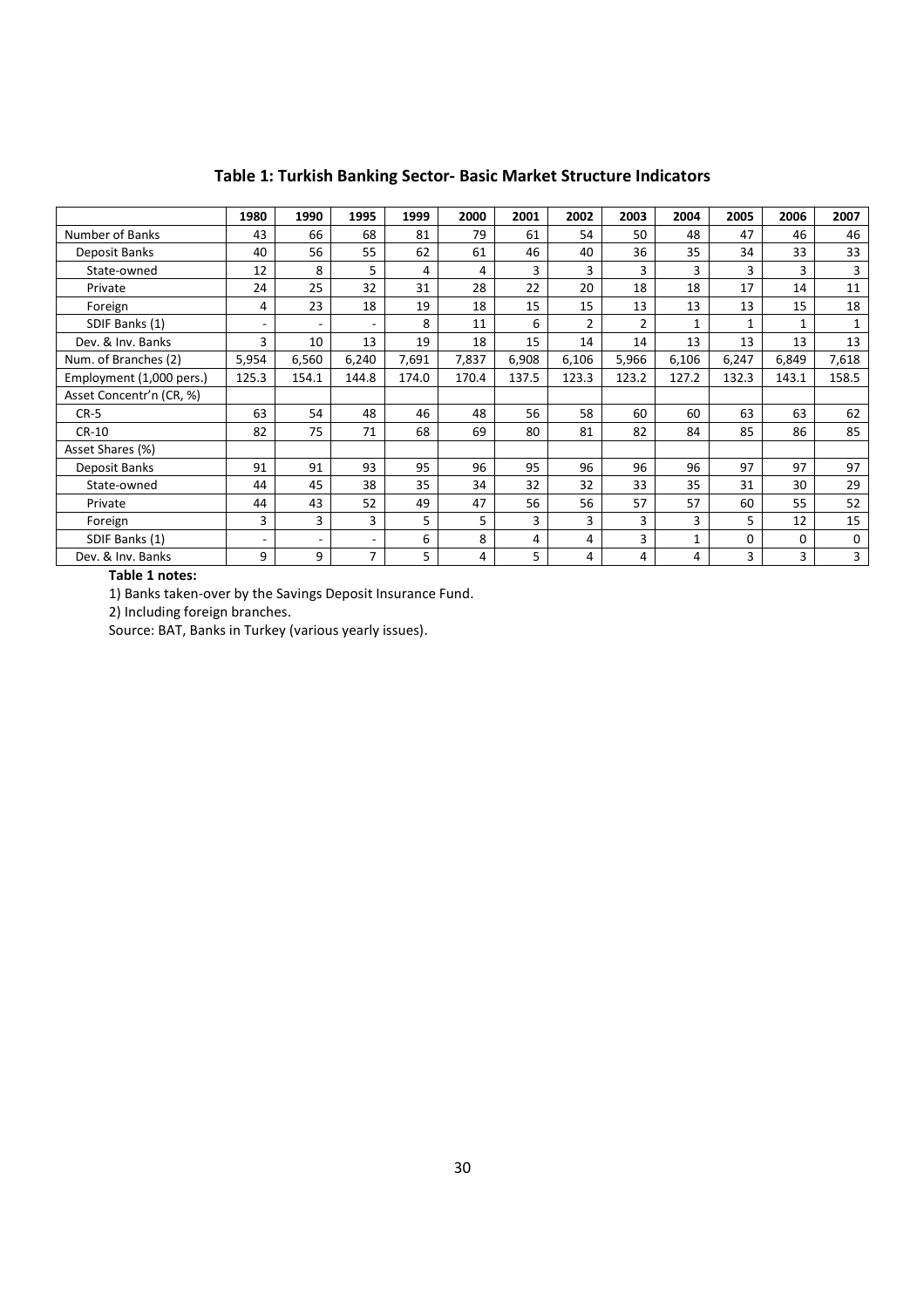## Table 1: Turkish Banking Sector- Basic Market Structure Indicators

| | 1980 | 1990 | 1995 | 1999 | 2000 | 2001 | 2002 | 2003 | 2004 | 2005 | 2006 | 2007 |
|---|---|---|---|---|---|---|---|---|---|---|---|---|
| Number of Banks | 43 | 66 | 68 | 81 | 79 | 61 | 54 | 50 | 48 | 47 | 46 | 46 |
| Deposit Banks | 40 | 56 | 55 | 62 | 61 | 46 | 40 | 36 | 35 | 34 | 33 | 33 |
| State-owned | 12 | 8 | 5 | 4 | 4 | 3 | 3 | 3 | 3 | 3 | 3 | 3 |
| Private | 24 | 25 | 32 | 31 | 28 | 22 | 20 | 18 | 18 | 17 | 14 | 11 |
| Foreign | 4 | 23 | 18 | 19 | 18 | 15 | 15 | 13 | 13 | 13 | 15 | 18 |
| SDIF Banks (1) | - | - | - | 8 | 11 | 6 | 2 | 2 | 1 | 1 | 1 | 1 |
| Dev. & Inv. Banks | 3 | 10 | 13 | 19 | 18 | 15 | 14 | 14 | 13 | 13 | 13 | 13 |
| Num. of Branches (2) | 5,954 | 6,560 | 6,240 | 7,691 | 7,837 | 6,908 | 6,106 | 5,966 | 6,106 | 6,247 | 6,849 | 7,618 |
| Employment (1,000 pers.) | 125.3 | 154.1 | 144.8 | 174.0 | 170.4 | 137.5 | 123.3 | 123.2 | 127.2 | 132.3 | 143.1 | 158.5 |
| Asset Concentr'n (CR, %) | | | | | | | | | | | | |
| CR-5 | 63 | 54 | 48 | 46 | 48 | 56 | 58 | 60 | 60 | 63 | 63 | 62 |
| CR-10 | 82 | 75 | 71 | 68 | 69 | 80 | 81 | 82 | 84 | 85 | 86 | 85 |
| Asset Shares (%) | | | | | | | | | | | | |
| Deposit Banks | 91 | 91 | 93 | 95 | 96 | 95 | 96 | 96 | 96 | 97 | 97 | 97 |
| State-owned | 44 | 45 | 38 | 35 | 34 | 32 | 32 | 33 | 35 | 31 | 30 | 29 |
| Private | 44 | 43 | 52 | 49 | 47 | 56 | 56 | 57 | 57 | 60 | 55 | 52 |
| Foreign | 3 | 3 | 3 | 5 | 5 | 3 | 3 | 3 | 3 | 5 | 12 | 15 |
| SDIF Banks (1) | - | - | - | 6 | 8 | 4 | 4 | 3 | 1 | 0 | 0 | 0 |
| Dev. & Inv. Banks | 9 | 9 | 7 | 5 | 4 | 5 | 4 | 4 | 4 | 3 | 3 | 3 |

**Table 1 notes:**

1) Banks taken-over by the Savings Deposit Insurance Fund.

2) Including foreign branches.

Source: BAT, Banks in Turkey (various yearly issues).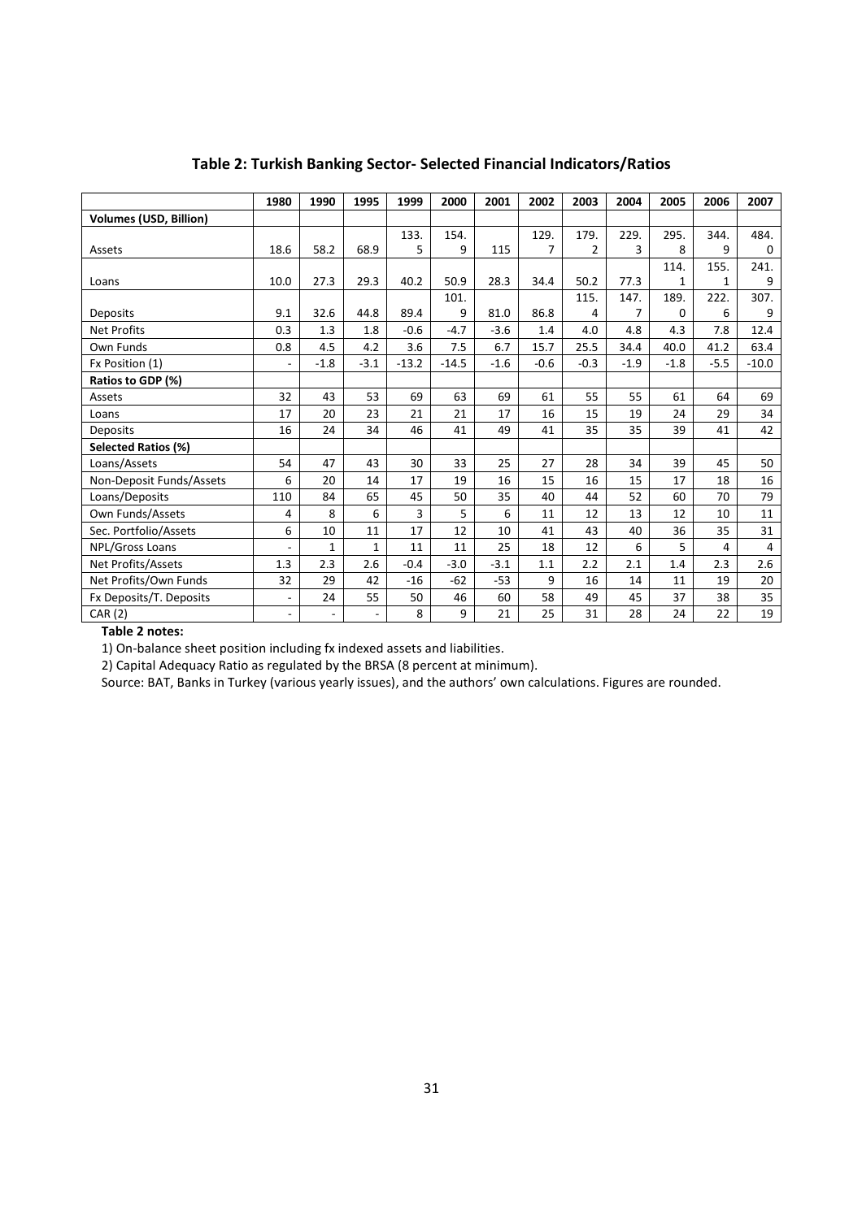## Table 2: Turkish Banking Sector- Selected Financial Indicators/Ratios

| | 1980 | 1990 | 1995 | 1999 | 2000 | 2001 | 2002 | 2003 | 2004 | 2005 | 2006 | 2007 |
|---|---|---|---|---|---|---|---|---|---|---|---|---|
| **Volumes (USD, Billion)** | | | | | | | | | | | | |
| Assets | 18.6 | 58.2 | 68.9 | 133.5 | 154.9 | 115 | 129.7 | 179.2 | 229.3 | 295.8 | 344.9 | 484.0 |
| Loans | 10.0 | 27.3 | 29.3 | 40.2 | 50.9 | 28.3 | 34.4 | 50.2 | 77.3 | 114.1 | 155.1 | 241.9 |
| Deposits | 9.1 | 32.6 | 44.8 | 89.4 | 101.9 | 81.0 | 86.8 | 115.4 | 147.7 | 189.0 | 222.6 | 307.9 |
| Net Profits | 0.3 | 1.3 | 1.8 | -0.6 | -4.7 | -3.6 | 1.4 | 4.0 | 4.8 | 4.3 | 7.8 | 12.4 |
| Own Funds | 0.8 | 4.5 | 4.2 | 3.6 | 7.5 | 6.7 | 15.7 | 25.5 | 34.4 | 40.0 | 41.2 | 63.4 |
| Fx Position (1) | - | -1.8 | -3.1 | -13.2 | -14.5 | -1.6 | -0.6 | -0.3 | -1.9 | -1.8 | -5.5 | -10.0 |
| **Ratios to GDP (%)** | | | | | | | | | | | | |
| Assets | 32 | 43 | 53 | 69 | 63 | 69 | 61 | 55 | 55 | 61 | 64 | 69 |
| Loans | 17 | 20 | 23 | 21 | 21 | 17 | 16 | 15 | 19 | 24 | 29 | 34 |
| Deposits | 16 | 24 | 34 | 46 | 41 | 49 | 41 | 35 | 35 | 39 | 41 | 42 |
| **Selected Ratios (%)** | | | | | | | | | | | | |
| Loans/Assets | 54 | 47 | 43 | 30 | 33 | 25 | 27 | 28 | 34 | 39 | 45 | 50 |
| Non-Deposit Funds/Assets | 6 | 20 | 14 | 17 | 19 | 16 | 15 | 16 | 15 | 17 | 18 | 16 |
| Loans/Deposits | 110 | 84 | 65 | 45 | 50 | 35 | 40 | 44 | 52 | 60 | 70 | 79 |
| Own Funds/Assets | 4 | 8 | 6 | 3 | 5 | 6 | 11 | 12 | 13 | 12 | 10 | 11 |
| Sec. Portfolio/Assets | 6 | 10 | 11 | 17 | 12 | 10 | 41 | 43 | 40 | 36 | 35 | 31 |
| NPL/Gross Loans | - | 1 | 1 | 11 | 11 | 25 | 18 | 12 | 6 | 5 | 4 | 4 |
| Net Profits/Assets | 1.3 | 2.3 | 2.6 | -0.4 | -3.0 | -3.1 | 1.1 | 2.2 | 2.1 | 1.4 | 2.3 | 2.6 |
| Net Profits/Own Funds | 32 | 29 | 42 | -16 | -62 | -53 | 9 | 16 | 14 | 11 | 19 | 20 |
| Fx Deposits/T. Deposits | - | 24 | 55 | 50 | 46 | 60 | 58 | 49 | 45 | 37 | 38 | 35 |
| CAR (2) | - | - | - | 8 | 9 | 21 | 25 | 31 | 28 | 24 | 22 | 19 |

**Table 2 notes:**

1) On-balance sheet position including fx indexed assets and liabilities.

2) Capital Adequacy Ratio as regulated by the BRSA (8 percent at minimum).

Source: BAT, Banks in Turkey (various yearly issues), and the authors' own calculations. Figures are rounded.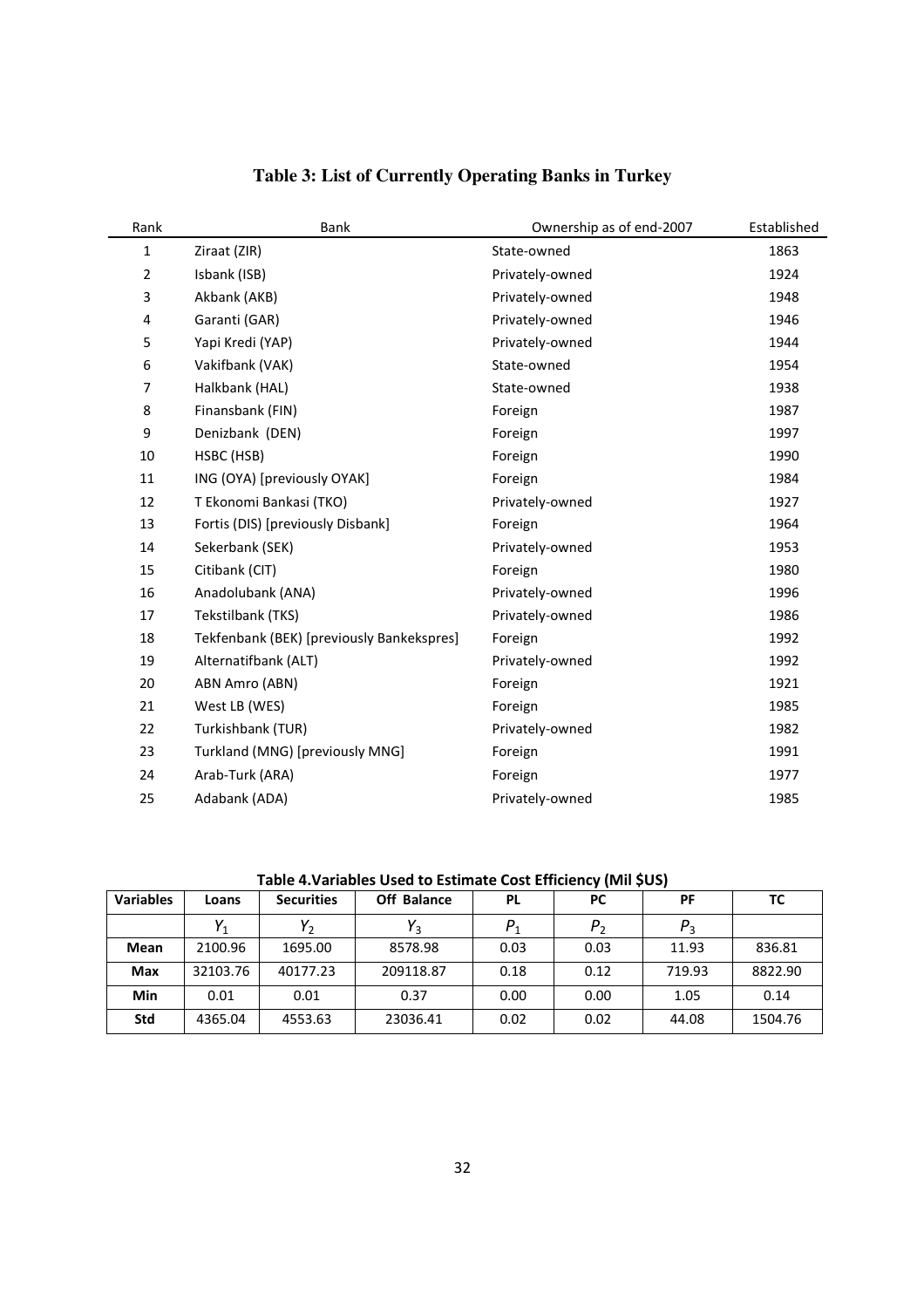# Table 3: List of Currently Operating Banks in Turkey

| Rank | Bank | Ownership as of end-2007 | Established |
|---|---|---|---|
| 1 | Ziraat (ZIR) | State-owned | 1863 |
| 2 | Isbank (ISB) | Privately-owned | 1924 |
| 3 | Akbank (AKB) | Privately-owned | 1948 |
| 4 | Garanti (GAR) | Privately-owned | 1946 |
| 5 | Yapi Kredi (YAP) | Privately-owned | 1944 |
| 6 | Vakifbank (VAK) | State-owned | 1954 |
| 7 | Halkbank (HAL) | State-owned | 1938 |
| 8 | Finansbank (FIN) | Foreign | 1987 |
| 9 | Denizbank (DEN) | Foreign | 1997 |
| 10 | HSBC (HSB) | Foreign | 1990 |
| 11 | ING (OYA) [previously OYAK] | Foreign | 1984 |
| 12 | T Ekonomi Bankasi (TKO) | Privately-owned | 1927 |
| 13 | Fortis (DIS) [previously Disbank] | Foreign | 1964 |
| 14 | Sekerbank (SEK) | Privately-owned | 1953 |
| 15 | Citibank (CIT) | Foreign | 1980 |
| 16 | Anadolubank (ANA) | Privately-owned | 1996 |
| 17 | Tekstilbank (TKS) | Privately-owned | 1986 |
| 18 | Tekfenbank (BEK) [previously Bankekspres] | Foreign | 1992 |
| 19 | Alternatifbank (ALT) | Privately-owned | 1992 |
| 20 | ABN Amro (ABN) | Foreign | 1921 |
| 21 | West LB (WES) | Foreign | 1985 |
| 22 | Turkishbank (TUR) | Privately-owned | 1982 |
| 23 | Turkland (MNG) [previously MNG] | Foreign | 1991 |
| 24 | Arab-Turk (ARA) | Foreign | 1977 |
| 25 | Adabank (ADA) | Privately-owned | 1985 |

**Table 4.Variables Used to Estimate Cost Efficiency (Mil $US)**

| Variables | Loans | Securities | Off Balance | PL | PC | PF | TC |
|---|---|---|---|---|---|---|---|
| | $Y_1$ | $Y_2$ | $Y_3$ | $P_1$ | $P_2$ | $P_3$ | |
| **Mean** | 2100.96 | 1695.00 | 8578.98 | 0.03 | 0.03 | 11.93 | 836.81 |
| **Max** | 32103.76 | 40177.23 | 209118.87 | 0.18 | 0.12 | 719.93 | 8822.90 |
| **Min** | 0.01 | 0.01 | 0.37 | 0.00 | 0.00 | 1.05 | 0.14 |
| **Std** | 4365.04 | 4553.63 | 23036.41 | 0.02 | 0.02 | 44.08 | 1504.76 |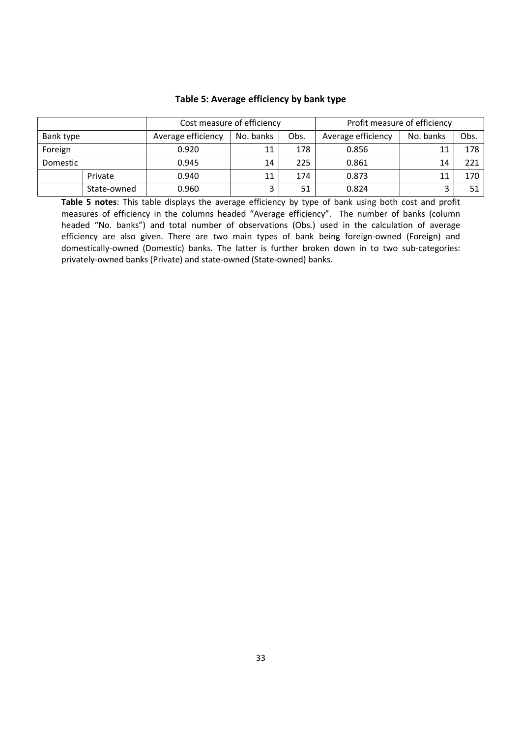**Table 5: Average efficiency by bank type**

| | | Cost measure of efficiency | | | Profit measure of efficiency | | |
|---|---|---|---|---|---|---|---|
| Bank type | | Average efficiency | No. banks | Obs. | Average efficiency | No. banks | Obs. |
| Foreign | | 0.920 | 11 | 178 | 0.856 | 11 | 178 |
| Domestic | | 0.945 | 14 | 225 | 0.861 | 14 | 221 |
| | Private | 0.940 | 11 | 174 | 0.873 | 11 | 170 |
| | State-owned | 0.960 | 3 | 51 | 0.824 | 3 | 51 |

**Table 5 notes**: This table displays the average efficiency by type of bank using both cost and profit measures of efficiency in the columns headed "Average efficiency". The number of banks (column headed "No. banks") and total number of observations (Obs.) used in the calculation of average efficiency are also given. There are two main types of bank being foreign-owned (Foreign) and domestically-owned (Domestic) banks. The latter is further broken down in to two sub-categories: privately-owned banks (Private) and state-owned (State-owned) banks.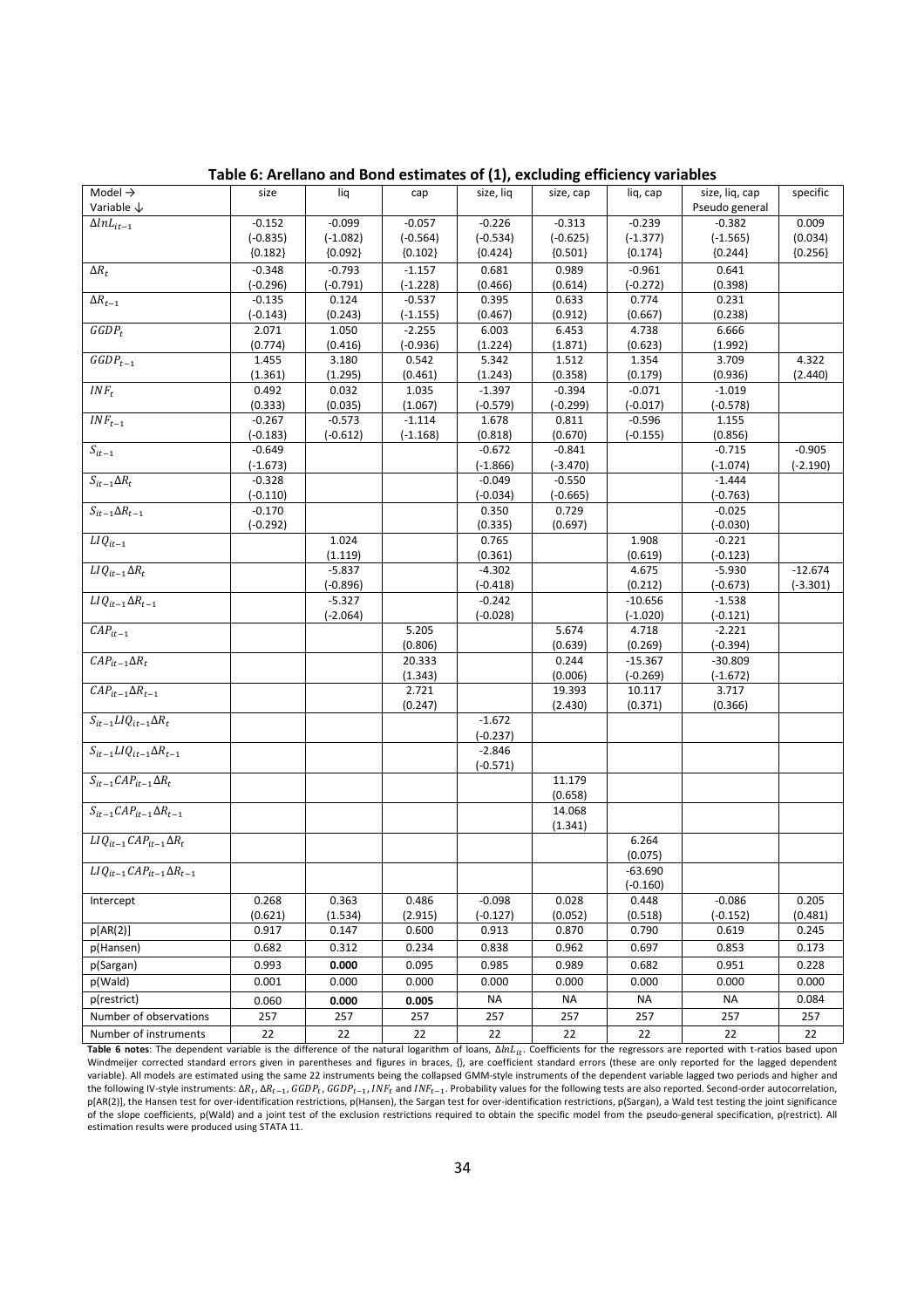**Table 6: Arellano and Bond estimates of (1), excluding efficiency variables**

| Model → <br> Variable ↓ | size | liq | cap | size, liq | size, cap | liq, cap | size, liq, cap <br> Pseudo general | specific |
|---|---|---|---|---|---|---|---|---|
| $\Delta lnL_{it-1}$ | -0.152 | -0.099 | -0.057 | -0.226 | -0.313 | -0.239 | -0.382 | 0.009 |
| | (-0.835) | (-1.082) | (-0.564) | (-0.534) | (-0.625) | (-1.377) | (-1.565) | (0.034) |
| | {0.182} | {0.092} | {0.102} | {0.424} | {0.501} | {0.174} | {0.244} | {0.256} |
| $\Delta R_t$ | -0.348 | -0.793 | -1.157 | 0.681 | 0.989 | -0.961 | 0.641 | |
| | (-0.296) | (-0.791) | (-1.228) | (0.466) | (0.614) | (-0.272) | (0.398) | |
| $\Delta R_{t-1}$ | -0.135 | 0.124 | -0.537 | 0.395 | 0.633 | 0.774 | 0.231 | |
| | (-0.143) | (0.243) | (-1.155) | (0.467) | (0.912) | (0.667) | (0.238) | |
| $GGDP_t$ | 2.071 | 1.050 | -2.255 | 6.003 | 6.453 | 4.738 | 6.666 | |
| | (0.774) | (0.416) | (-0.936) | (1.224) | (1.871) | (0.623) | (1.992) | |
| $GGDP_{t-1}$ | 1.455 | 3.180 | 0.542 | 5.342 | 1.512 | 1.354 | 3.709 | 4.322 |
| | (1.361) | (1.295) | (0.461) | (1.243) | (0.358) | (0.179) | (0.936) | (2.440) |
| $INF_t$ | 0.492 | 0.032 | 1.035 | -1.397 | -0.394 | -0.071 | -1.019 | |
| | (0.333) | (0.035) | (1.067) | (-0.579) | (-0.299) | (-0.017) | (-0.578) | |
| $INF_{t-1}$ | -0.267 | -0.573 | -1.114 | 1.678 | 0.811 | -0.596 | 1.155 | |
| | (-0.183) | (-0.612) | (-1.168) | (0.818) | (0.670) | (-0.155) | (0.856) | |
| $S_{it-1}$ | -0.649 | | | -0.672 | -0.841 | | -0.715 | -0.905 |
| | (-1.673) | | | (-1.866) | (-3.470) | | (-1.074) | (-2.190) |
| $S_{it-1}\Delta R_t$ | -0.328 | | | -0.049 | -0.550 | | -1.444 | |
| | (-0.110) | | | (-0.034) | (-0.665) | | (-0.763) | |
| $S_{it-1}\Delta R_{t-1}$ | -0.170 | | | 0.350 | 0.729 | | -0.025 | |
| | (-0.292) | | | (0.335) | (0.697) | | (-0.030) | |
| $LIQ_{it-1}$ | | 1.024 | | 0.765 | | 1.908 | -0.221 | |
| | | (1.119) | | (0.361) | | (0.619) | (-0.123) | |
| $LIQ_{it-1}\Delta R_t$ | | -5.837 | | -4.302 | | 4.675 | -5.930 | -12.674 |
| | | (-0.896) | | (-0.418) | | (0.212) | (-0.673) | (-3.301) |
| $LIQ_{it-1}\Delta R_{t-1}$ | | -5.327 | | -0.242 | | -10.656 | -1.538 | |
| | | (-2.064) | | (-0.028) | | (-1.020) | (-0.121) | |
| $CAP_{it-1}$ | | | 5.205 | | 5.674 | 4.718 | -2.221 | |
| | | | (0.806) | | (0.639) | (0.269) | (-0.394) | |
| $CAP_{it-1}\Delta R_t$ | | | 20.333 | | 0.244 | -15.367 | -30.809 | |
| | | | (1.343) | | (0.006) | (-0.269) | (-1.672) | |
| $CAP_{it-1}\Delta R_{t-1}$ | | | 2.721 | | 19.393 | 10.117 | 3.717 | |
| | | | (0.247) | | (2.430) | (0.371) | (0.366) | |
| $S_{it-1}LIQ_{it-1}\Delta R_t$ | | | | -1.672 | | | | |
| | | | | (-0.237) | | | | |
| $S_{it-1}LIQ_{it-1}\Delta R_{t-1}$ | | | | -2.846 | | | | |
| | | | | (-0.571) | | | | |
| $S_{it-1}CAP_{it-1}\Delta R_t$ | | | | | 11.179 | | | |
| | | | | | (0.658) | | | |
| $S_{it-1}CAP_{it-1}\Delta R_{t-1}$ | | | | | 14.068 | | | |
| | | | | | (1.341) | | | |
| $LIQ_{it-1}CAP_{it-1}\Delta R_t$ | | | | | | 6.264 | | |
| | | | | | | (0.075) | | |
| $LIQ_{it-1}CAP_{it-1}\Delta R_{t-1}$ | | | | | | -63.690 | | |
| | | | | | | (-0.160) | | |
| Intercept | 0.268 | 0.363 | 0.486 | -0.098 | 0.028 | 0.448 | -0.086 | 0.205 |
| | (0.621) | (1.534) | (2.915) | (-0.127) | (0.052) | (0.518) | (-0.152) | (0.481) |
| p[AR(2)] | 0.917 | 0.147 | 0.600 | 0.913 | 0.870 | 0.790 | 0.619 | 0.245 |
| p(Hansen) | 0.682 | 0.312 | 0.234 | 0.838 | 0.962 | 0.697 | 0.853 | 0.173 |
| p(Sargan) | 0.993 | **0.000** | 0.095 | 0.985 | 0.989 | 0.682 | 0.951 | 0.228 |
| p(Wald) | 0.001 | 0.000 | 0.000 | 0.000 | 0.000 | 0.000 | 0.000 | 0.000 |
| p(restrict) | 0.060 | **0.000** | **0.005** | NA | NA | NA | NA | 0.084 |
| Number of observations | 257 | 257 | 257 | 257 | 257 | 257 | 257 | 257 |
| Number of instruments | 22 | 22 | 22 | 22 | 22 | 22 | 22 | 22 |

**Table 6 notes**: The dependent variable is the difference of the natural logarithm of loans, $\Delta lnL_{it}$. Coefficients for the regressors are reported with t-ratios based upon Windmeijer corrected standard errors given in parentheses and figures in braces, {}, are coefficient standard errors (these are only reported for the lagged dependent variable). All models are estimated using the same 22 instruments being the collapsed GMM-style instruments of the dependent variable lagged two periods and higher and the following IV-style instruments: $\Delta R_t$, $\Delta R_{t-1}$, $GGDP_t$, $GGDP_{t-1}$, $INF_t$ and $INF_{t-1}$. Probability values for the following tests are also reported. Second-order autocorrelation, p[AR(2)], the Hansen test for over-identification restrictions, p(Hansen), the Sargan test for over-identification restrictions, p(Sargan), a Wald test testing the joint significance of the slope coefficients, p(Wald) and a joint test of the exclusion restrictions required to obtain the specific model from the pseudo-general specification, p(restrict). All estimation results were produced using STATA 11.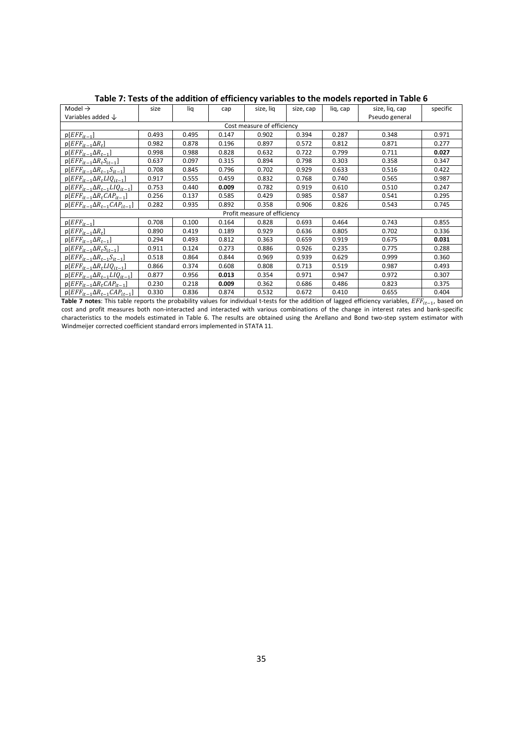**Table 7: Tests of the addition of efficiency variables to the models reported in Table 6**

| Model → <br> Variables added ↓ | size | liq | cap | size, liq | size, cap | liq, cap | size, liq, cap Pseudo general | specific |
|---|---|---|---|---|---|---|---|---|
| Cost measure of efficiency | | | | | | | | |
| p[$EFF_{it-1}$] | 0.493 | 0.495 | 0.147 | 0.902 | 0.394 | 0.287 | 0.348 | 0.971 |
| p[$EFF_{it-1}\Delta R_t$] | 0.982 | 0.878 | 0.196 | 0.897 | 0.572 | 0.812 | 0.871 | 0.277 |
| p[$EFF_{it-1}\Delta R_{t-1}$] | 0.998 | 0.988 | 0.828 | 0.632 | 0.722 | 0.799 | 0.711 | **0.027** |
| p[$EFF_{it-1}\Delta R_t S_{it-1}$] | 0.637 | 0.097 | 0.315 | 0.894 | 0.798 | 0.303 | 0.358 | 0.347 |
| p[$EFF_{it-1}\Delta R_{t-1} S_{it-1}$] | 0.708 | 0.845 | 0.796 | 0.702 | 0.929 | 0.633 | 0.516 | 0.422 |
| p[$EFF_{it-1}\Delta R_t LIQ_{it-1}$] | 0.917 | 0.555 | 0.459 | 0.832 | 0.768 | 0.740 | 0.565 | 0.987 |
| p[$EFF_{it-1}\Delta R_{t-1} LIQ_{it-1}$] | 0.753 | 0.440 | **0.009** | 0.782 | 0.919 | 0.610 | 0.510 | 0.247 |
| p[$EFF_{it-1}\Delta R_t CAP_{it-1}$] | 0.256 | 0.137 | 0.585 | 0.429 | 0.985 | 0.587 | 0.541 | 0.295 |
| p[$EFF_{it-1}\Delta R_{t-1} CAP_{it-1}$] | 0.282 | 0.935 | 0.892 | 0.358 | 0.906 | 0.826 | 0.543 | 0.745 |
| Profit measure of efficiency | | | | | | | | |
| p[$EFF_{it-1}$] | 0.708 | 0.100 | 0.164 | 0.828 | 0.693 | 0.464 | 0.743 | 0.855 |
| p[$EFF_{it-1}\Delta R_t$] | 0.890 | 0.419 | 0.189 | 0.929 | 0.636 | 0.805 | 0.702 | 0.336 |
| p[$EFF_{it-1}\Delta R_{t-1}$] | 0.294 | 0.493 | 0.812 | 0.363 | 0.659 | 0.919 | 0.675 | **0.031** |
| p[$EFF_{it-1}\Delta R_t S_{it-1}$] | 0.911 | 0.124 | 0.273 | 0.886 | 0.926 | 0.235 | 0.775 | 0.288 |
| p[$EFF_{it-1}\Delta R_{t-1} S_{it-1}$] | 0.518 | 0.864 | 0.844 | 0.969 | 0.939 | 0.629 | 0.999 | 0.360 |
| p[$EFF_{it-1}\Delta R_t LIQ_{it-1}$] | 0.866 | 0.374 | 0.608 | 0.808 | 0.713 | 0.519 | 0.987 | 0.493 |
| p[$EFF_{it-1}\Delta R_{t-1} LIQ_{it-1}$] | 0.877 | 0.956 | **0.013** | 0.354 | 0.971 | 0.947 | 0.972 | 0.307 |
| p[$EFF_{it-1}\Delta R_t CAP_{it-1}$] | 0.230 | 0.218 | **0.009** | 0.362 | 0.686 | 0.486 | 0.823 | 0.375 |
| p[$EFF_{it-1}\Delta R_{t-1} CAP_{it-1}$] | 0.330 | 0.836 | 0.874 | 0.532 | 0.672 | 0.410 | 0.655 | 0.404 |

**Table 7 notes**: This table reports the probability values for individual t-tests for the addition of lagged efficiency variables, $EFF_{it-1}$, based on cost and profit measures both non-interacted and interacted with various combinations of the change in interest rates and bank-specific characteristics to the models estimated in Table 6. The results are obtained using the Arellano and Bond two-step system estimator with Windmeijer corrected coefficient standard errors implemented in STATA 11.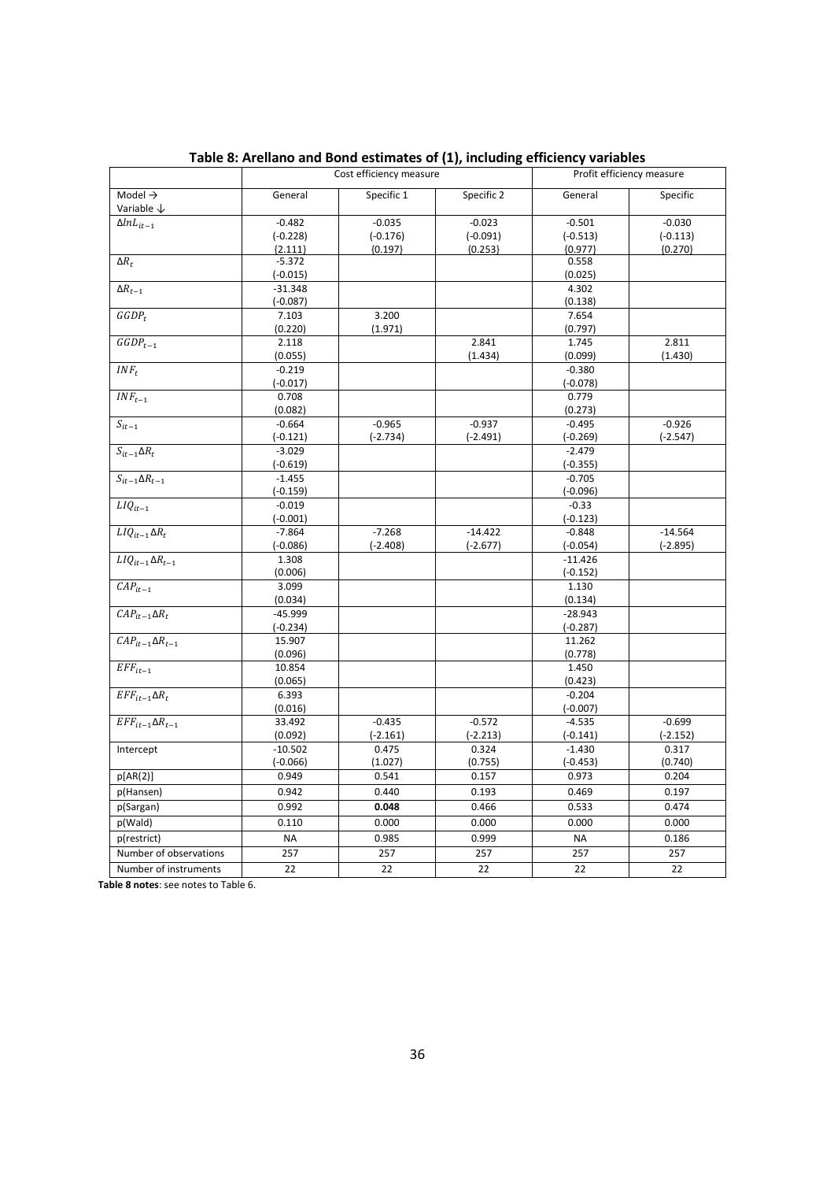**Table 8: Arellano and Bond estimates of (1), including efficiency variables**

| | Cost efficiency measure | | | Profit efficiency measure | |
|---|---|---|---|---|---|
| Model → Variable ↓ | General | Specific 1 | Specific 2 | General | Specific |
| $\Delta lnL_{it-1}$ | -0.482 (-0.228) {2.111} | -0.035 (-0.176) {0.197} | -0.023 (-0.091) {0.253} | -0.501 (-0.513) {0.977} | -0.030 (-0.113) {0.270} |
| $\Delta R_t$ | -5.372 (-0.015) | | | 0.558 (0.025) | |
| $\Delta R_{t-1}$ | -31.348 (-0.087) | | | 4.302 (0.138) | |
| $GGDP_t$ | 7.103 (0.220) | 3.200 (1.971) | | 7.654 (0.797) | |
| $GGDP_{t-1}$ | 2.118 (0.055) | | 2.841 (1.434) | 1.745 (0.099) | 2.811 (1.430) |
| $INF_t$ | -0.219 (-0.017) | | | -0.380 (-0.078) | |
| $INF_{t-1}$ | 0.708 (0.082) | | | 0.779 (0.273) | |
| $S_{it-1}$ | -0.664 (-0.121) | -0.965 (-2.734) | -0.937 (-2.491) | -0.495 (-0.269) | -0.926 (-2.547) |
| $S_{it-1}\Delta R_t$ | -3.029 (-0.619) | | | -2.479 (-0.355) | |
| $S_{it-1}\Delta R_{t-1}$ | -1.455 (-0.159) | | | -0.705 (-0.096) | |
| $LIQ_{it-1}$ | -0.019 (-0.001) | | | -0.33 (-0.123) | |
| $LIQ_{it-1}\Delta R_t$ | -7.864 (-0.086) | -7.268 (-2.408) | -14.422 (-2.677) | -0.848 (-0.054) | -14.564 (-2.895) |
| $LIQ_{it-1}\Delta R_{t-1}$ | 1.308 (0.006) | | | -11.426 (-0.152) | |
| $CAP_{it-1}$ | 3.099 (0.034) | | | 1.130 (0.134) | |
| $CAP_{it-1}\Delta R_t$ | -45.999 (-0.234) | | | -28.943 (-0.287) | |
| $CAP_{it-1}\Delta R_{t-1}$ | 15.907 (0.096) | | | 11.262 (0.778) | |
| $EFF_{it-1}$ | 10.854 (0.065) | | | 1.450 (0.423) | |
| $EFF_{it-1}\Delta R_t$ | 6.393 (0.016) | | | -0.204 (-0.007) | |
| $EFF_{it-1}\Delta R_{t-1}$ | 33.492 (0.092) | -0.435 (-2.161) | -0.572 (-2.213) | -4.535 (-0.141) | -0.699 (-2.152) |
| Intercept | -10.502 (-0.066) | 0.475 (1.027) | 0.324 (0.755) | -1.430 (-0.453) | 0.317 (0.740) |
| p[AR(2)] | 0.949 | 0.541 | 0.157 | 0.973 | 0.204 |
| p(Hansen) | 0.942 | 0.440 | 0.193 | 0.469 | 0.197 |
| p(Sargan) | 0.992 | **0.048** | 0.466 | 0.533 | 0.474 |
| p(Wald) | 0.110 | 0.000 | 0.000 | 0.000 | 0.000 |
| p(restrict) | NA | 0.985 | 0.999 | NA | 0.186 |
| Number of observations | 257 | 257 | 257 | 257 | 257 |
| Number of instruments | 22 | 22 | 22 | 22 | 22 |

**Table 8 notes**: see notes to Table 6.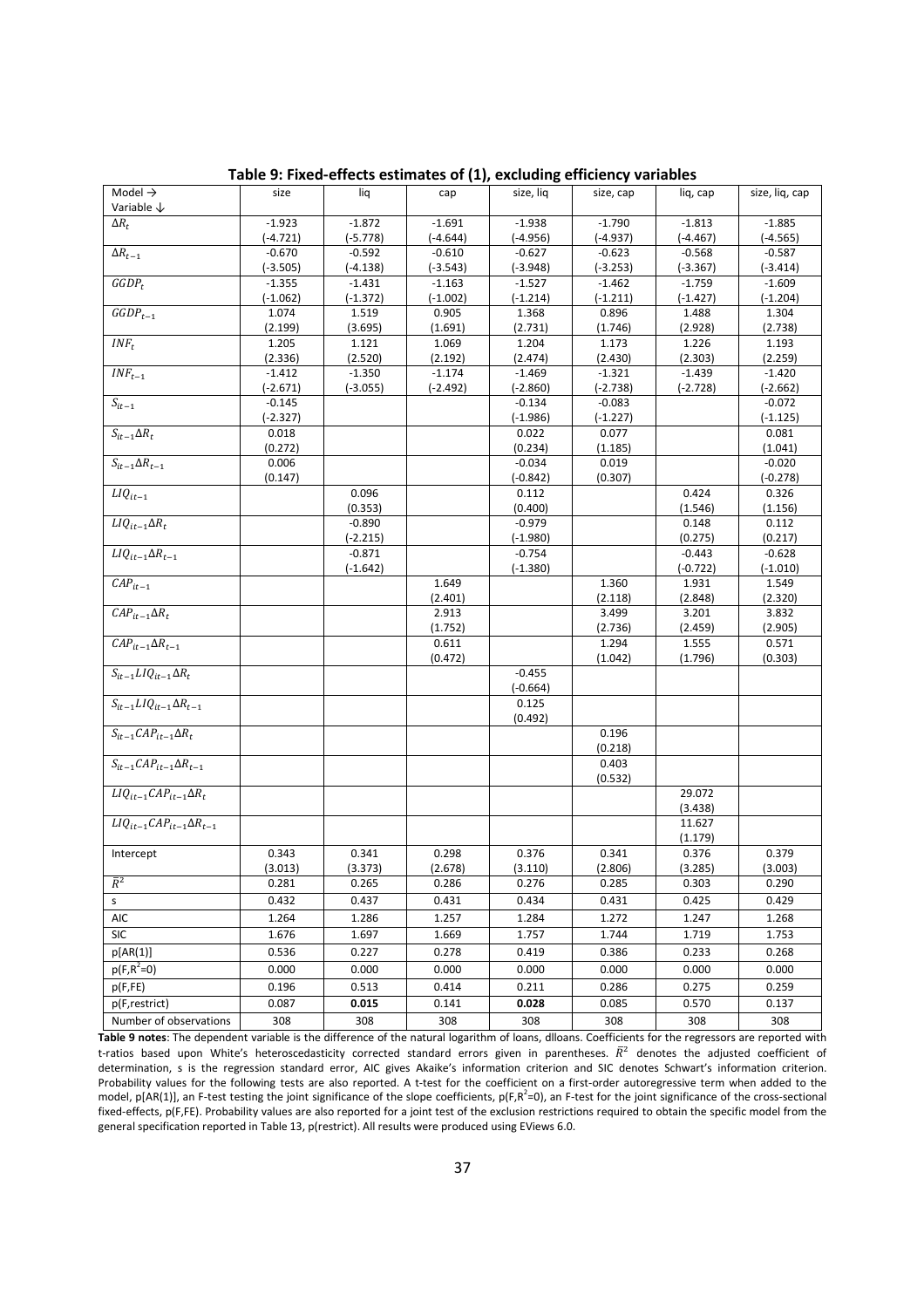**Table 9: Fixed-effects estimates of (1), excluding efficiency variables**

| Model → <br> Variable ↓ | size | liq | cap | size, liq | size, cap | liq, cap | size, liq, cap |
|---|---|---|---|---|---|---|---|
| $\Delta R_t$ | -1.923 | -1.872 | -1.691 | -1.938 | -1.790 | -1.813 | -1.885 |
| | (-4.721) | (-5.778) | (-4.644) | (-4.956) | (-4.937) | (-4.467) | (-4.565) |
| $\Delta R_{t-1}$ | -0.670 | -0.592 | -0.610 | -0.627 | -0.623 | -0.568 | -0.587 |
| | (-3.505) | (-4.138) | (-3.543) | (-3.948) | (-3.253) | (-3.367) | (-3.414) |
| $GGDP_t$ | -1.355 | -1.431 | -1.163 | -1.527 | -1.462 | -1.759 | -1.609 |
| | (-1.062) | (-1.372) | (-1.002) | (-1.214) | (-1.211) | (-1.427) | (-1.204) |
| $GGDP_{t-1}$ | 1.074 | 1.519 | 0.905 | 1.368 | 0.896 | 1.488 | 1.304 |
| | (2.199) | (3.695) | (1.691) | (2.731) | (1.746) | (2.928) | (2.738) |
| $INF_t$ | 1.205 | 1.121 | 1.069 | 1.204 | 1.173 | 1.226 | 1.193 |
| | (2.336) | (2.520) | (2.192) | (2.474) | (2.430) | (2.303) | (2.259) |
| $INF_{t-1}$ | -1.412 | -1.350 | -1.174 | -1.469 | -1.321 | -1.439 | -1.420 |
| | (-2.671) | (-3.055) | (-2.492) | (-2.860) | (-2.738) | (-2.728) | (-2.662) |
| $S_{it-1}$ | -0.145 | | | -0.134 | -0.083 | | -0.072 |
| | (-2.327) | | | (-1.986) | (-1.227) | | (-1.125) |
| $S_{it-1}\Delta R_t$ | 0.018 | | | 0.022 | 0.077 | | 0.081 |
| | (0.272) | | | (0.234) | (1.185) | | (1.041) |
| $S_{it-1}\Delta R_{t-1}$ | 0.006 | | | -0.034 | 0.019 | | -0.020 |
| | (0.147) | | | (-0.842) | (0.307) | | (-0.278) |
| $LIQ_{it-1}$ | | 0.096 | | 0.112 | | 0.424 | 0.326 |
| | | (0.353) | | (0.400) | | (1.546) | (1.156) |
| $LIQ_{it-1}\Delta R_t$ | | -0.890 | | -0.979 | | 0.148 | 0.112 |
| | | (-2.215) | | (-1.980) | | (0.275) | (0.217) |
| $LIQ_{it-1}\Delta R_{t-1}$ | | -0.871 | | -0.754 | | -0.443 | -0.628 |
| | | (-1.642) | | (-1.380) | | (-0.722) | (-1.010) |
| $CAP_{it-1}$ | | | 1.649 | | 1.360 | 1.931 | 1.549 |
| | | | (2.401) | | (2.118) | (2.848) | (2.320) |
| $CAP_{it-1}\Delta R_t$ | | | 2.913 | | 3.499 | 3.201 | 3.832 |
| | | | (1.752) | | (2.736) | (2.459) | (2.905) |
| $CAP_{it-1}\Delta R_{t-1}$ | | | 0.611 | | 1.294 | 1.555 | 0.571 |
| | | | (0.472) | | (1.042) | (1.796) | (0.303) |
| $S_{it-1}LIQ_{it-1}\Delta R_t$ | | | | -0.455 | | | |
| | | | | (-0.664) | | | |
| $S_{it-1}LIQ_{it-1}\Delta R_{t-1}$ | | | | 0.125 | | | |
| | | | | (0.492) | | | |
| $S_{it-1}CAP_{it-1}\Delta R_t$ | | | | | 0.196 | | |
| | | | | | (0.218) | | |
| $S_{it-1}CAP_{it-1}\Delta R_{t-1}$ | | | | | 0.403 | | |
| | | | | | (0.532) | | |
| $LIQ_{it-1}CAP_{it-1}\Delta R_t$ | | | | | | 29.072 | |
| | | | | | | (3.438) | |
| $LIQ_{it-1}CAP_{it-1}\Delta R_{t-1}$ | | | | | | 11.627 | |
| | | | | | | (1.179) | |
| Intercept | 0.343 | 0.341 | 0.298 | 0.376 | 0.341 | 0.376 | 0.379 |
| | (3.013) | (3.373) | (2.678) | (3.110) | (2.806) | (3.285) | (3.003) |
| $\bar{R}^2$ | 0.281 | 0.265 | 0.286 | 0.276 | 0.285 | 0.303 | 0.290 |
| s | 0.432 | 0.437 | 0.431 | 0.434 | 0.431 | 0.425 | 0.429 |
| AIC | 1.264 | 1.286 | 1.257 | 1.284 | 1.272 | 1.247 | 1.268 |
| SIC | 1.676 | 1.697 | 1.669 | 1.757 | 1.744 | 1.719 | 1.753 |
| p[AR(1)] | 0.536 | 0.227 | 0.278 | 0.419 | 0.386 | 0.233 | 0.268 |
| p(F,$R^2$=0) | 0.000 | 0.000 | 0.000 | 0.000 | 0.000 | 0.000 | 0.000 |
| p(F,FE) | 0.196 | 0.513 | 0.414 | 0.211 | 0.286 | 0.275 | 0.259 |
| p(F,restrict) | 0.087 | **0.015** | 0.141 | **0.028** | 0.085 | 0.570 | 0.137 |
| Number of observations | 308 | 308 | 308 | 308 | 308 | 308 | 308 |

**Table 9 notes**: The dependent variable is the difference of the natural logarithm of loans, dlloans. Coefficients for the regressors are reported with t-ratios based upon White's heteroscedasticity corrected standard errors given in parentheses. $\bar{R}^2$ denotes the adjusted coefficient of determination, s is the regression standard error, AIC gives Akaike's information criterion and SIC denotes Schwart's information criterion. Probability values for the following tests are also reported. A t-test for the coefficient on a first-order autoregressive term when added to the model, p[AR(1)], an F-test testing the joint significance of the slope coefficients, p(F,$R^2$=0), an F-test for the joint significance of the cross-sectional fixed-effects, p(F,FE). Probability values are also reported for a joint test of the exclusion restrictions required to obtain the specific model from the general specification reported in Table 13, p(restrict). All results were produced using EViews 6.0.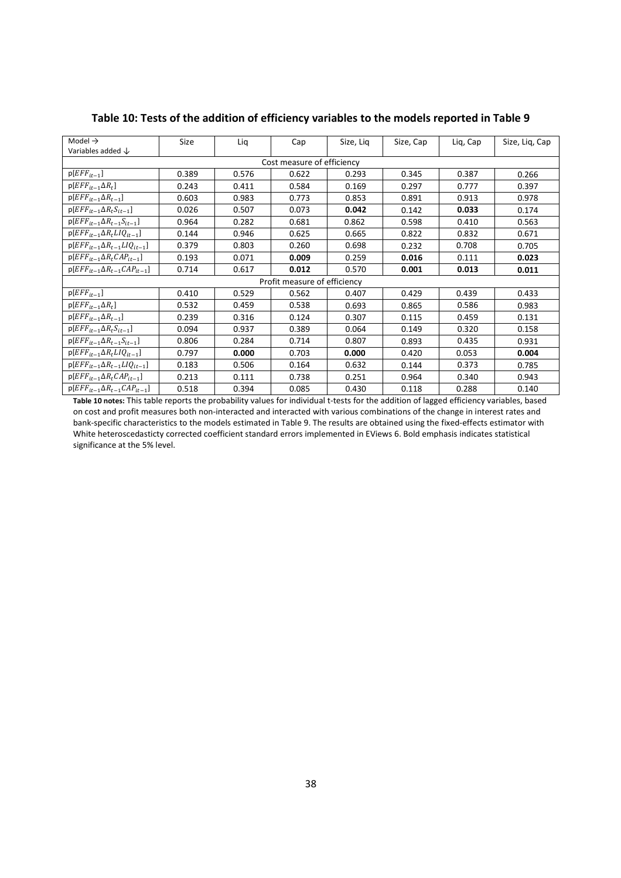# Table 10: Tests of the addition of efficiency variables to the models reported in Table 9

| Model → <br> Variables added ↓ | Size | Liq | Cap | Size, Liq | Size, Cap | Liq, Cap | Size, Liq, Cap |
|---|---|---|---|---|---|---|---|
| Cost measure of efficiency | | | | | | | |
| $p[EFF_{it-1}]$ | 0.389 | 0.576 | 0.622 | 0.293 | 0.345 | 0.387 | 0.266 |
| $p[EFF_{it-1}\Delta R_t]$ | 0.243 | 0.411 | 0.584 | 0.169 | 0.297 | 0.777 | 0.397 |
| $p[EFF_{it-1}\Delta R_{t-1}]$ | 0.603 | 0.983 | 0.773 | 0.853 | 0.891 | 0.913 | 0.978 |
| $p[EFF_{it-1}\Delta R_t S_{it-1}]$ | 0.026 | 0.507 | 0.073 | **0.042** | 0.142 | **0.033** | 0.174 |
| $p[EFF_{it-1}\Delta R_{t-1} S_{it-1}]$ | 0.964 | 0.282 | 0.681 | 0.862 | 0.598 | 0.410 | 0.563 |
| $p[EFF_{it-1}\Delta R_t LIQ_{it-1}]$ | 0.144 | 0.946 | 0.625 | 0.665 | 0.822 | 0.832 | 0.671 |
| $p[EFF_{it-1}\Delta R_{t-1} LIQ_{it-1}]$ | 0.379 | 0.803 | 0.260 | 0.698 | 0.232 | 0.708 | 0.705 |
| $p[EFF_{it-1}\Delta R_t CAP_{it-1}]$ | 0.193 | 0.071 | **0.009** | 0.259 | **0.016** | 0.111 | **0.023** |
| $p[EFF_{it-1}\Delta R_{t-1} CAP_{it-1}]$ | 0.714 | 0.617 | **0.012** | 0.570 | **0.001** | **0.013** | **0.011** |
| Profit measure of efficiency | | | | | | | |
| $p[EFF_{it-1}]$ | 0.410 | 0.529 | 0.562 | 0.407 | 0.429 | 0.439 | 0.433 |
| $p[EFF_{it-1}\Delta R_t]$ | 0.532 | 0.459 | 0.538 | 0.693 | 0.865 | 0.586 | 0.983 |
| $p[EFF_{it-1}\Delta R_{t-1}]$ | 0.239 | 0.316 | 0.124 | 0.307 | 0.115 | 0.459 | 0.131 |
| $p[EFF_{it-1}\Delta R_t S_{it-1}]$ | 0.094 | 0.937 | 0.389 | 0.064 | 0.149 | 0.320 | 0.158 |
| $p[EFF_{it-1}\Delta R_{t-1} S_{it-1}]$ | 0.806 | 0.284 | 0.714 | 0.807 | 0.893 | 0.435 | 0.931 |
| $p[EFF_{it-1}\Delta R_t LIQ_{it-1}]$ | 0.797 | **0.000** | 0.703 | **0.000** | 0.420 | 0.053 | **0.004** |
| $p[EFF_{it-1}\Delta R_{t-1} LIQ_{it-1}]$ | 0.183 | 0.506 | 0.164 | 0.632 | 0.144 | 0.373 | 0.785 |
| $p[EFF_{it-1}\Delta R_t CAP_{it-1}]$ | 0.213 | 0.111 | 0.738 | 0.251 | 0.964 | 0.340 | 0.943 |
| $p[EFF_{it-1}\Delta R_{t-1} CAP_{it-1}]$ | 0.518 | 0.394 | 0.085 | 0.430 | 0.118 | 0.288 | 0.140 |

**Table 10 notes:** This table reports the probability values for individual t-tests for the addition of lagged efficiency variables, based on cost and profit measures both non-interacted and interacted with various combinations of the change in interest rates and bank-specific characteristics to the models estimated in Table 9. The results are obtained using the fixed-effects estimator with White heteroscedasticty corrected coefficient standard errors implemented in EViews 6. Bold emphasis indicates statistical significance at the 5% level.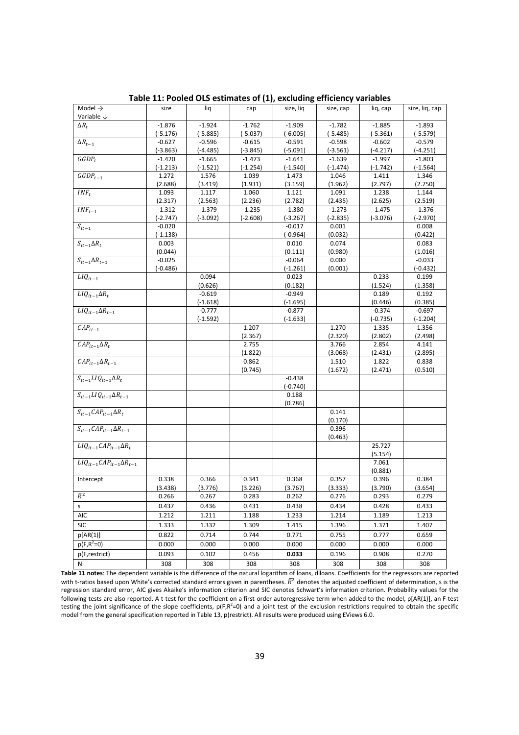**Table 11: Pooled OLS estimates of (1), excluding efficiency variables**

| Model → <br> Variable ↓ | size | liq | cap | size, liq | size, cap | liq, cap | size, liq, cap |
|---|---|---|---|---|---|---|---|
| $\Delta R_t$ | -1.876 | -1.924 | -1.762 | -1.909 | -1.782 | -1.885 | -1.893 |
| | (-5.176) | (-5.885) | (-5.037) | (-6.005) | (-5.485) | (-5.361) | (-5.579) |
| $\Delta R_{t-1}$ | -0.627 | -0.596 | -0.615 | -0.591 | -0.598 | -0.602 | -0.579 |
| | (-3.863) | (-4.485) | (-3.845) | (-5.091) | (-3.561) | (-4.217) | (-4.251) |
| $GGDP_t$ | -1.420 | -1.665 | -1.473 | -1.641 | -1.639 | -1.997 | -1.803 |
| | (-1.213) | (-1.521) | (-1.254) | (-1.540) | (-1.474) | (-1.742) | (-1.564) |
| $GGDP_{t-1}$ | 1.272 | 1.576 | 1.039 | 1.473 | 1.046 | 1.411 | 1.346 |
| | (2.688) | (3.419) | (1.931) | (3.159) | (1.962) | (2.797) | (2.750) |
| $INF_t$ | 1.093 | 1.117 | 1.060 | 1.121 | 1.091 | 1.238 | 1.144 |
| | (2.317) | (2.563) | (2.236) | (2.782) | (2.435) | (2.625) | (2.519) |
| $INF_{t-1}$ | -1.312 | -1.379 | -1.235 | -1.380 | -1.273 | -1.475 | -1.376 |
| | (-2.747) | (-3.092) | (-2.608) | (-3.267) | (-2.835) | (-3.076) | (-2.970) |
| $S_{it-1}$ | -0.020 | | | -0.017 | 0.001 | | 0.008 |
| | (-1.138) | | | (-0.964) | (0.032) | | (0.422) |
| $S_{it-1}\Delta R_t$ | 0.003 | | | 0.010 | 0.074 | | 0.083 |
| | (0.044) | | | (0.111) | (0.980) | | (1.016) |
| $S_{it-1}\Delta R_{t-1}$ | -0.025 | | | -0.064 | 0.000 | | -0.033 |
| | (-0.486) | | | (-1.261) | (0.001) | | (-0.432) |
| $LIQ_{it-1}$ | | 0.094 | | 0.023 | | 0.233 | 0.199 |
| | | (0.626) | | (0.182) | | (1.524) | (1.358) |
| $LIQ_{it-1}\Delta R_t$ | | -0.619 | | -0.949 | | 0.189 | 0.192 |
| | | (-1.618) | | (-1.695) | | (0.446) | (0.385) |
| $LIQ_{it-1}\Delta R_{t-1}$ | | -0.777 | | -0.877 | | -0.374 | -0.697 |
| | | (-1.592) | | (-1.633) | | (-0.735) | (-1.204) |
| $CAP_{it-1}$ | | | 1.207 | | 1.270 | 1.335 | 1.356 |
| | | | (2.367) | | (2.320) | (2.802) | (2.498) |
| $CAP_{it-1}\Delta R_t$ | | | 2.755 | | 3.766 | 2.854 | 4.141 |
| | | | (1.822) | | (3.068) | (2.431) | (2.895) |
| $CAP_{it-1}\Delta R_{t-1}$ | | | 0.862 | | 1.510 | 1.822 | 0.838 |
| | | | (0.745) | | (1.672) | (2.471) | (0.510) |
| $S_{it-1}LIQ_{it-1}\Delta R_t$ | | | | -0.438 | | | |
| | | | | (-0.740) | | | |
| $S_{it-1}LIQ_{it-1}\Delta R_{t-1}$ | | | | 0.188 | | | |
| | | | | (0.786) | | | |
| $S_{it-1}CAP_{it-1}\Delta R_t$ | | | | | 0.141 | | |
| | | | | | (0.170) | | |
| $S_{it-1}CAP_{it-1}\Delta R_{t-1}$ | | | | | 0.396 | | |
| | | | | | (0.463) | | |
| $LIQ_{it-1}CAP_{it-1}\Delta R_t$ | | | | | | 25.727 | |
| | | | | | | (5.154) | |
| $LIQ_{it-1}CAP_{it-1}\Delta R_{t-1}$ | | | | | | 7.061 | |
| | | | | | | (0.881) | |
| Intercept | 0.338 | 0.366 | 0.341 | 0.368 | 0.357 | 0.396 | 0.384 |
| | (3.438) | (3.776) | (3.226) | (3.767) | (3.333) | (3.790) | (3.654) |
| $\bar{R}^2$ | 0.266 | 0.267 | 0.283 | 0.262 | 0.276 | 0.293 | 0.279 |
| s | 0.437 | 0.436 | 0.431 | 0.438 | 0.434 | 0.428 | 0.433 |
| AIC | 1.212 | 1.211 | 1.188 | 1.233 | 1.214 | 1.189 | 1.213 |
| SIC | 1.333 | 1.332 | 1.309 | 1.415 | 1.396 | 1.371 | 1.407 |
| p[AR(1)] | 0.822 | 0.714 | 0.744 | 0.771 | 0.755 | 0.777 | 0.659 |
| p(F,$R^2$=0) | 0.000 | 0.000 | 0.000 | 0.000 | 0.000 | 0.000 | 0.000 |
| p(F,restrict) | 0.093 | 0.102 | 0.456 | **0.033** | 0.196 | 0.908 | 0.270 |
| N | 308 | 308 | 308 | 308 | 308 | 308 | 308 |

**Table 11 notes**: The dependent variable is the difference of the natural logarithm of loans, dlloans. Coefficients for the regressors are reported with t-ratios based upon White's corrected standard errors given in parentheses. $\bar{R}^2$ denotes the adjusted coefficient of determination, s is the regression standard error, AIC gives Akaike's information criterion and SIC denotes Schwart's information criterion. Probability values for the following tests are also reported. A t-test for the coefficient on a first-order autoregressive term when added to the model, p[AR(1)], an F-test testing the joint significance of the slope coefficients, p(F,$R^2$=0) and a joint test of the exclusion restrictions required to obtain the specific model from the general specification reported in Table 13, p(restrict). All results were produced using EViews 6.0.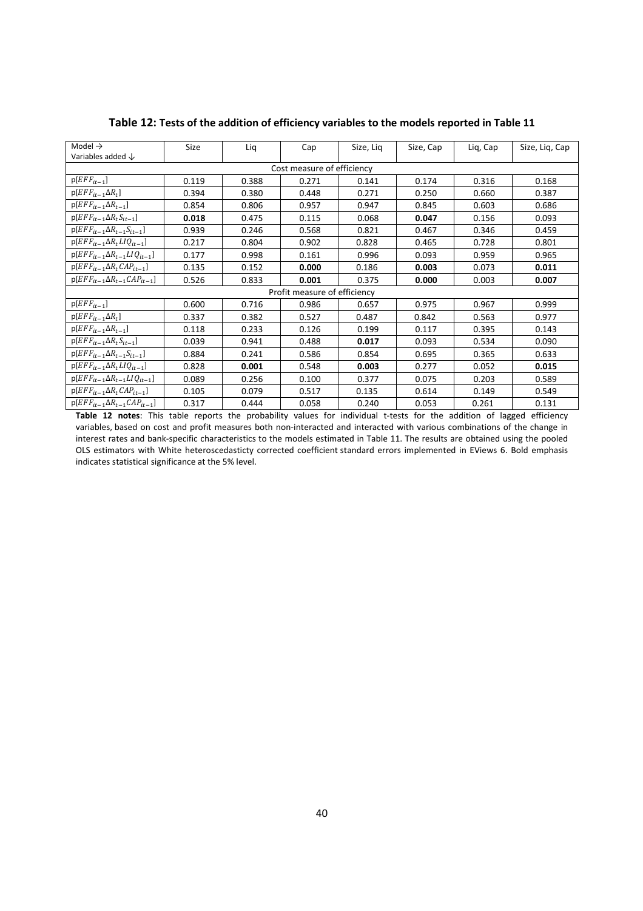**Table 12: Tests of the addition of efficiency variables to the models reported in Table 11**

| Model → <br> Variables added ↓ | Size | Liq | Cap | Size, Liq | Size, Cap | Liq, Cap | Size, Liq, Cap |
|---|---|---|---|---|---|---|---|
| Cost measure of efficiency | | | | | | | |
| $p[EFF_{it-1}]$ | 0.119 | 0.388 | 0.271 | 0.141 | 0.174 | 0.316 | 0.168 |
| $p[EFF_{it-1}\Delta R_t]$ | 0.394 | 0.380 | 0.448 | 0.271 | 0.250 | 0.660 | 0.387 |
| $p[EFF_{it-1}\Delta R_{t-1}]$ | 0.854 | 0.806 | 0.957 | 0.947 | 0.845 | 0.603 | 0.686 |
| $p[EFF_{it-1}\Delta R_t S_{it-1}]$ | **0.018** | 0.475 | 0.115 | 0.068 | **0.047** | 0.156 | 0.093 |
| $p[EFF_{it-1}\Delta R_{t-1} S_{it-1}]$ | 0.939 | 0.246 | 0.568 | 0.821 | 0.467 | 0.346 | 0.459 |
| $p[EFF_{it-1}\Delta R_t LIQ_{it-1}]$ | 0.217 | 0.804 | 0.902 | 0.828 | 0.465 | 0.728 | 0.801 |
| $p[EFF_{it-1}\Delta R_{t-1} LIQ_{it-1}]$ | 0.177 | 0.998 | 0.161 | 0.996 | 0.093 | 0.959 | 0.965 |
| $p[EFF_{it-1}\Delta R_t CAP_{it-1}]$ | 0.135 | 0.152 | **0.000** | 0.186 | **0.003** | 0.073 | **0.011** |
| $p[EFF_{it-1}\Delta R_{t-1} CAP_{it-1}]$ | 0.526 | 0.833 | **0.001** | 0.375 | **0.000** | 0.003 | **0.007** |
| Profit measure of efficiency | | | | | | | |
| $p[EFF_{it-1}]$ | 0.600 | 0.716 | 0.986 | 0.657 | 0.975 | 0.967 | 0.999 |
| $p[EFF_{it-1}\Delta R_t]$ | 0.337 | 0.382 | 0.527 | 0.487 | 0.842 | 0.563 | 0.977 |
| $p[EFF_{it-1}\Delta R_{t-1}]$ | 0.118 | 0.233 | 0.126 | 0.199 | 0.117 | 0.395 | 0.143 |
| $p[EFF_{it-1}\Delta R_t S_{it-1}]$ | 0.039 | 0.941 | 0.488 | **0.017** | 0.093 | 0.534 | 0.090 |
| $p[EFF_{it-1}\Delta R_{t-1} S_{it-1}]$ | 0.884 | 0.241 | 0.586 | 0.854 | 0.695 | 0.365 | 0.633 |
| $p[EFF_{it-1}\Delta R_t LIQ_{it-1}]$ | 0.828 | **0.001** | 0.548 | **0.003** | 0.277 | 0.052 | **0.015** |
| $p[EFF_{it-1}\Delta R_{t-1} LIQ_{it-1}]$ | 0.089 | 0.256 | 0.100 | 0.377 | 0.075 | 0.203 | 0.589 |
| $p[EFF_{it-1}\Delta R_t CAP_{it-1}]$ | 0.105 | 0.079 | 0.517 | 0.135 | 0.614 | 0.149 | 0.549 |
| $p[EFF_{it-1}\Delta R_{t-1} CAP_{it-1}]$ | 0.317 | 0.444 | 0.058 | 0.240 | 0.053 | 0.261 | 0.131 |

**Table 12 notes**: This table reports the probability values for individual t-tests for the addition of lagged efficiency variables, based on cost and profit measures both non-interacted and interacted with various combinations of the change in interest rates and bank-specific characteristics to the models estimated in Table 11. The results are obtained using the pooled OLS estimators with White heteroscedasticty corrected coefficient standard errors implemented in EViews 6. Bold emphasis indicates statistical significance at the 5% level.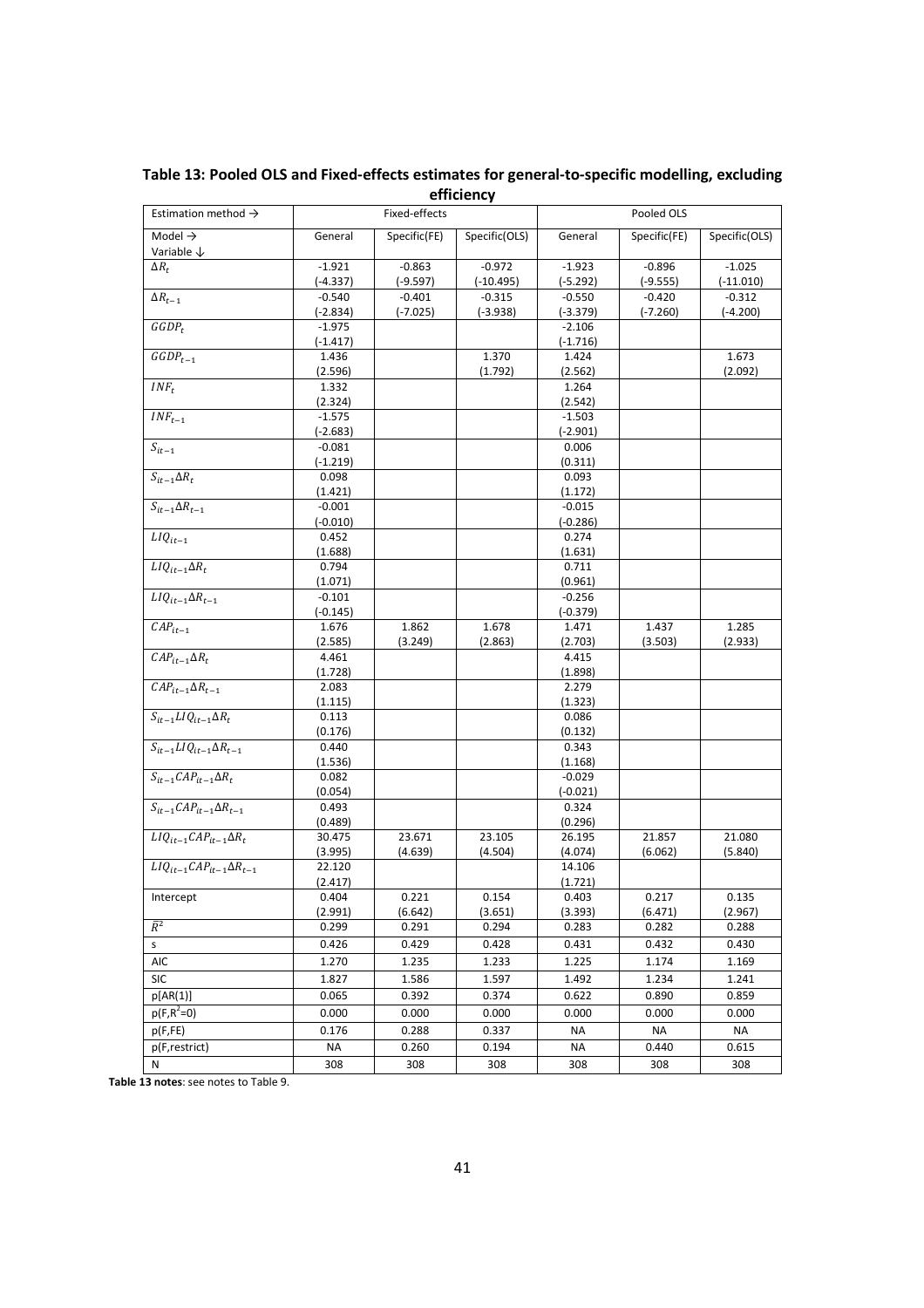**Table 13: Pooled OLS and Fixed-effects estimates for general-to-specific modelling, excluding efficiency**

| Estimation method → | Fixed-effects | | | Pooled OLS | | |
|---|---|---|---|---|---|---|
| Model → Variable ↓ | General | Specific(FE) | Specific(OLS) | General | Specific(FE) | Specific(OLS) |
| $\Delta R_t$ | -1.921 (-4.337) | -0.863 (-9.597) | -0.972 (-10.495) | -1.923 (-5.292) | -0.896 (-9.555) | -1.025 (-11.010) |
| $\Delta R_{t-1}$ | -0.540 (-2.834) | -0.401 (-7.025) | -0.315 (-3.938) | -0.550 (-3.379) | -0.420 (-7.260) | -0.312 (-4.200) |
| $GGDP_t$ | -1.975 (-1.417) | | | -2.106 (-1.716) | | |
| $GGDP_{t-1}$ | 1.436 (2.596) | | 1.370 (1.792) | 1.424 (2.562) | | 1.673 (2.092) |
| $INF_t$ | 1.332 (2.324) | | | 1.264 (2.542) | | |
| $INF_{t-1}$ | -1.575 (-2.683) | | | -1.503 (-2.901) | | |
| $S_{it-1}$ | -0.081 (-1.219) | | | 0.006 (0.311) | | |
| $S_{it-1}\Delta R_t$ | 0.098 (1.421) | | | 0.093 (1.172) | | |
| $S_{it-1}\Delta R_{t-1}$ | -0.001 (-0.010) | | | -0.015 (-0.286) | | |
| $LIQ_{it-1}$ | 0.452 (1.688) | | | 0.274 (1.631) | | |
| $LIQ_{it-1}\Delta R_t$ | 0.794 (1.071) | | | 0.711 (0.961) | | |
| $LIQ_{it-1}\Delta R_{t-1}$ | -0.101 (-0.145) | | | -0.256 (-0.379) | | |
| $CAP_{it-1}$ | 1.676 (2.585) | 1.862 (3.249) | 1.678 (2.863) | 1.471 (2.703) | 1.437 (3.503) | 1.285 (2.933) |
| $CAP_{it-1}\Delta R_t$ | 4.461 (1.728) | | | 4.415 (1.898) | | |
| $CAP_{it-1}\Delta R_{t-1}$ | 2.083 (1.115) | | | 2.279 (1.323) | | |
| $S_{it-1}LIQ_{it-1}\Delta R_t$ | 0.113 (0.176) | | | 0.086 (0.132) | | |
| $S_{it-1}LIQ_{it-1}\Delta R_{t-1}$ | 0.440 (1.536) | | | 0.343 (1.168) | | |
| $S_{it-1}CAP_{it-1}\Delta R_t$ | 0.082 (0.054) | | | -0.029 (-0.021) | | |
| $S_{it-1}CAP_{it-1}\Delta R_{t-1}$ | 0.493 (0.489) | | | 0.324 (0.296) | | |
| $LIQ_{it-1}CAP_{it-1}\Delta R_t$ | 30.475 (3.995) | 23.671 (4.639) | 23.105 (4.504) | 26.195 (4.074) | 21.857 (6.062) | 21.080 (5.840) |
| $LIQ_{it-1}CAP_{it-1}\Delta R_{t-1}$ | 22.120 (2.417) | | | 14.106 (1.721) | | |
| Intercept | 0.404 (2.991) | 0.221 (6.642) | 0.154 (3.651) | 0.403 (3.393) | 0.217 (6.471) | 0.135 (2.967) |
| $\bar{R}^2$ | 0.299 | 0.291 | 0.294 | 0.283 | 0.282 | 0.288 |
| s | 0.426 | 0.429 | 0.428 | 0.431 | 0.432 | 0.430 |
| AIC | 1.270 | 1.235 | 1.233 | 1.225 | 1.174 | 1.169 |
| SIC | 1.827 | 1.586 | 1.597 | 1.492 | 1.234 | 1.241 |
| p[AR(1)] | 0.065 | 0.392 | 0.374 | 0.622 | 0.890 | 0.859 |
| p(F,$R^2$=0) | 0.000 | 0.000 | 0.000 | 0.000 | 0.000 | 0.000 |
| p(F,FE) | 0.176 | 0.288 | 0.337 | NA | NA | NA |
| p(F,restrict) | NA | 0.260 | 0.194 | NA | 0.440 | 0.615 |
| N | 308 | 308 | 308 | 308 | 308 | 308 |

**Table 13 notes**: see notes to Table 9.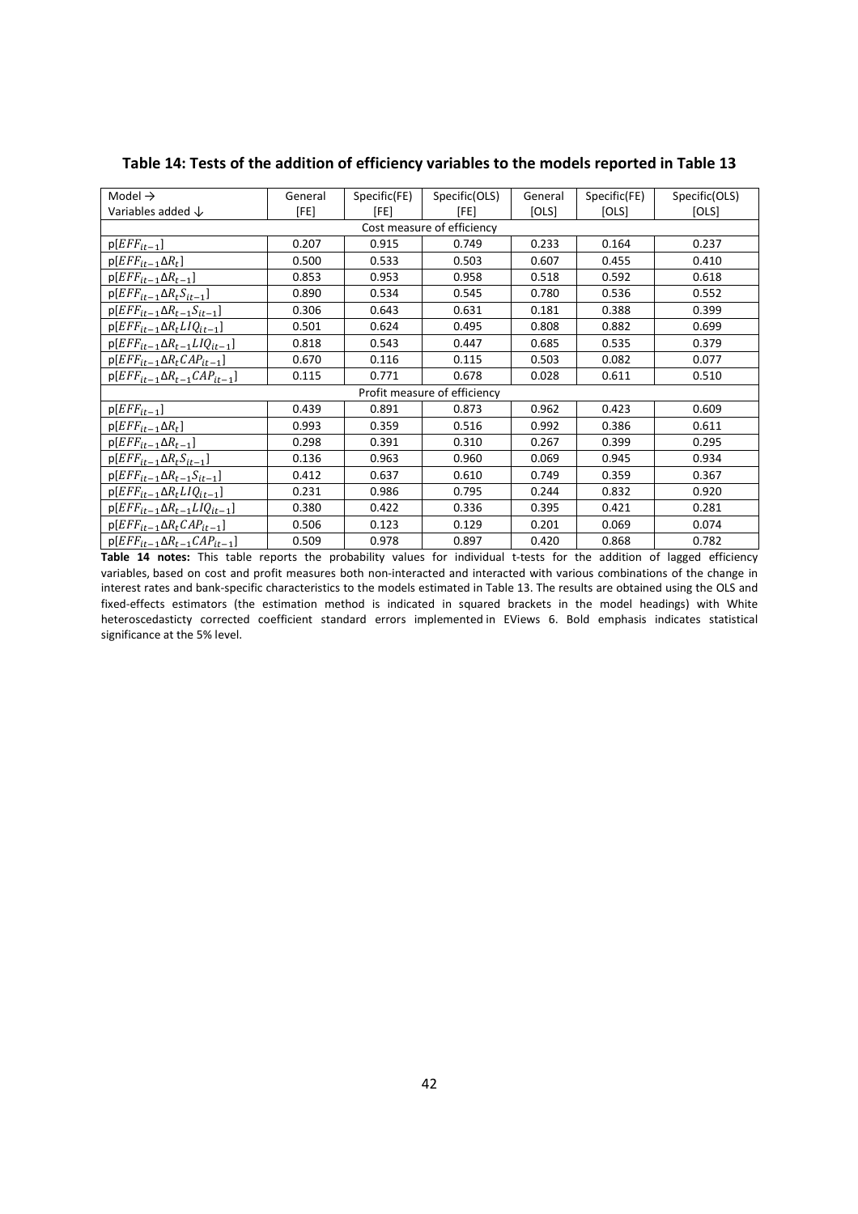**Table 14: Tests of the addition of efficiency variables to the models reported in Table 13**

| Model → <br> Variables added ↓ | General [FE] | Specific(FE) [FE] | Specific(OLS) [FE] | General [OLS] | Specific(FE) [OLS] | Specific(OLS) [OLS] |
|---|---|---|---|---|---|---|
| Cost measure of efficiency | | | | | | |
| p[$EFF_{it-1}$] | 0.207 | 0.915 | 0.749 | 0.233 | 0.164 | 0.237 |
| p[$EFF_{it-1}\Delta R_t$] | 0.500 | 0.533 | 0.503 | 0.607 | 0.455 | 0.410 |
| p[$EFF_{it-1}\Delta R_{t-1}$] | 0.853 | 0.953 | 0.958 | 0.518 | 0.592 | 0.618 |
| p[$EFF_{it-1}\Delta R_t S_{it-1}$] | 0.890 | 0.534 | 0.545 | 0.780 | 0.536 | 0.552 |
| p[$EFF_{it-1}\Delta R_{t-1} S_{it-1}$] | 0.306 | 0.643 | 0.631 | 0.181 | 0.388 | 0.399 |
| p[$EFF_{it-1}\Delta R_t LIQ_{it-1}$] | 0.501 | 0.624 | 0.495 | 0.808 | 0.882 | 0.699 |
| p[$EFF_{it-1}\Delta R_{t-1} LIQ_{it-1}$] | 0.818 | 0.543 | 0.447 | 0.685 | 0.535 | 0.379 |
| p[$EFF_{it-1}\Delta R_t CAP_{it-1}$] | 0.670 | 0.116 | 0.115 | 0.503 | 0.082 | 0.077 |
| p[$EFF_{it-1}\Delta R_{t-1} CAP_{it-1}$] | 0.115 | 0.771 | 0.678 | 0.028 | 0.611 | 0.510 |
| Profit measure of efficiency | | | | | | |
| p[$EFF_{it-1}$] | 0.439 | 0.891 | 0.873 | 0.962 | 0.423 | 0.609 |
| p[$EFF_{it-1}\Delta R_t$] | 0.993 | 0.359 | 0.516 | 0.992 | 0.386 | 0.611 |
| p[$EFF_{it-1}\Delta R_{t-1}$] | 0.298 | 0.391 | 0.310 | 0.267 | 0.399 | 0.295 |
| p[$EFF_{it-1}\Delta R_t S_{it-1}$] | 0.136 | 0.963 | 0.960 | 0.069 | 0.945 | 0.934 |
| p[$EFF_{it-1}\Delta R_{t-1} S_{it-1}$] | 0.412 | 0.637 | 0.610 | 0.749 | 0.359 | 0.367 |
| p[$EFF_{it-1}\Delta R_t LIQ_{it-1}$] | 0.231 | 0.986 | 0.795 | 0.244 | 0.832 | 0.920 |
| p[$EFF_{it-1}\Delta R_{t-1} LIQ_{it-1}$] | 0.380 | 0.422 | 0.336 | 0.395 | 0.421 | 0.281 |
| p[$EFF_{it-1}\Delta R_t CAP_{it-1}$] | 0.506 | 0.123 | 0.129 | 0.201 | 0.069 | 0.074 |
| p[$EFF_{it-1}\Delta R_{t-1} CAP_{it-1}$] | 0.509 | 0.978 | 0.897 | 0.420 | 0.868 | 0.782 |

**Table 14 notes:** This table reports the probability values for individual t-tests for the addition of lagged efficiency variables, based on cost and profit measures both non-interacted and interacted with various combinations of the change in interest rates and bank-specific characteristics to the models estimated in Table 13. The results are obtained using the OLS and fixed-effects estimators (the estimation method is indicated in squared brackets in the model headings) with White heteroscedasticty corrected coefficient standard errors implemented in EViews 6. Bold emphasis indicates statistical significance at the 5% level.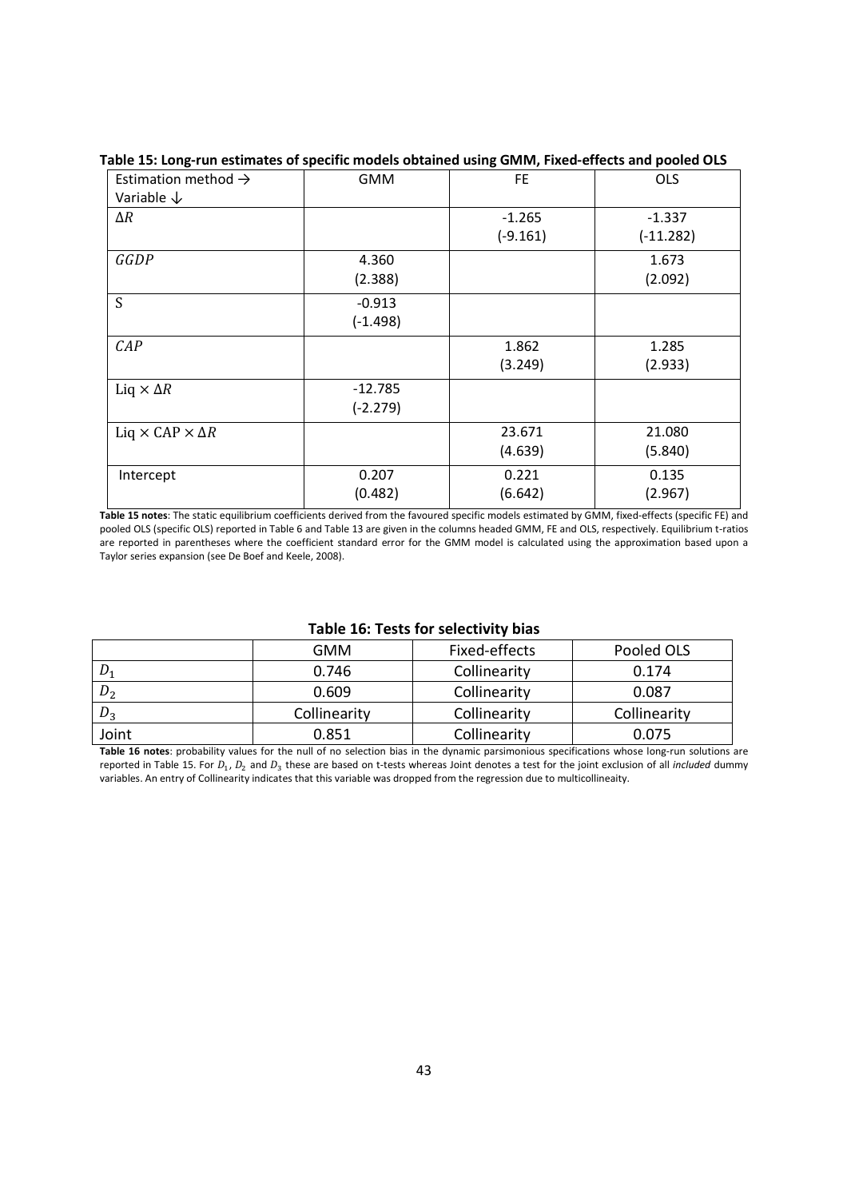**Table 15: Long-run estimates of specific models obtained using GMM, Fixed-effects and pooled OLS**

| Estimation method → <br> Variable ↓ | GMM | FE | OLS |
|---|---|---|---|
| $\Delta R$ | | -1.265 <br> (-9.161) | -1.337 <br> (-11.282) |
| $GGDP$ | 4.360 <br> (2.388) | | 1.673 <br> (2.092) |
| $S$ | -0.913 <br> (-1.498) | | |
| $CAP$ | | 1.862 <br> (3.249) | 1.285 <br> (2.933) |
| $\text{Liq} \times \Delta R$ | -12.785 <br> (-2.279) | | |
| $\text{Liq} \times \text{CAP} \times \Delta R$ | | 23.671 <br> (4.639) | 21.080 <br> (5.840) |
| Intercept | 0.207 <br> (0.482) | 0.221 <br> (6.642) | 0.135 <br> (2.967) |

**Table 15 notes**: The static equilibrium coefficients derived from the favoured specific models estimated by GMM, fixed-effects (specific FE) and pooled OLS (specific OLS) reported in Table 6 and Table 13 are given in the columns headed GMM, FE and OLS, respectively. Equilibrium t-ratios are reported in parentheses where the coefficient standard error for the GMM model is calculated using the approximation based upon a Taylor series expansion (see De Boef and Keele, 2008).

**Table 16: Tests for selectivity bias**

| | GMM | Fixed-effects | Pooled OLS |
|---|---|---|---|
| $D_1$ | 0.746 | Collinearity | 0.174 |
| $D_2$ | 0.609 | Collinearity | 0.087 |
| $D_3$ | Collinearity | Collinearity | Collinearity |
| Joint | 0.851 | Collinearity | 0.075 |

**Table 16 notes**: probability values for the null of no selection bias in the dynamic parsimonious specifications whose long-run solutions are reported in Table 15. For $D_1$, $D_2$ and $D_3$ these are based on t-tests whereas Joint denotes a test for the joint exclusion of all *included* dummy variables. An entry of Collinearity indicates that this variable was dropped from the regression due to multicollineaity.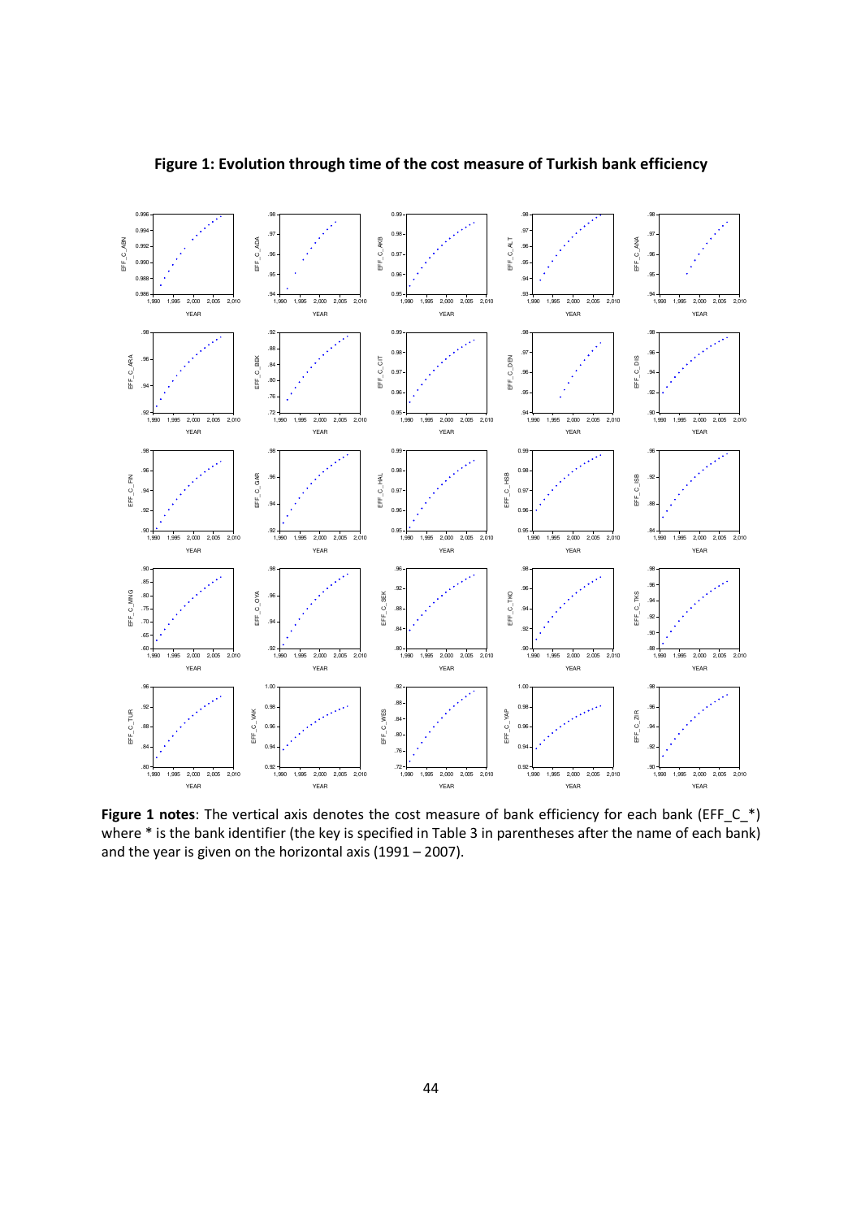**Figure 1: Evolution through time of the cost measure of Turkish bank efficiency**

**Figure 1 notes**: The vertical axis denotes the cost measure of bank efficiency for each bank (EFF_C_*) where * is the bank identifier (the key is specified in Table 3 in parentheses after the name of each bank) and the year is given on the horizontal axis (1991 – 2007).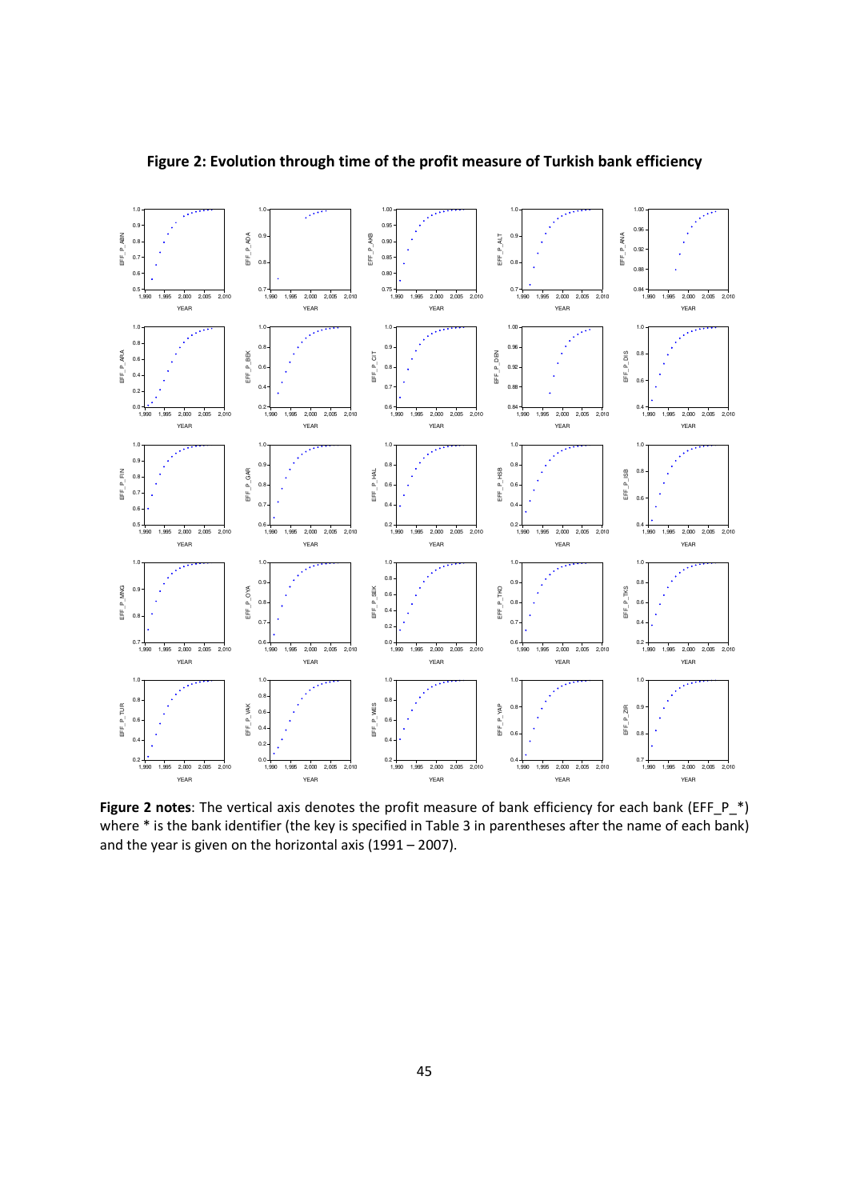**Figure 2: Evolution through time of the profit measure of Turkish bank efficiency**

**Figure 2 notes**: The vertical axis denotes the profit measure of bank efficiency for each bank (EFF_P_*) where * is the bank identifier (the key is specified in Table 3 in parentheses after the name of each bank) and the year is given on the horizontal axis (1991 – 2007).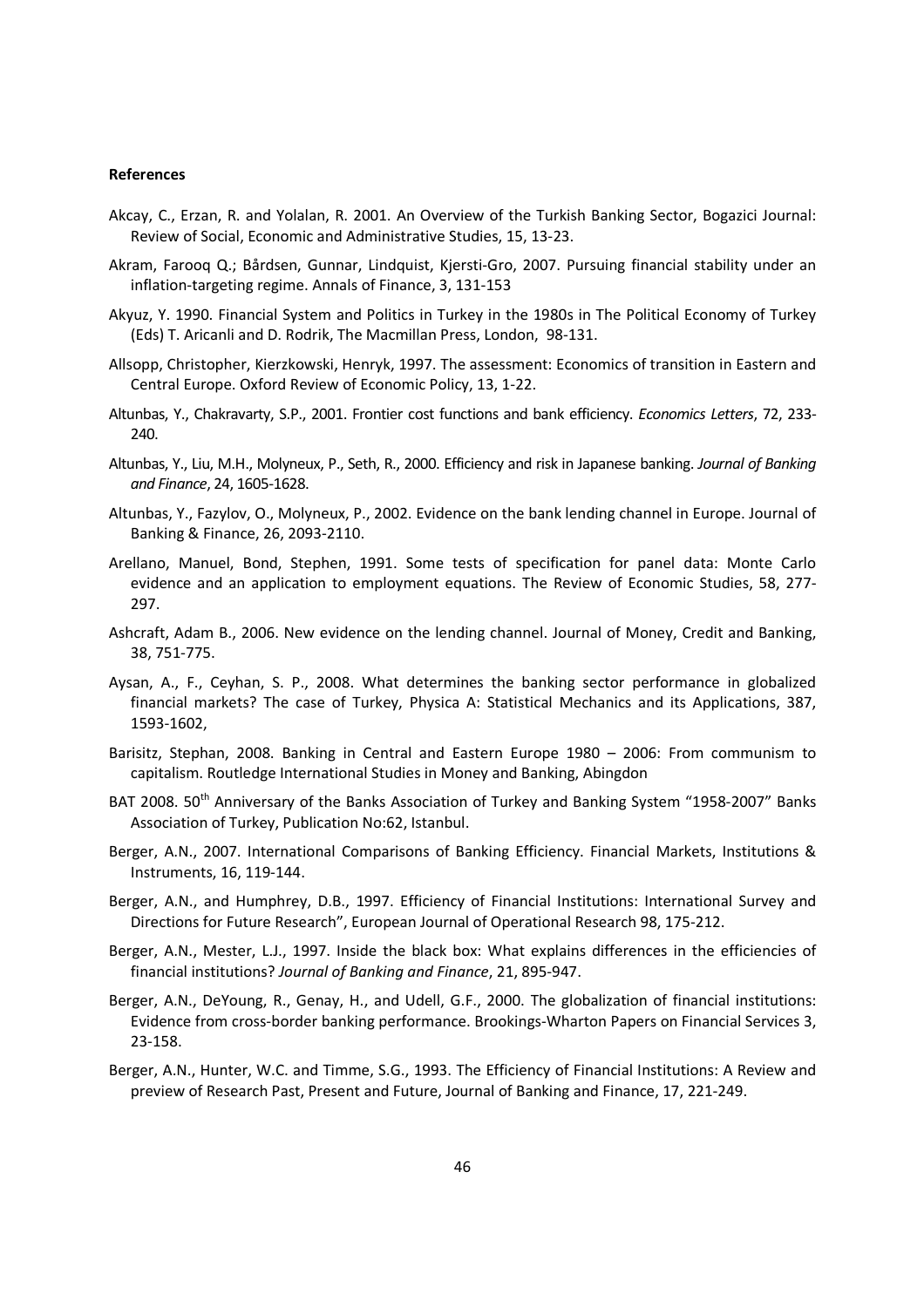**References**

Akcay, C., Erzan, R. and Yolalan, R. 2001. An Overview of the Turkish Banking Sector, Bogazici Journal: Review of Social, Economic and Administrative Studies, 15, 13-23.

Akram, Farooq Q.; Bårdsen, Gunnar, Lindquist, Kjersti-Gro, 2007. Pursuing financial stability under an inflation-targeting regime. Annals of Finance, 3, 131-153

Akyuz, Y. 1990. Financial System and Politics in Turkey in the 1980s in The Political Economy of Turkey (Eds) T. Aricanli and D. Rodrik, The Macmillan Press, London, 98-131.

Allsopp, Christopher, Kierzkowski, Henryk, 1997. The assessment: Economics of transition in Eastern and Central Europe. Oxford Review of Economic Policy, 13, 1-22.

Altunbas, Y., Chakravarty, S.P., 2001. Frontier cost functions and bank efficiency. *Economics Letters*, 72, 233-240.

Altunbas, Y., Liu, M.H., Molyneux, P., Seth, R., 2000. Efficiency and risk in Japanese banking. *Journal of Banking and Finance*, 24, 1605-1628.

Altunbas, Y., Fazylov, O., Molyneux, P., 2002. Evidence on the bank lending channel in Europe. Journal of Banking & Finance, 26, 2093-2110.

Arellano, Manuel, Bond, Stephen, 1991. Some tests of specification for panel data: Monte Carlo evidence and an application to employment equations. The Review of Economic Studies, 58, 277-297.

Ashcraft, Adam B., 2006. New evidence on the lending channel. Journal of Money, Credit and Banking, 38, 751-775.

Aysan, A., F., Ceyhan, S. P., 2008. What determines the banking sector performance in globalized financial markets? The case of Turkey, Physica A: Statistical Mechanics and its Applications, 387, 1593-1602,

Barisitz, Stephan, 2008. Banking in Central and Eastern Europe 1980 – 2006: From communism to capitalism. Routledge International Studies in Money and Banking, Abingdon

BAT 2008. 50th Anniversary of the Banks Association of Turkey and Banking System "1958-2007" Banks Association of Turkey, Publication No:62, Istanbul.

Berger, A.N., 2007. International Comparisons of Banking Efficiency. Financial Markets, Institutions & Instruments, 16, 119-144.

Berger, A.N., and Humphrey, D.B., 1997. Efficiency of Financial Institutions: International Survey and Directions for Future Research", European Journal of Operational Research 98, 175-212.

Berger, A.N., Mester, L.J., 1997. Inside the black box: What explains differences in the efficiencies of financial institutions? *Journal of Banking and Finance*, 21, 895-947.

Berger, A.N., DeYoung, R., Genay, H., and Udell, G.F., 2000. The globalization of financial institutions: Evidence from cross-border banking performance. Brookings-Wharton Papers on Financial Services 3, 23-158.

Berger, A.N., Hunter, W.C. and Timme, S.G., 1993. The Efficiency of Financial Institutions: A Review and preview of Research Past, Present and Future, Journal of Banking and Finance, 17, 221-249.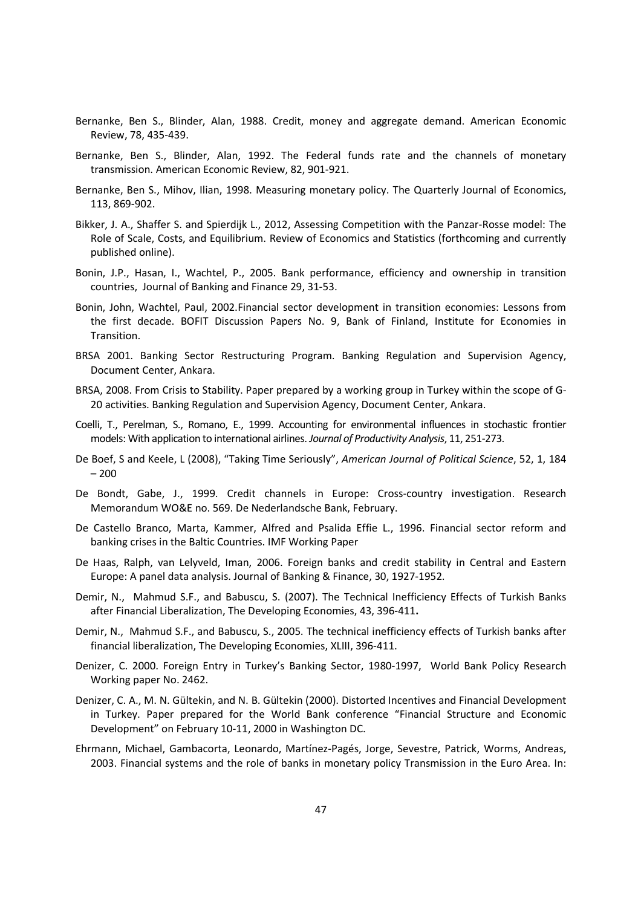Bernanke, Ben S., Blinder, Alan, 1988. Credit, money and aggregate demand. American Economic Review, 78, 435-439.

Bernanke, Ben S., Blinder, Alan, 1992. The Federal funds rate and the channels of monetary transmission. American Economic Review, 82, 901-921.

Bernanke, Ben S., Mihov, Ilian, 1998. Measuring monetary policy. The Quarterly Journal of Economics, 113, 869-902.

Bikker, J. A., Shaffer S. and Spierdijk L., 2012, Assessing Competition with the Panzar-Rosse model: The Role of Scale, Costs, and Equilibrium. Review of Economics and Statistics (forthcoming and currently published online).

Bonin, J.P., Hasan, I., Wachtel, P., 2005. Bank performance, efficiency and ownership in transition countries, Journal of Banking and Finance 29, 31-53.

Bonin, John, Wachtel, Paul, 2002.Financial sector development in transition economies: Lessons from the first decade. BOFIT Discussion Papers No. 9, Bank of Finland, Institute for Economies in Transition.

BRSA 2001. Banking Sector Restructuring Program. Banking Regulation and Supervision Agency, Document Center, Ankara.

BRSA, 2008. From Crisis to Stability. Paper prepared by a working group in Turkey within the scope of G-20 activities. Banking Regulation and Supervision Agency, Document Center, Ankara.

Coelli, T., Perelman, S., Romano, E., 1999. Accounting for environmental influences in stochastic frontier models: With application to international airlines. *Journal of Productivity Analysis*, 11, 251-273.

De Boef, S and Keele, L (2008), "Taking Time Seriously", *American Journal of Political Science*, 52, 1, 184 – 200

De Bondt, Gabe, J., 1999. Credit channels in Europe: Cross-country investigation. Research Memorandum WO&E no. 569. De Nederlandsche Bank, February.

De Castello Branco, Marta, Kammer, Alfred and Psalida Effie L., 1996. Financial sector reform and banking crises in the Baltic Countries. IMF Working Paper

De Haas, Ralph, van Lelyveld, Iman, 2006. Foreign banks and credit stability in Central and Eastern Europe: A panel data analysis. Journal of Banking & Finance, 30, 1927-1952.

Demir, N., Mahmud S.F., and Babuscu, S. (2007). The Technical Inefficiency Effects of Turkish Banks after Financial Liberalization, The Developing Economies, 43, 396-411**.**

Demir, N., Mahmud S.F., and Babuscu, S., 2005. The technical inefficiency effects of Turkish banks after financial liberalization, The Developing Economies, XLIII, 396-411.

Denizer, C. 2000. Foreign Entry in Turkey's Banking Sector, 1980-1997, World Bank Policy Research Working paper No. 2462.

Denizer, C. A., M. N. Gültekin, and N. B. Gültekin (2000). Distorted Incentives and Financial Development in Turkey. Paper prepared for the World Bank conference "Financial Structure and Economic Development" on February 10-11, 2000 in Washington DC.

Ehrmann, Michael, Gambacorta, Leonardo, Martínez-Pagés, Jorge, Sevestre, Patrick, Worms, Andreas, 2003. Financial systems and the role of banks in monetary policy Transmission in the Euro Area. In: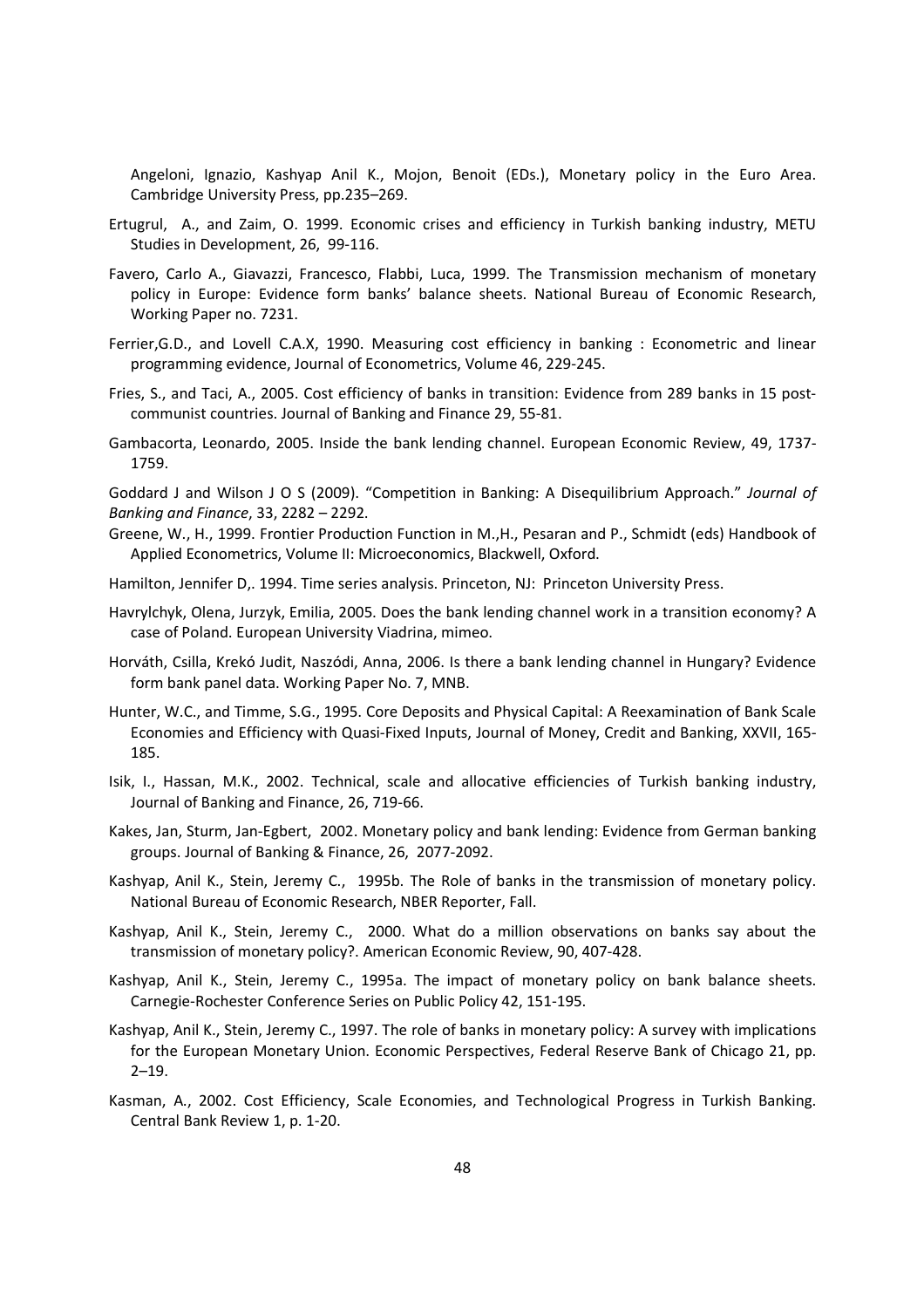Angeloni, Ignazio, Kashyap Anil K., Mojon, Benoit (EDs.), Monetary policy in the Euro Area. Cambridge University Press, pp.235–269.

Ertugrul, A., and Zaim, O. 1999. Economic crises and efficiency in Turkish banking industry, METU Studies in Development, 26, 99-116.

Favero, Carlo A., Giavazzi, Francesco, Flabbi, Luca, 1999. The Transmission mechanism of monetary policy in Europe: Evidence form banks' balance sheets. National Bureau of Economic Research, Working Paper no. 7231.

Ferrier,G.D., and Lovell C.A.X, 1990. Measuring cost efficiency in banking : Econometric and linear programming evidence, Journal of Econometrics, Volume 46, 229-245.

Fries, S., and Taci, A., 2005. Cost efficiency of banks in transition: Evidence from 289 banks in 15 post-communist countries. Journal of Banking and Finance 29, 55-81.

Gambacorta, Leonardo, 2005. Inside the bank lending channel. European Economic Review, 49, 1737-1759.

Goddard J and Wilson J O S (2009). "Competition in Banking: A Disequilibrium Approach." *Journal of Banking and Finance*, 33, 2282 – 2292.

Greene, W., H., 1999. Frontier Production Function in M.,H., Pesaran and P., Schmidt (eds) Handbook of Applied Econometrics, Volume II: Microeconomics, Blackwell, Oxford.

Hamilton, Jennifer D,. 1994. Time series analysis. Princeton, NJ: Princeton University Press.

Havrylchyk, Olena, Jurzyk, Emilia, 2005. Does the bank lending channel work in a transition economy? A case of Poland. European University Viadrina, mimeo.

Horváth, Csilla, Krekó Judit, Naszódi, Anna, 2006. Is there a bank lending channel in Hungary? Evidence form bank panel data. Working Paper No. 7, MNB.

Hunter, W.C., and Timme, S.G., 1995. Core Deposits and Physical Capital: A Reexamination of Bank Scale Economies and Efficiency with Quasi-Fixed Inputs, Journal of Money, Credit and Banking, XXVII, 165-185.

Isik, I., Hassan, M.K., 2002. Technical, scale and allocative efficiencies of Turkish banking industry, Journal of Banking and Finance, 26, 719-66.

Kakes, Jan, Sturm, Jan-Egbert, 2002. Monetary policy and bank lending: Evidence from German banking groups. Journal of Banking & Finance, 26, 2077-2092.

Kashyap, Anil K., Stein, Jeremy C., 1995b. The Role of banks in the transmission of monetary policy. National Bureau of Economic Research, NBER Reporter, Fall.

Kashyap, Anil K., Stein, Jeremy C., 2000. What do a million observations on banks say about the transmission of monetary policy?. American Economic Review, 90, 407-428.

Kashyap, Anil K., Stein, Jeremy C., 1995a. The impact of monetary policy on bank balance sheets. Carnegie-Rochester Conference Series on Public Policy 42, 151-195.

Kashyap, Anil K., Stein, Jeremy C., 1997. The role of banks in monetary policy: A survey with implications for the European Monetary Union. Economic Perspectives, Federal Reserve Bank of Chicago 21, pp. 2–19.

Kasman, A., 2002. Cost Efficiency, Scale Economies, and Technological Progress in Turkish Banking. Central Bank Review 1, p. 1-20.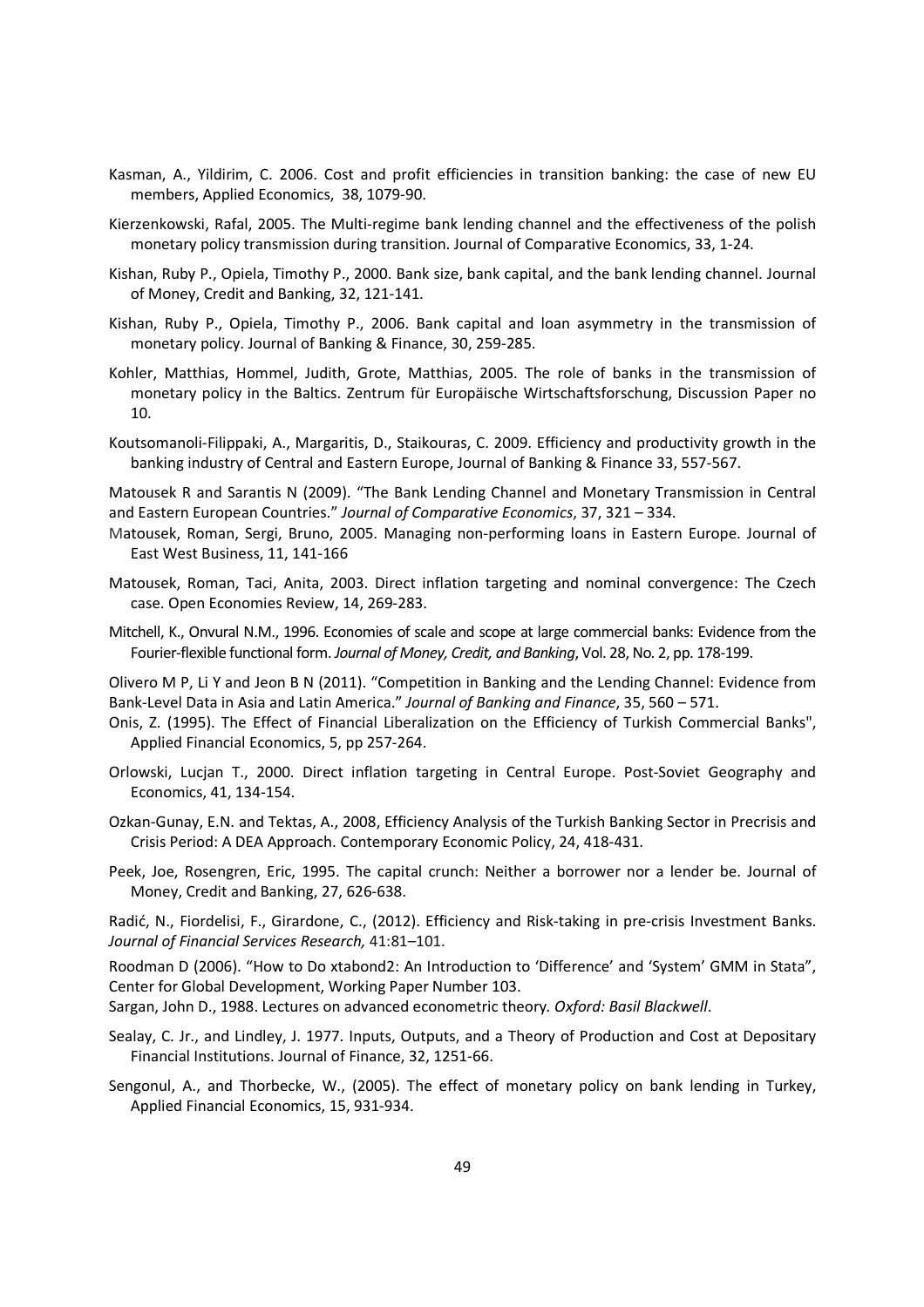Kasman, A., Yildirim, C. 2006. Cost and profit efficiencies in transition banking: the case of new EU members, Applied Economics, 38, 1079-90.

Kierzenkowski, Rafal, 2005. The Multi-regime bank lending channel and the effectiveness of the polish monetary policy transmission during transition. Journal of Comparative Economics, 33, 1-24.

Kishan, Ruby P., Opiela, Timothy P., 2000. Bank size, bank capital, and the bank lending channel. Journal of Money, Credit and Banking, 32, 121-141.

Kishan, Ruby P., Opiela, Timothy P., 2006. Bank capital and loan asymmetry in the transmission of monetary policy. Journal of Banking & Finance, 30, 259-285.

Kohler, Matthias, Hommel, Judith, Grote, Matthias, 2005. The role of banks in the transmission of monetary policy in the Baltics. Zentrum für Europäische Wirtschaftsforschung, Discussion Paper no 10.

Koutsomanoli-Filippaki, A., Margaritis, D., Staikouras, C. 2009. Efficiency and productivity growth in the banking industry of Central and Eastern Europe, Journal of Banking & Finance 33, 557-567.

Matousek R and Sarantis N (2009). "The Bank Lending Channel and Monetary Transmission in Central and Eastern European Countries." *Journal of Comparative Economics*, 37, 321 – 334.

Matousek, Roman, Sergi, Bruno, 2005. Managing non-performing loans in Eastern Europe. Journal of East West Business, 11, 141-166

Matousek, Roman, Taci, Anita, 2003. Direct inflation targeting and nominal convergence: The Czech case. Open Economies Review, 14, 269-283.

Mitchell, K., Onvural N.M., 1996. Economies of scale and scope at large commercial banks: Evidence from the Fourier-flexible functional form. *Journal of Money, Credit, and Banking*, Vol. 28, No. 2, pp. 178-199.

Olivero M P, Li Y and Jeon B N (2011). "Competition in Banking and the Lending Channel: Evidence from Bank-Level Data in Asia and Latin America." *Journal of Banking and Finance*, 35, 560 – 571.

Onis, Z. (1995). The Effect of Financial Liberalization on the Efficiency of Turkish Commercial Banks", Applied Financial Economics, 5, pp 257-264.

Orlowski, Lucjan T., 2000. Direct inflation targeting in Central Europe. Post-Soviet Geography and Economics, 41, 134-154.

Ozkan-Gunay, E.N. and Tektas, A., 2008, Efficiency Analysis of the Turkish Banking Sector in Precrisis and Crisis Period: A DEA Approach. Contemporary Economic Policy, 24, 418-431.

Peek, Joe, Rosengren, Eric, 1995. The capital crunch: Neither a borrower nor a lender be. Journal of Money, Credit and Banking, 27, 626-638.

Radić, N., Fiordelisi, F., Girardone, C., (2012). Efficiency and Risk-taking in pre-crisis Investment Banks. *Journal of Financial Services Research,* 41:81–101.

Roodman D (2006). "How to Do xtabond2: An Introduction to 'Difference' and 'System' GMM in Stata", Center for Global Development, Working Paper Number 103.

Sargan, John D., 1988. Lectures on advanced econometric theory. *Oxford: Basil Blackwell*.

Sealay, C. Jr., and Lindley, J. 1977. Inputs, Outputs, and a Theory of Production and Cost at Depositary Financial Institutions. Journal of Finance, 32, 1251-66.

Sengonul, A., and Thorbecke, W., (2005). The effect of monetary policy on bank lending in Turkey, Applied Financial Economics, 15, 931-934.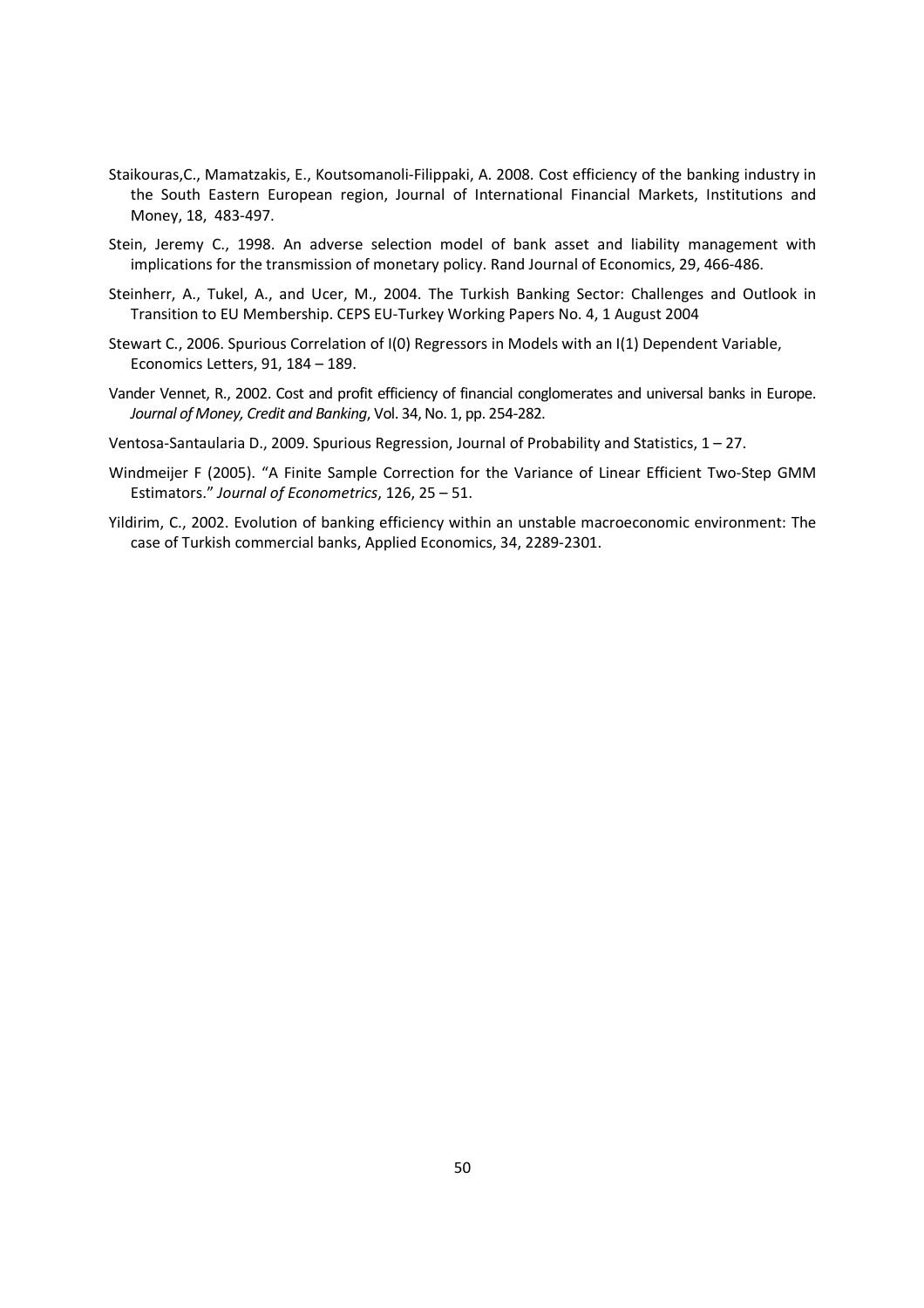Staikouras,C., Mamatzakis, E., Koutsomanoli-Filippaki, A. 2008. Cost efficiency of the banking industry in the South Eastern European region, Journal of International Financial Markets, Institutions and Money, 18, 483-497.

Stein, Jeremy C., 1998. An adverse selection model of bank asset and liability management with implications for the transmission of monetary policy. Rand Journal of Economics, 29, 466-486.

Steinherr, A., Tukel, A., and Ucer, M., 2004. The Turkish Banking Sector: Challenges and Outlook in Transition to EU Membership. CEPS EU-Turkey Working Papers No. 4, 1 August 2004

Stewart C., 2006. Spurious Correlation of I(0) Regressors in Models with an I(1) Dependent Variable, Economics Letters, 91, 184 – 189.

Vander Vennet, R., 2002. Cost and profit efficiency of financial conglomerates and universal banks in Europe. *Journal of Money, Credit and Banking*, Vol. 34, No. 1, pp. 254-282.

Ventosa-Santaularia D., 2009. Spurious Regression, Journal of Probability and Statistics, 1 – 27.

Windmeijer F (2005). "A Finite Sample Correction for the Variance of Linear Efficient Two-Step GMM Estimators." *Journal of Econometrics*, 126, 25 – 51.

Yildirim, C., 2002. Evolution of banking efficiency within an unstable macroeconomic environment: The case of Turkish commercial banks, Applied Economics, 34, 2289-2301.